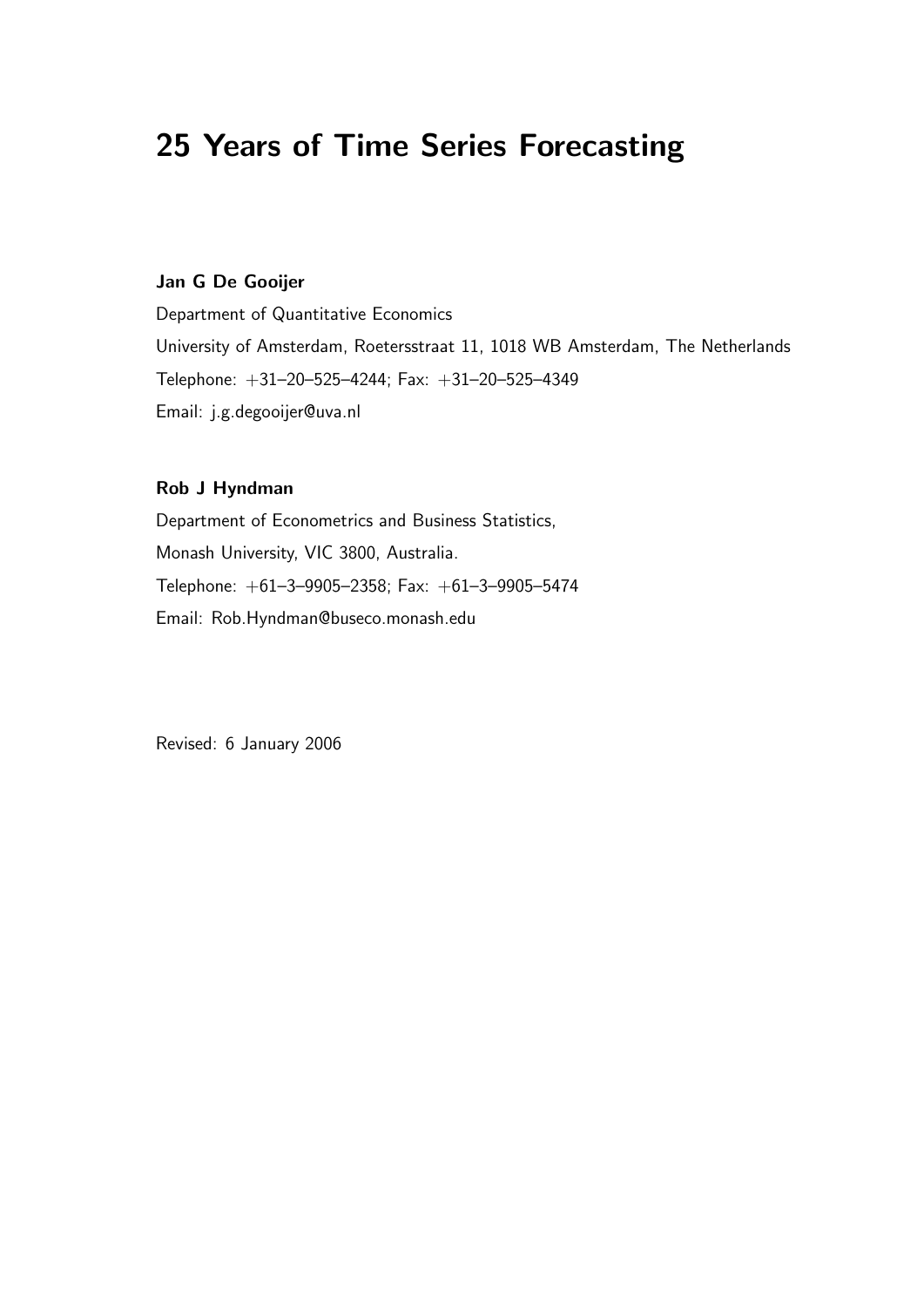# 25 Years of Time Series Forecasting

**Jan G De Gooijer**

Department of Quantitative Economics

University of Amsterdam, Roetersstraat 11, 1018 WB Amsterdam, The Netherlands

Telephone: +31–20–525–4244; Fax: +31–20–525–4349

Email: j.g.degooijer@uva.nl

**Rob J Hyndman**

Department of Econometrics and Business Statistics,

Monash University, VIC 3800, Australia.

Telephone: +61–3–9905–2358; Fax: +61–3–9905–5474

Email: Rob.Hyndman@buseco.monash.edu

Revised: 6 January 2006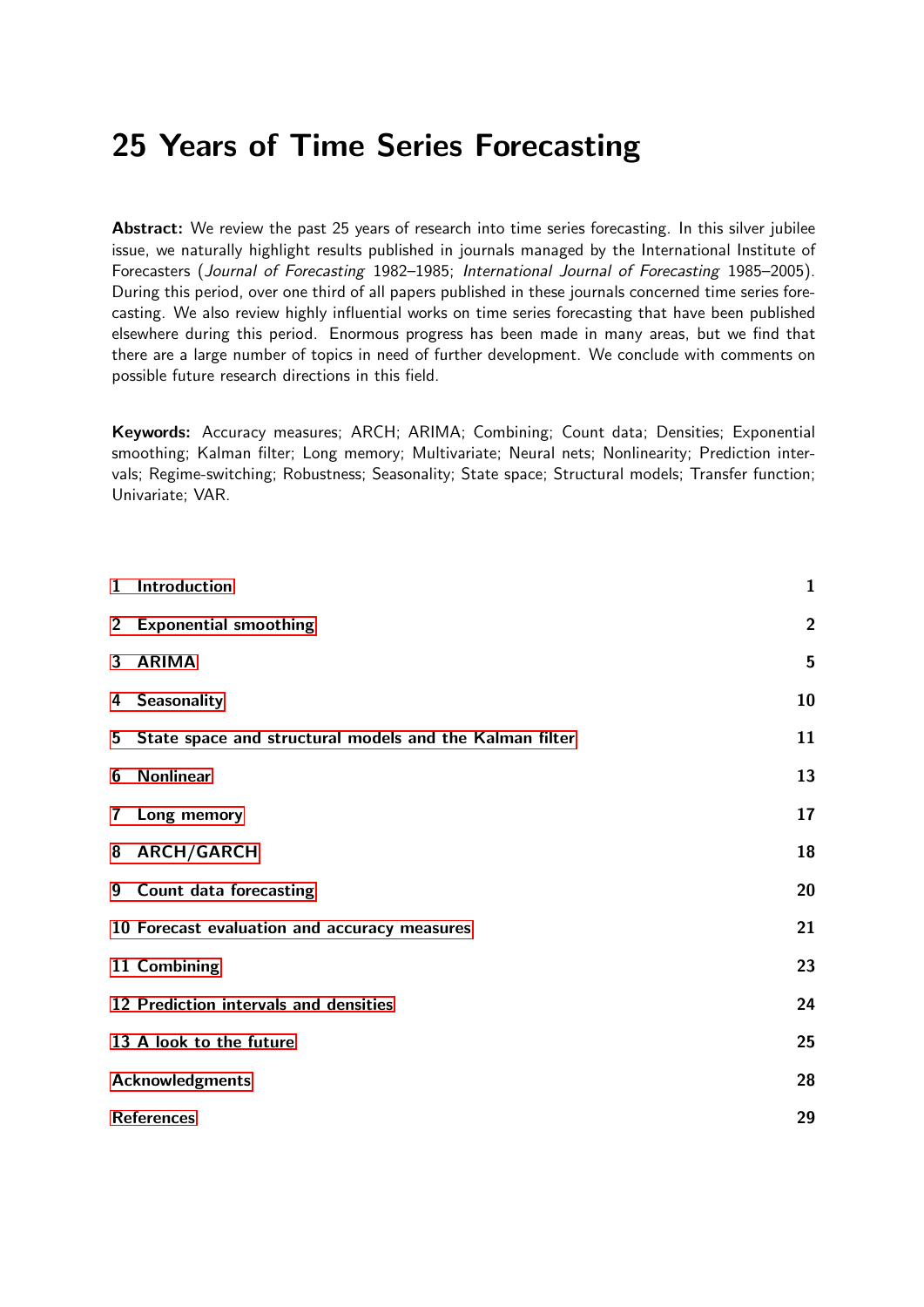# 25 Years of Time Series Forecasting

**Abstract:** We review the past 25 years of research into time series forecasting. In this silver jubilee issue, we naturally highlight results published in journals managed by the International Institute of Forecasters (*Journal of Forecasting* 1982–1985; *International Journal of Forecasting* 1985–2005). During this period, over one third of all papers published in these journals concerned time series forecasting. We also review highly influential works on time series forecasting that have been published elsewhere during this period. Enormous progress has been made in many areas, but we find that there are a large number of topics in need of further development. We conclude with comments on possible future research directions in this field.

**Keywords:** Accuracy measures; ARCH; ARIMA; Combining; Count data; Densities; Exponential smoothing; Kalman filter; Long memory; Multivariate; Neural nets; Nonlinearity; Prediction intervals; Regime-switching; Robustness; Seasonality; State space; Structural models; Transfer function; Univariate; VAR.

| | |
|---|---|
| **1 Introduction** | **1** |
| **2 Exponential smoothing** | **2** |
| **3 ARIMA** | **5** |
| **4 Seasonality** | **10** |
| **5 State space and structural models and the Kalman filter** | **11** |
| **6 Nonlinear** | **13** |
| **7 Long memory** | **17** |
| **8 ARCH/GARCH** | **18** |
| **9 Count data forecasting** | **20** |
| **10 Forecast evaluation and accuracy measures** | **21** |
| **11 Combining** | **23** |
| **12 Prediction intervals and densities** | **24** |
| **13 A look to the future** | **25** |
| **Acknowledgments** | **28** |
| **References** | **29** |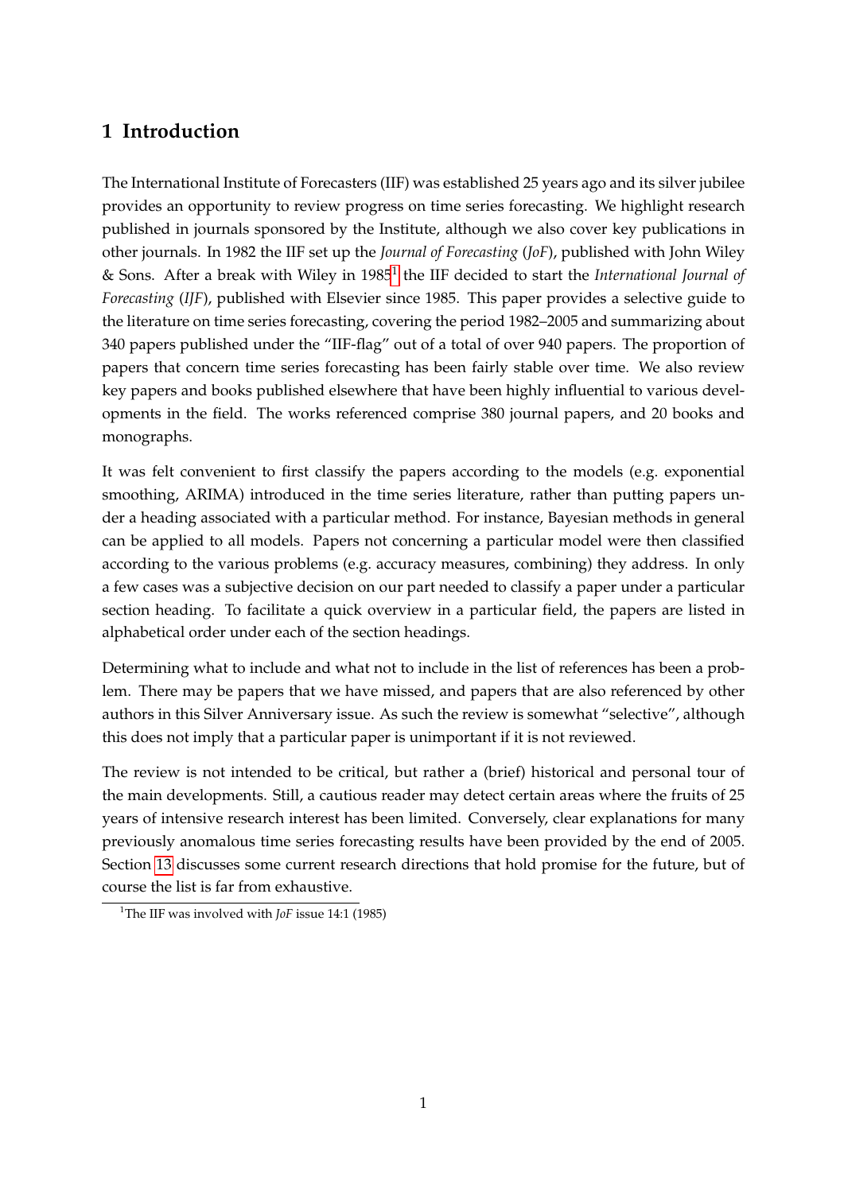# 1 Introduction

The International Institute of Forecasters (IIF) was established 25 years ago and its silver jubilee provides an opportunity to review progress on time series forecasting. We highlight research published in journals sponsored by the Institute, although we also cover key publications in other journals. In 1982 the IIF set up the *Journal of Forecasting* (*JoF*), published with John Wiley & Sons. After a break with Wiley in 1985[1] the IIF decided to start the *International Journal of Forecasting* (*IJF*), published with Elsevier since 1985. This paper provides a selective guide to the literature on time series forecasting, covering the period 1982–2005 and summarizing about 340 papers published under the "IIF-flag" out of a total of over 940 papers. The proportion of papers that concern time series forecasting has been fairly stable over time. We also review key papers and books published elsewhere that have been highly influential to various developments in the field. The works referenced comprise 380 journal papers, and 20 books and monographs.

It was felt convenient to first classify the papers according to the models (e.g. exponential smoothing, ARIMA) introduced in the time series literature, rather than putting papers under a heading associated with a particular method. For instance, Bayesian methods in general can be applied to all models. Papers not concerning a particular model were then classified according to the various problems (e.g. accuracy measures, combining) they address. In only a few cases was a subjective decision on our part needed to classify a paper under a particular section heading. To facilitate a quick overview in a particular field, the papers are listed in alphabetical order under each of the section headings.

Determining what to include and what not to include in the list of references has been a problem. There may be papers that we have missed, and papers that are also referenced by other authors in this Silver Anniversary issue. As such the review is somewhat "selective", although this does not imply that a particular paper is unimportant if it is not reviewed.

The review is not intended to be critical, but rather a (brief) historical and personal tour of the main developments. Still, a cautious reader may detect certain areas where the fruits of 25 years of intensive research interest has been limited. Conversely, clear explanations for many previously anomalous time series forecasting results have been provided by the end of 2005. Section 13 discusses some current research directions that hold promise for the future, but of course the list is far from exhaustive.

[1]The IIF was involved with *JoF* issue 14:1 (1985)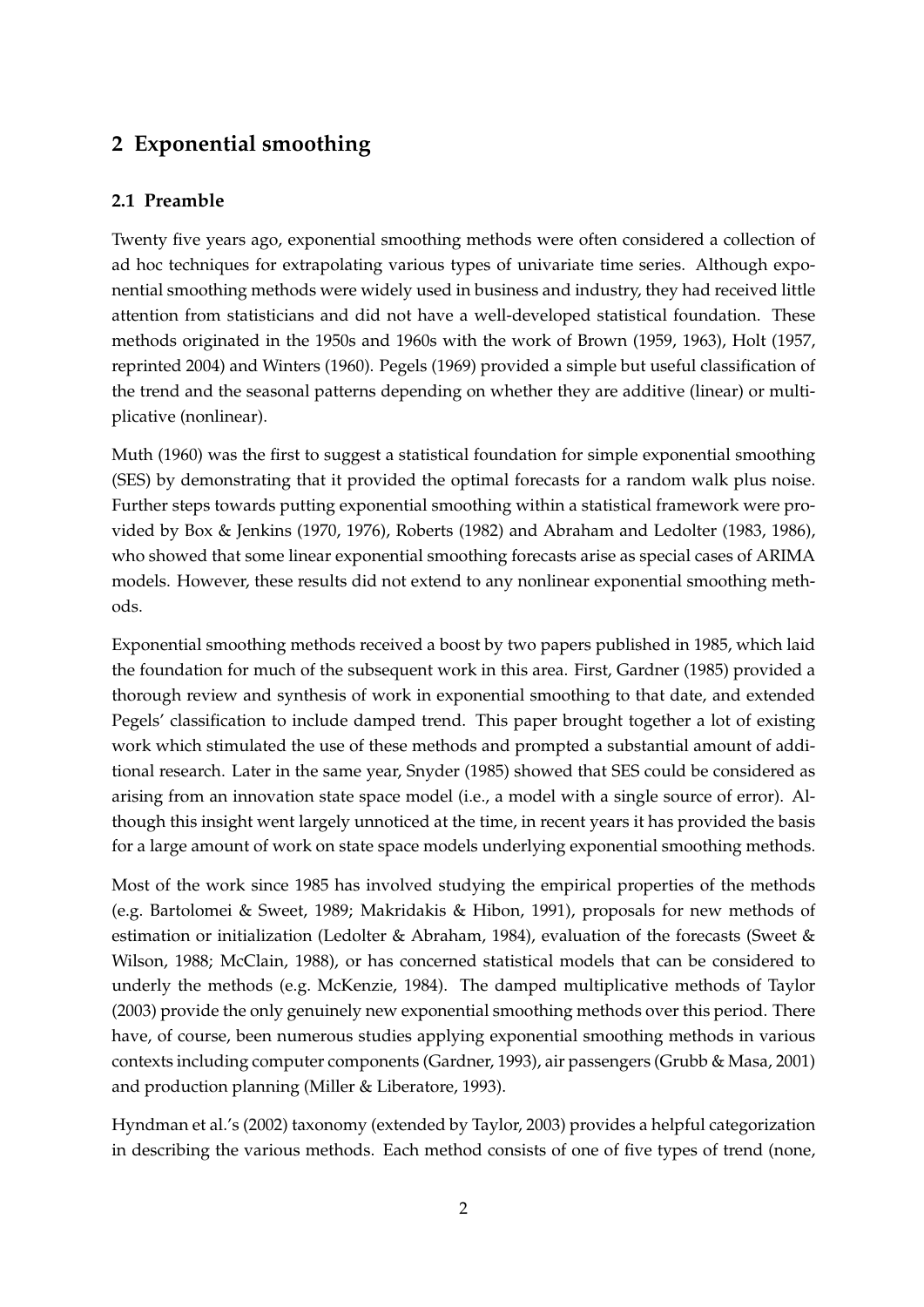## 2 Exponential smoothing

### 2.1 Preamble

Twenty five years ago, exponential smoothing methods were often considered a collection of ad hoc techniques for extrapolating various types of univariate time series. Although exponential smoothing methods were widely used in business and industry, they had received little attention from statisticians and did not have a well-developed statistical foundation. These methods originated in the 1950s and 1960s with the work of Brown (1959, 1963), Holt (1957, reprinted 2004) and Winters (1960). Pegels (1969) provided a simple but useful classification of the trend and the seasonal patterns depending on whether they are additive (linear) or multiplicative (nonlinear).

Muth (1960) was the first to suggest a statistical foundation for simple exponential smoothing (SES) by demonstrating that it provided the optimal forecasts for a random walk plus noise. Further steps towards putting exponential smoothing within a statistical framework were provided by Box & Jenkins (1970, 1976), Roberts (1982) and Abraham and Ledolter (1983, 1986), who showed that some linear exponential smoothing forecasts arise as special cases of ARIMA models. However, these results did not extend to any nonlinear exponential smoothing methods.

Exponential smoothing methods received a boost by two papers published in 1985, which laid the foundation for much of the subsequent work in this area. First, Gardner (1985) provided a thorough review and synthesis of work in exponential smoothing to that date, and extended Pegels' classification to include damped trend. This paper brought together a lot of existing work which stimulated the use of these methods and prompted a substantial amount of additional research. Later in the same year, Snyder (1985) showed that SES could be considered as arising from an innovation state space model (i.e., a model with a single source of error). Although this insight went largely unnoticed at the time, in recent years it has provided the basis for a large amount of work on state space models underlying exponential smoothing methods.

Most of the work since 1985 has involved studying the empirical properties of the methods (e.g. Bartolomei & Sweet, 1989; Makridakis & Hibon, 1991), proposals for new methods of estimation or initialization (Ledolter & Abraham, 1984), evaluation of the forecasts (Sweet & Wilson, 1988; McClain, 1988), or has concerned statistical models that can be considered to underly the methods (e.g. McKenzie, 1984). The damped multiplicative methods of Taylor (2003) provide the only genuinely new exponential smoothing methods over this period. There have, of course, been numerous studies applying exponential smoothing methods in various contexts including computer components (Gardner, 1993), air passengers (Grubb & Masa, 2001) and production planning (Miller & Liberatore, 1993).

Hyndman et al.'s (2002) taxonomy (extended by Taylor, 2003) provides a helpful categorization in describing the various methods. Each method consists of one of five types of trend (none,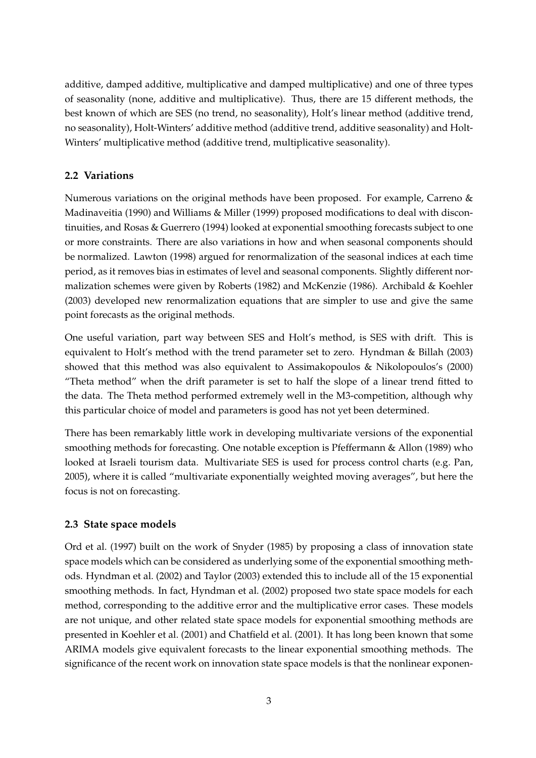additive, damped additive, multiplicative and damped multiplicative) and one of three types of seasonality (none, additive and multiplicative). Thus, there are 15 different methods, the best known of which are SES (no trend, no seasonality), Holt's linear method (additive trend, no seasonality), Holt-Winters' additive method (additive trend, additive seasonality) and Holt-Winters' multiplicative method (additive trend, multiplicative seasonality).

### 2.2 Variations

Numerous variations on the original methods have been proposed. For example, Carreno & Madinaveitia (1990) and Williams & Miller (1999) proposed modifications to deal with discontinuities, and Rosas & Guerrero (1994) looked at exponential smoothing forecasts subject to one or more constraints. There are also variations in how and when seasonal components should be normalized. Lawton (1998) argued for renormalization of the seasonal indices at each time period, as it removes bias in estimates of level and seasonal components. Slightly different normalization schemes were given by Roberts (1982) and McKenzie (1986). Archibald & Koehler (2003) developed new renormalization equations that are simpler to use and give the same point forecasts as the original methods.

One useful variation, part way between SES and Holt's method, is SES with drift. This is equivalent to Holt's method with the trend parameter set to zero. Hyndman & Billah (2003) showed that this method was also equivalent to Assimakopoulos & Nikolopoulos's (2000) "Theta method" when the drift parameter is set to half the slope of a linear trend fitted to the data. The Theta method performed extremely well in the M3-competition, although why this particular choice of model and parameters is good has not yet been determined.

There has been remarkably little work in developing multivariate versions of the exponential smoothing methods for forecasting. One notable exception is Pfeffermann & Allon (1989) who looked at Israeli tourism data. Multivariate SES is used for process control charts (e.g. Pan, 2005), where it is called "multivariate exponentially weighted moving averages", but here the focus is not on forecasting.

### 2.3 State space models

Ord et al. (1997) built on the work of Snyder (1985) by proposing a class of innovation state space models which can be considered as underlying some of the exponential smoothing methods. Hyndman et al. (2002) and Taylor (2003) extended this to include all of the 15 exponential smoothing methods. In fact, Hyndman et al. (2002) proposed two state space models for each method, corresponding to the additive error and the multiplicative error cases. These models are not unique, and other related state space models for exponential smoothing methods are presented in Koehler et al. (2001) and Chatfield et al. (2001). It has long been known that some ARIMA models give equivalent forecasts to the linear exponential smoothing methods. The significance of the recent work on innovation state space models is that the nonlinear exponen-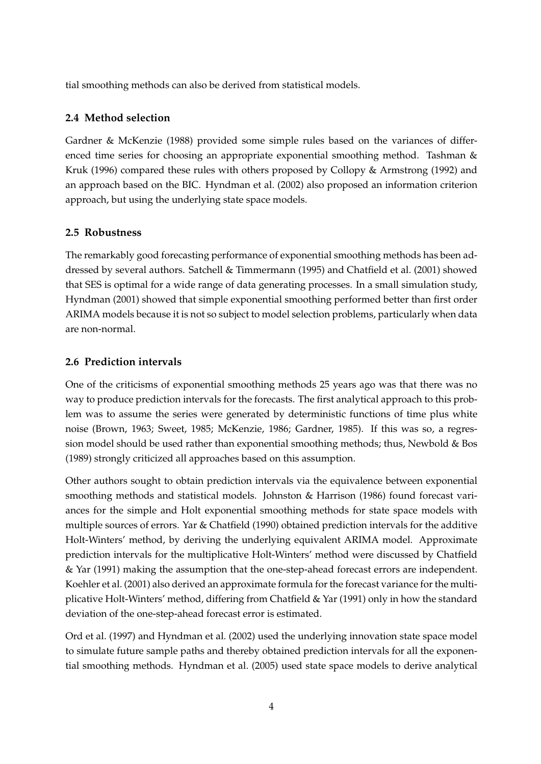tial smoothing methods can also be derived from statistical models.

### 2.4 Method selection

Gardner & McKenzie (1988) provided some simple rules based on the variances of differenced time series for choosing an appropriate exponential smoothing method. Tashman & Kruk (1996) compared these rules with others proposed by Collopy & Armstrong (1992) and an approach based on the BIC. Hyndman et al. (2002) also proposed an information criterion approach, but using the underlying state space models.

### 2.5 Robustness

The remarkably good forecasting performance of exponential smoothing methods has been addressed by several authors. Satchell & Timmermann (1995) and Chatfield et al. (2001) showed that SES is optimal for a wide range of data generating processes. In a small simulation study, Hyndman (2001) showed that simple exponential smoothing performed better than first order ARIMA models because it is not so subject to model selection problems, particularly when data are non-normal.

### 2.6 Prediction intervals

One of the criticisms of exponential smoothing methods 25 years ago was that there was no way to produce prediction intervals for the forecasts. The first analytical approach to this problem was to assume the series were generated by deterministic functions of time plus white noise (Brown, 1963; Sweet, 1985; McKenzie, 1986; Gardner, 1985). If this was so, a regression model should be used rather than exponential smoothing methods; thus, Newbold & Bos (1989) strongly criticized all approaches based on this assumption.

Other authors sought to obtain prediction intervals via the equivalence between exponential smoothing methods and statistical models. Johnston & Harrison (1986) found forecast variances for the simple and Holt exponential smoothing methods for state space models with multiple sources of errors. Yar & Chatfield (1990) obtained prediction intervals for the additive Holt-Winters' method, by deriving the underlying equivalent ARIMA model. Approximate prediction intervals for the multiplicative Holt-Winters' method were discussed by Chatfield & Yar (1991) making the assumption that the one-step-ahead forecast errors are independent. Koehler et al. (2001) also derived an approximate formula for the forecast variance for the multiplicative Holt-Winters' method, differing from Chatfield & Yar (1991) only in how the standard deviation of the one-step-ahead forecast error is estimated.

Ord et al. (1997) and Hyndman et al. (2002) used the underlying innovation state space model to simulate future sample paths and thereby obtained prediction intervals for all the exponential smoothing methods. Hyndman et al. (2005) used state space models to derive analytical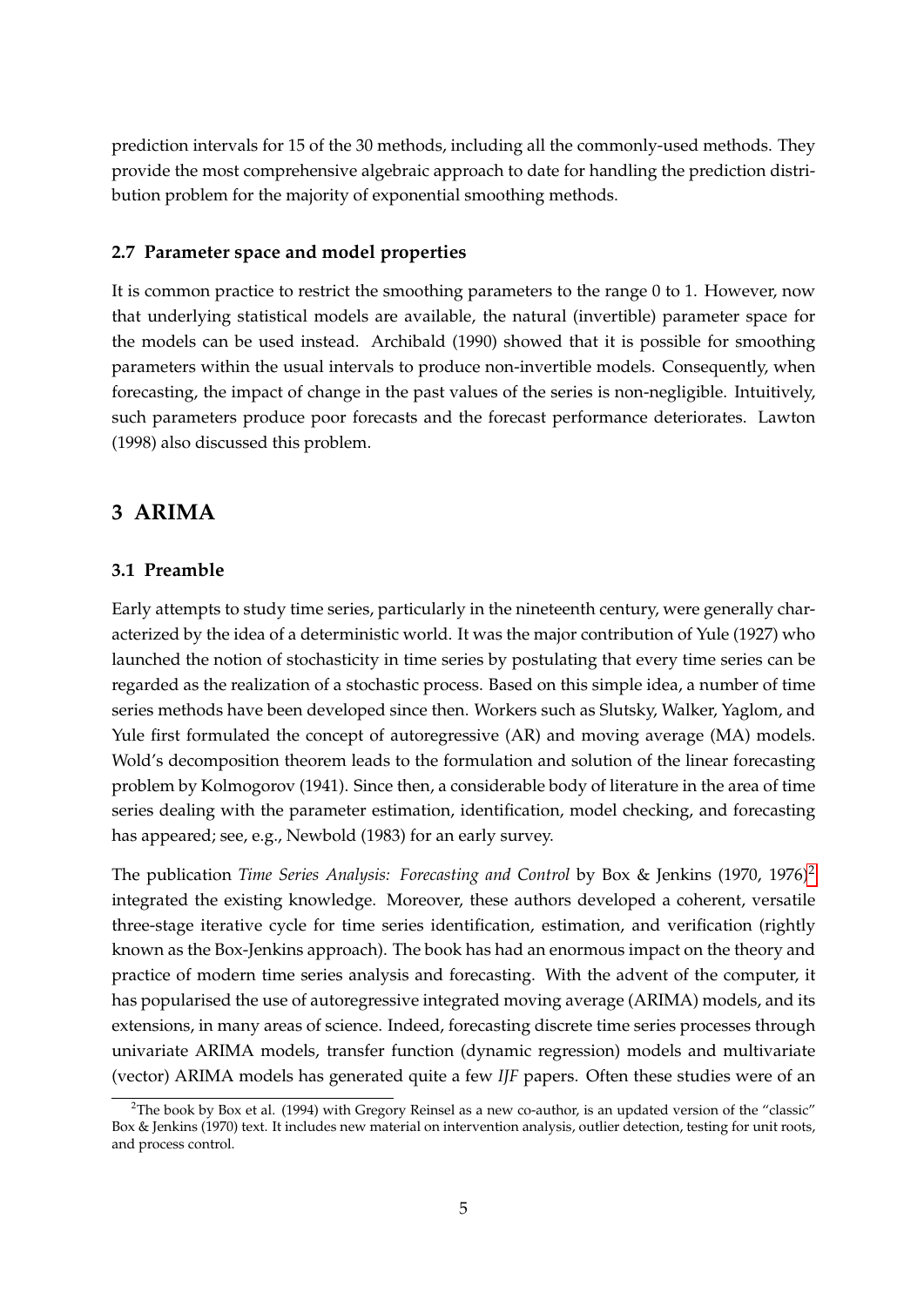prediction intervals for 15 of the 30 methods, including all the commonly-used methods. They provide the most comprehensive algebraic approach to date for handling the prediction distribution problem for the majority of exponential smoothing methods.

### 2.7 Parameter space and model properties

It is common practice to restrict the smoothing parameters to the range 0 to 1. However, now that underlying statistical models are available, the natural (invertible) parameter space for the models can be used instead. Archibald (1990) showed that it is possible for smoothing parameters within the usual intervals to produce non-invertible models. Consequently, when forecasting, the impact of change in the past values of the series is non-negligible. Intuitively, such parameters produce poor forecasts and the forecast performance deteriorates. Lawton (1998) also discussed this problem.

## 3 ARIMA

### 3.1 Preamble

Early attempts to study time series, particularly in the nineteenth century, were generally characterized by the idea of a deterministic world. It was the major contribution of Yule (1927) who launched the notion of stochasticity in time series by postulating that every time series can be regarded as the realization of a stochastic process. Based on this simple idea, a number of time series methods have been developed since then. Workers such as Slutsky, Walker, Yaglom, and Yule first formulated the concept of autoregressive (AR) and moving average (MA) models. Wold's decomposition theorem leads to the formulation and solution of the linear forecasting problem by Kolmogorov (1941). Since then, a considerable body of literature in the area of time series dealing with the parameter estimation, identification, model checking, and forecasting has appeared; see, e.g., Newbold (1983) for an early survey.

The publication *Time Series Analysis: Forecasting and Control* by Box & Jenkins (1970, 1976)[2] integrated the existing knowledge. Moreover, these authors developed a coherent, versatile three-stage iterative cycle for time series identification, estimation, and verification (rightly known as the Box-Jenkins approach). The book has had an enormous impact on the theory and practice of modern time series analysis and forecasting. With the advent of the computer, it has popularised the use of autoregressive integrated moving average (ARIMA) models, and its extensions, in many areas of science. Indeed, forecasting discrete time series processes through univariate ARIMA models, transfer function (dynamic regression) models and multivariate (vector) ARIMA models has generated quite a few *IJF* papers. Often these studies were of an

[2] The book by Box et al. (1994) with Gregory Reinsel as a new co-author, is an updated version of the "classic" Box & Jenkins (1970) text. It includes new material on intervention analysis, outlier detection, testing for unit roots, and process control.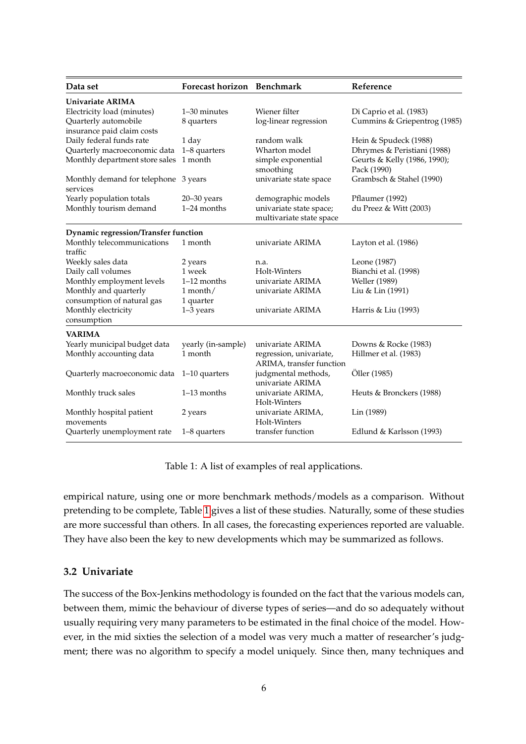| Data set | Forecast horizon | Benchmark | Reference |
|---|---|---|---|
| **Univariate ARIMA** | | | |
| Electricity load (minutes) | 1–30 minutes | Wiener filter | Di Caprio et al. (1983) |
| Quarterly automobile insurance paid claim costs | 8 quarters | log-linear regression | Cummins & Griepentrog (1985) |
| Daily federal funds rate | 1 day | random walk | Hein & Spudeck (1988) |
| Quarterly macroeconomic data | 1–8 quarters | Wharton model | Dhrymes & Peristiani (1988) |
| Monthly department store sales | 1 month | simple exponential smoothing | Geurts & Kelly (1986, 1990); Pack (1990) |
| Monthly demand for telephone services | 3 years | univariate state space | Grambsch & Stahel (1990) |
| Yearly population totals | 20–30 years | demographic models | Pflaumer (1992) |
| Monthly tourism demand | 1–24 months | univariate state space; multivariate state space | du Preez & Witt (2003) |
| **Dynamic regression/Transfer function** | | | |
| Monthly telecommunications traffic | 1 month | univariate ARIMA | Layton et al. (1986) |
| Weekly sales data | 2 years | n.a. | Leone (1987) |
| Daily call volumes | 1 week | Holt-Winters | Bianchi et al. (1998) |
| Monthly employment levels | 1–12 months | univariate ARIMA | Weller (1989) |
| Monthly and quarterly consumption of natural gas | 1 month/ 1 quarter | univariate ARIMA | Liu & Lin (1991) |
| Monthly electricity consumption | 1–3 years | univariate ARIMA | Harris & Liu (1993) |
| **VARIMA** | | | |
| Yearly municipal budget data | yearly (in-sample) | univariate ARIMA | Downs & Rocke (1983) |
| Monthly accounting data | 1 month | regression, univariate, ARIMA, transfer function | Hillmer et al. (1983) |
| Quarterly macroeconomic data | 1–10 quarters | judgmental methods, univariate ARIMA | Öller (1985) |
| Monthly truck sales | 1–13 months | univariate ARIMA, Holt-Winters | Heuts & Bronckers (1988) |
| Monthly hospital patient movements | 2 years | univariate ARIMA, Holt-Winters | Lin (1989) |
| Quarterly unemployment rate | 1–8 quarters | transfer function | Edlund & Karlsson (1993) |

Table 1: A list of examples of real applications.

empirical nature, using one or more benchmark methods/models as a comparison. Without pretending to be complete, Table 1 gives a list of these studies. Naturally, some of these studies are more successful than others. In all cases, the forecasting experiences reported are valuable. They have also been the key to new developments which may be summarized as follows.

### 3.2 Univariate

The success of the Box-Jenkins methodology is founded on the fact that the various models can, between them, mimic the behaviour of diverse types of series—and do so adequately without usually requiring very many parameters to be estimated in the final choice of the model. However, in the mid sixties the selection of a model was very much a matter of researcher's judgment; there was no algorithm to specify a model uniquely. Since then, many techniques and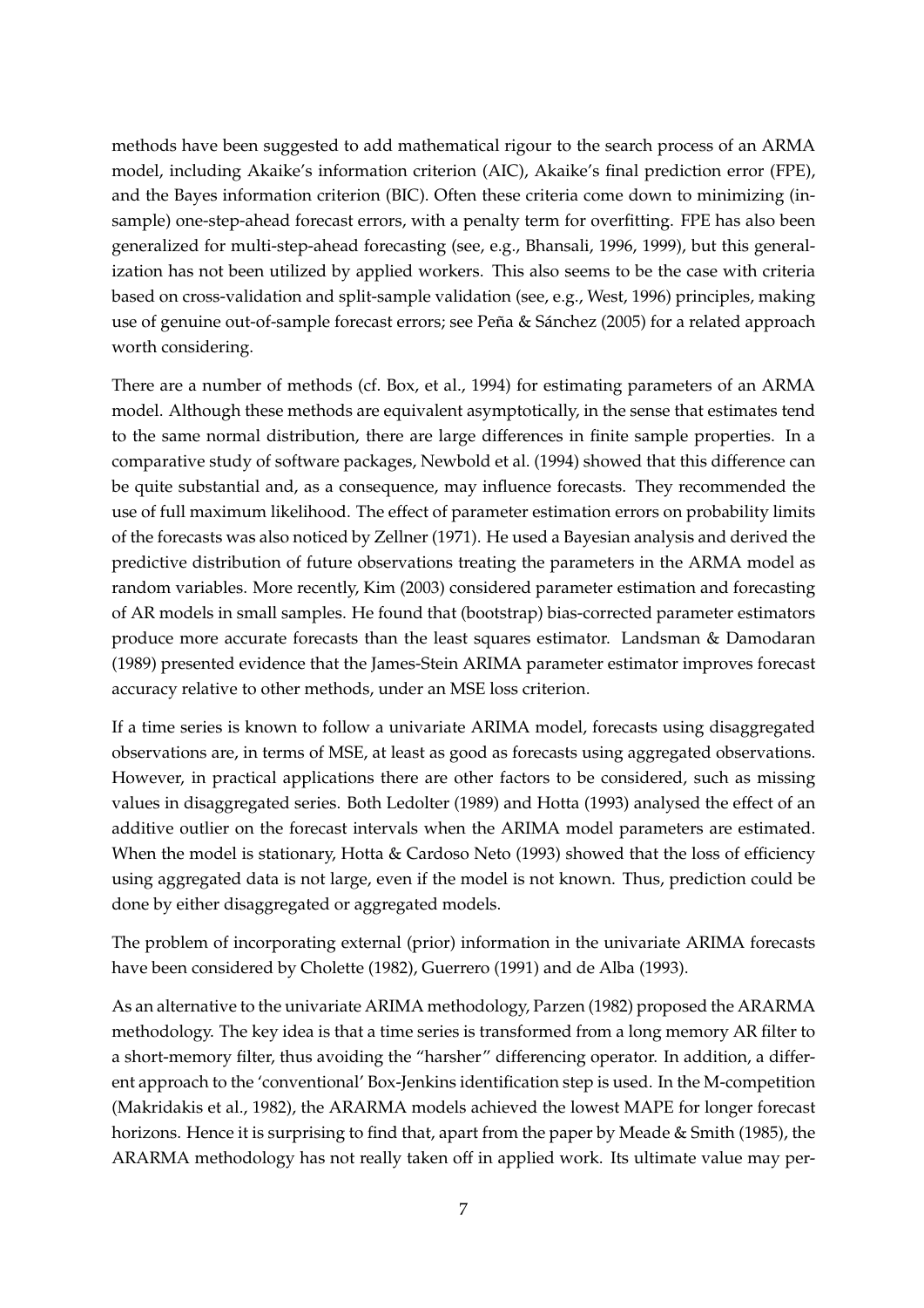methods have been suggested to add mathematical rigour to the search process of an ARMA model, including Akaike's information criterion (AIC), Akaike's final prediction error (FPE), and the Bayes information criterion (BIC). Often these criteria come down to minimizing (in-sample) one-step-ahead forecast errors, with a penalty term for overfitting. FPE has also been generalized for multi-step-ahead forecasting (see, e.g., Bhansali, 1996, 1999), but this generalization has not been utilized by applied workers. This also seems to be the case with criteria based on cross-validation and split-sample validation (see, e.g., West, 1996) principles, making use of genuine out-of-sample forecast errors; see Peña & Sánchez (2005) for a related approach worth considering.

There are a number of methods (cf. Box, et al., 1994) for estimating parameters of an ARMA model. Although these methods are equivalent asymptotically, in the sense that estimates tend to the same normal distribution, there are large differences in finite sample properties. In a comparative study of software packages, Newbold et al. (1994) showed that this difference can be quite substantial and, as a consequence, may influence forecasts. They recommended the use of full maximum likelihood. The effect of parameter estimation errors on probability limits of the forecasts was also noticed by Zellner (1971). He used a Bayesian analysis and derived the predictive distribution of future observations treating the parameters in the ARMA model as random variables. More recently, Kim (2003) considered parameter estimation and forecasting of AR models in small samples. He found that (bootstrap) bias-corrected parameter estimators produce more accurate forecasts than the least squares estimator. Landsman & Damodaran (1989) presented evidence that the James-Stein ARIMA parameter estimator improves forecast accuracy relative to other methods, under an MSE loss criterion.

If a time series is known to follow a univariate ARIMA model, forecasts using disaggregated observations are, in terms of MSE, at least as good as forecasts using aggregated observations. However, in practical applications there are other factors to be considered, such as missing values in disaggregated series. Both Ledolter (1989) and Hotta (1993) analysed the effect of an additive outlier on the forecast intervals when the ARIMA model parameters are estimated. When the model is stationary, Hotta & Cardoso Neto (1993) showed that the loss of efficiency using aggregated data is not large, even if the model is not known. Thus, prediction could be done by either disaggregated or aggregated models.

The problem of incorporating external (prior) information in the univariate ARIMA forecasts have been considered by Cholette (1982), Guerrero (1991) and de Alba (1993).

As an alternative to the univariate ARIMA methodology, Parzen (1982) proposed the ARARMA methodology. The key idea is that a time series is transformed from a long memory AR filter to a short-memory filter, thus avoiding the "harsher" differencing operator. In addition, a different approach to the 'conventional' Box-Jenkins identification step is used. In the M-competition (Makridakis et al., 1982), the ARARMA models achieved the lowest MAPE for longer forecast horizons. Hence it is surprising to find that, apart from the paper by Meade & Smith (1985), the ARARMA methodology has not really taken off in applied work. Its ultimate value may per-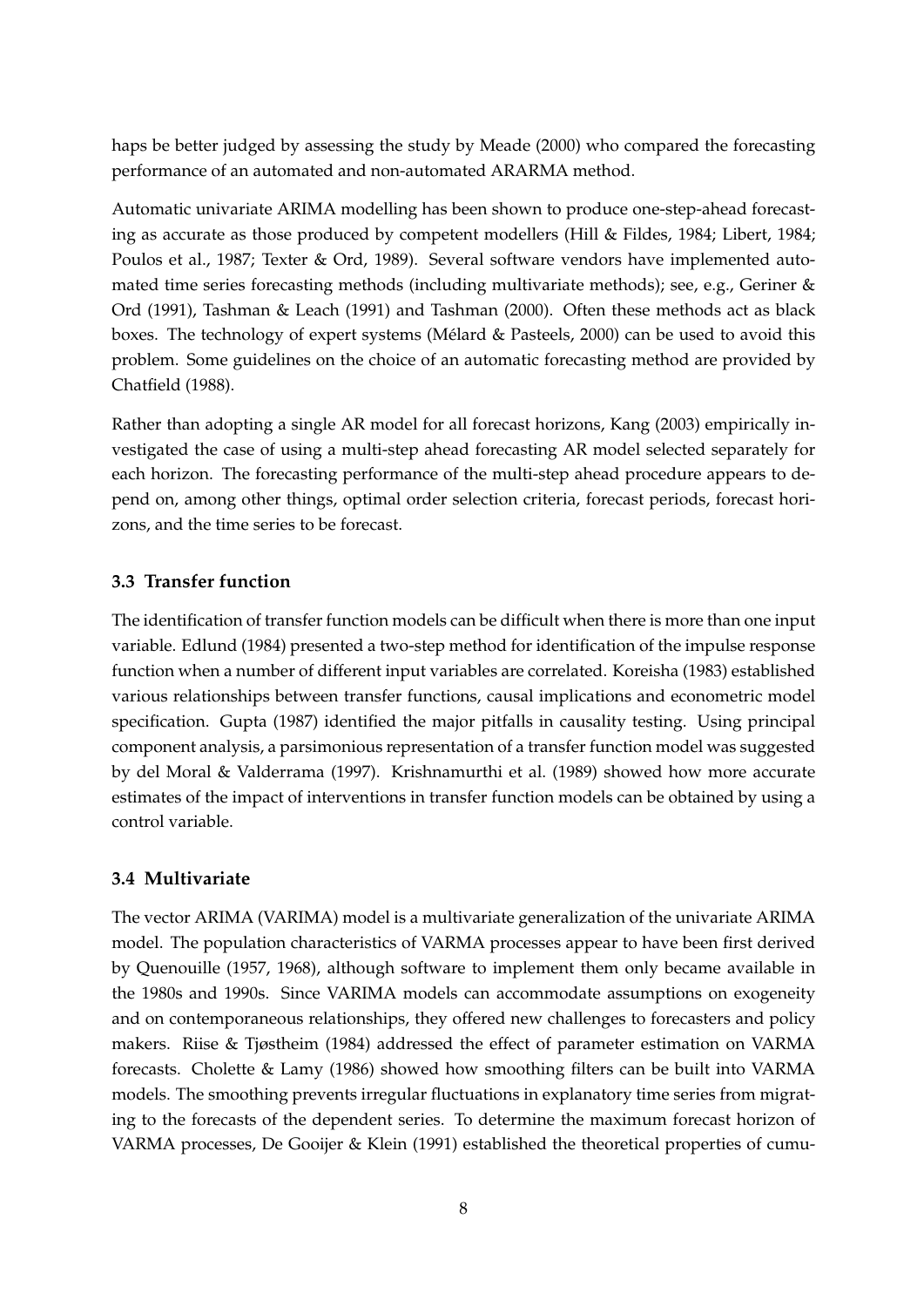haps be better judged by assessing the study by Meade (2000) who compared the forecasting performance of an automated and non-automated ARARMA method.

Automatic univariate ARIMA modelling has been shown to produce one-step-ahead forecasting as accurate as those produced by competent modellers (Hill & Fildes, 1984; Libert, 1984; Poulos et al., 1987; Texter & Ord, 1989). Several software vendors have implemented automated time series forecasting methods (including multivariate methods); see, e.g., Geriner & Ord (1991), Tashman & Leach (1991) and Tashman (2000). Often these methods act as black boxes. The technology of expert systems (Mélard & Pasteels, 2000) can be used to avoid this problem. Some guidelines on the choice of an automatic forecasting method are provided by Chatfield (1988).

Rather than adopting a single AR model for all forecast horizons, Kang (2003) empirically investigated the case of using a multi-step ahead forecasting AR model selected separately for each horizon. The forecasting performance of the multi-step ahead procedure appears to depend on, among other things, optimal order selection criteria, forecast periods, forecast horizons, and the time series to be forecast.

### 3.3 Transfer function

The identification of transfer function models can be difficult when there is more than one input variable. Edlund (1984) presented a two-step method for identification of the impulse response function when a number of different input variables are correlated. Koreisha (1983) established various relationships between transfer functions, causal implications and econometric model specification. Gupta (1987) identified the major pitfalls in causality testing. Using principal component analysis, a parsimonious representation of a transfer function model was suggested by del Moral & Valderrama (1997). Krishnamurthi et al. (1989) showed how more accurate estimates of the impact of interventions in transfer function models can be obtained by using a control variable.

### 3.4 Multivariate

The vector ARIMA (VARIMA) model is a multivariate generalization of the univariate ARIMA model. The population characteristics of VARMA processes appear to have been first derived by Quenouille (1957, 1968), although software to implement them only became available in the 1980s and 1990s. Since VARIMA models can accommodate assumptions on exogeneity and on contemporaneous relationships, they offered new challenges to forecasters and policy makers. Riise & Tjøstheim (1984) addressed the effect of parameter estimation on VARMA forecasts. Cholette & Lamy (1986) showed how smoothing filters can be built into VARMA models. The smoothing prevents irregular fluctuations in explanatory time series from migrating to the forecasts of the dependent series. To determine the maximum forecast horizon of VARMA processes, De Gooijer & Klein (1991) established the theoretical properties of cumu-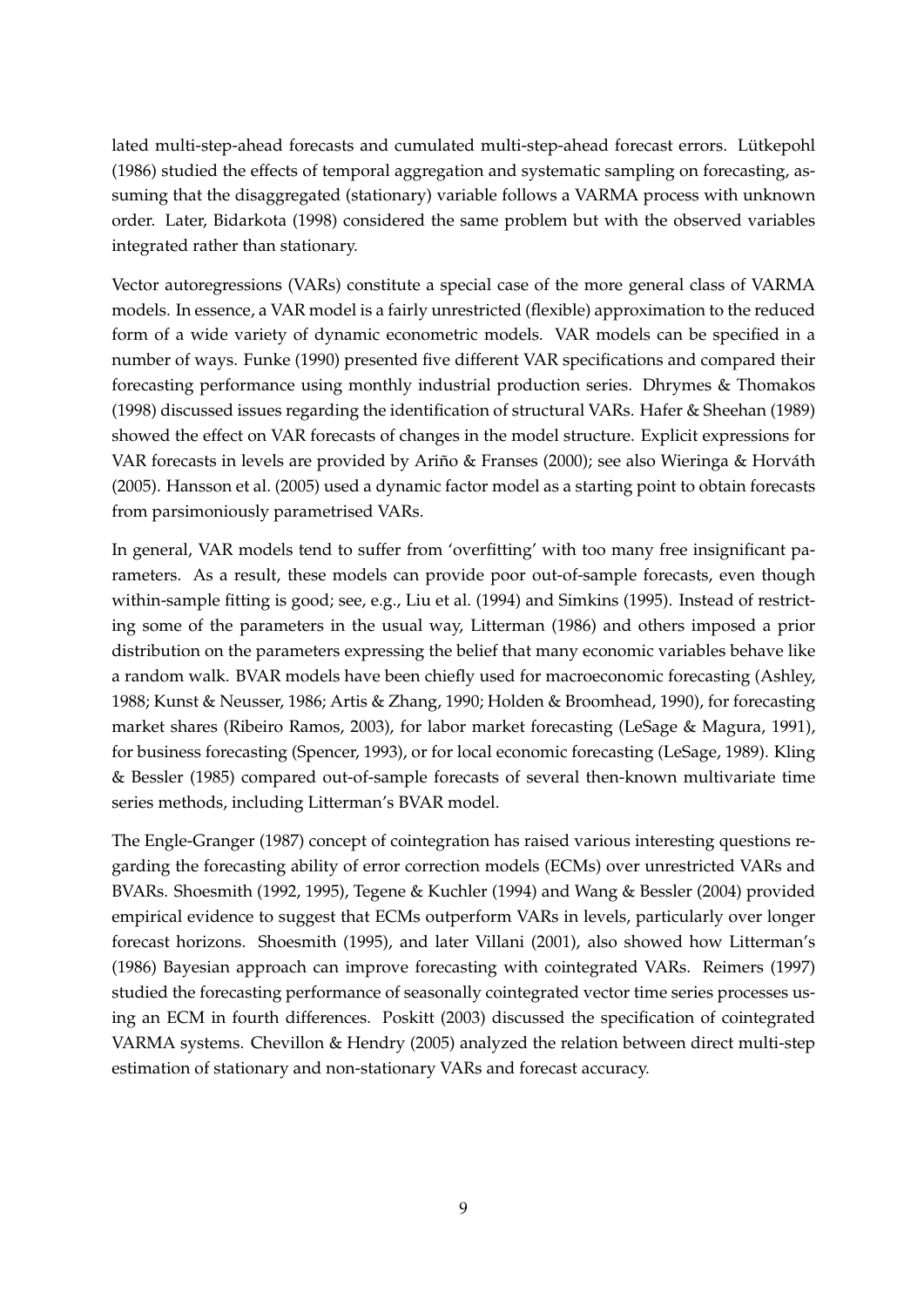lated multi-step-ahead forecasts and cumulated multi-step-ahead forecast errors. Lütkepohl (1986) studied the effects of temporal aggregation and systematic sampling on forecasting, assuming that the disaggregated (stationary) variable follows a VARMA process with unknown order. Later, Bidarkota (1998) considered the same problem but with the observed variables integrated rather than stationary.

Vector autoregressions (VARs) constitute a special case of the more general class of VARMA models. In essence, a VAR model is a fairly unrestricted (flexible) approximation to the reduced form of a wide variety of dynamic econometric models. VAR models can be specified in a number of ways. Funke (1990) presented five different VAR specifications and compared their forecasting performance using monthly industrial production series. Dhrymes & Thomakos (1998) discussed issues regarding the identification of structural VARs. Hafer & Sheehan (1989) showed the effect on VAR forecasts of changes in the model structure. Explicit expressions for VAR forecasts in levels are provided by Ariño & Franses (2000); see also Wieringa & Horváth (2005). Hansson et al. (2005) used a dynamic factor model as a starting point to obtain forecasts from parsimoniously parametrised VARs.

In general, VAR models tend to suffer from 'overfitting' with too many free insignificant parameters. As a result, these models can provide poor out-of-sample forecasts, even though within-sample fitting is good; see, e.g., Liu et al. (1994) and Simkins (1995). Instead of restricting some of the parameters in the usual way, Litterman (1986) and others imposed a prior distribution on the parameters expressing the belief that many economic variables behave like a random walk. BVAR models have been chiefly used for macroeconomic forecasting (Ashley, 1988; Kunst & Neusser, 1986; Artis & Zhang, 1990; Holden & Broomhead, 1990), for forecasting market shares (Ribeiro Ramos, 2003), for labor market forecasting (LeSage & Magura, 1991), for business forecasting (Spencer, 1993), or for local economic forecasting (LeSage, 1989). Kling & Bessler (1985) compared out-of-sample forecasts of several then-known multivariate time series methods, including Litterman's BVAR model.

The Engle-Granger (1987) concept of cointegration has raised various interesting questions regarding the forecasting ability of error correction models (ECMs) over unrestricted VARs and BVARs. Shoesmith (1992, 1995), Tegene & Kuchler (1994) and Wang & Bessler (2004) provided empirical evidence to suggest that ECMs outperform VARs in levels, particularly over longer forecast horizons. Shoesmith (1995), and later Villani (2001), also showed how Litterman's (1986) Bayesian approach can improve forecasting with cointegrated VARs. Reimers (1997) studied the forecasting performance of seasonally cointegrated vector time series processes using an ECM in fourth differences. Poskitt (2003) discussed the specification of cointegrated VARMA systems. Chevillon & Hendry (2005) analyzed the relation between direct multi-step estimation of stationary and non-stationary VARs and forecast accuracy.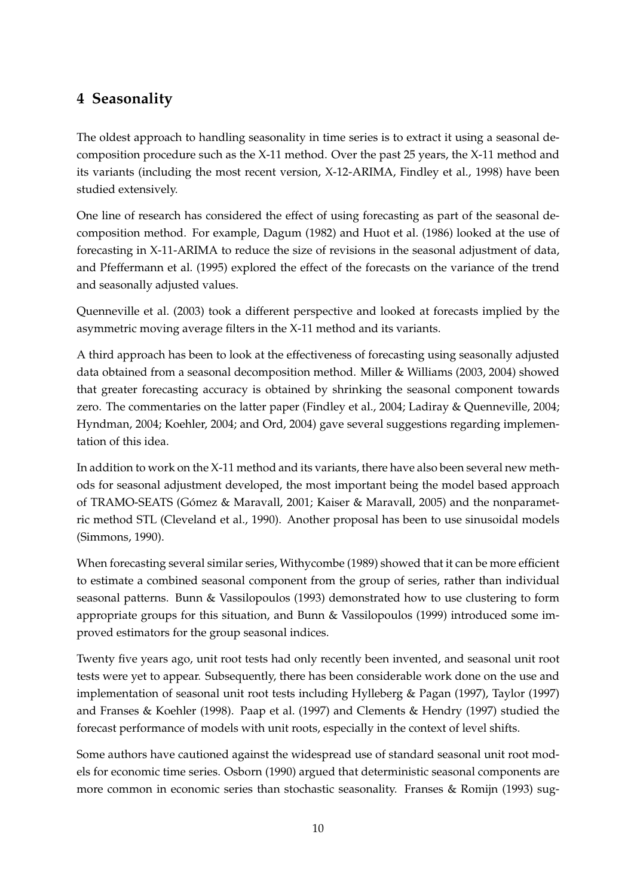## 4 Seasonality

The oldest approach to handling seasonality in time series is to extract it using a seasonal decomposition procedure such as the X-11 method. Over the past 25 years, the X-11 method and its variants (including the most recent version, X-12-ARIMA, Findley et al., 1998) have been studied extensively.

One line of research has considered the effect of using forecasting as part of the seasonal decomposition method. For example, Dagum (1982) and Huot et al. (1986) looked at the use of forecasting in X-11-ARIMA to reduce the size of revisions in the seasonal adjustment of data, and Pfeffermann et al. (1995) explored the effect of the forecasts on the variance of the trend and seasonally adjusted values.

Quenneville et al. (2003) took a different perspective and looked at forecasts implied by the asymmetric moving average filters in the X-11 method and its variants.

A third approach has been to look at the effectiveness of forecasting using seasonally adjusted data obtained from a seasonal decomposition method. Miller & Williams (2003, 2004) showed that greater forecasting accuracy is obtained by shrinking the seasonal component towards zero. The commentaries on the latter paper (Findley et al., 2004; Ladiray & Quenneville, 2004; Hyndman, 2004; Koehler, 2004; and Ord, 2004) gave several suggestions regarding implementation of this idea.

In addition to work on the X-11 method and its variants, there have also been several new methods for seasonal adjustment developed, the most important being the model based approach of TRAMO-SEATS (Gómez & Maravall, 2001; Kaiser & Maravall, 2005) and the nonparametric method STL (Cleveland et al., 1990). Another proposal has been to use sinusoidal models (Simmons, 1990).

When forecasting several similar series, Withycombe (1989) showed that it can be more efficient to estimate a combined seasonal component from the group of series, rather than individual seasonal patterns. Bunn & Vassilopoulos (1993) demonstrated how to use clustering to form appropriate groups for this situation, and Bunn & Vassilopoulos (1999) introduced some improved estimators for the group seasonal indices.

Twenty five years ago, unit root tests had only recently been invented, and seasonal unit root tests were yet to appear. Subsequently, there has been considerable work done on the use and implementation of seasonal unit root tests including Hylleberg & Pagan (1997), Taylor (1997) and Franses & Koehler (1998). Paap et al. (1997) and Clements & Hendry (1997) studied the forecast performance of models with unit roots, especially in the context of level shifts.

Some authors have cautioned against the widespread use of standard seasonal unit root models for economic time series. Osborn (1990) argued that deterministic seasonal components are more common in economic series than stochastic seasonality. Franses & Romijn (1993) sug-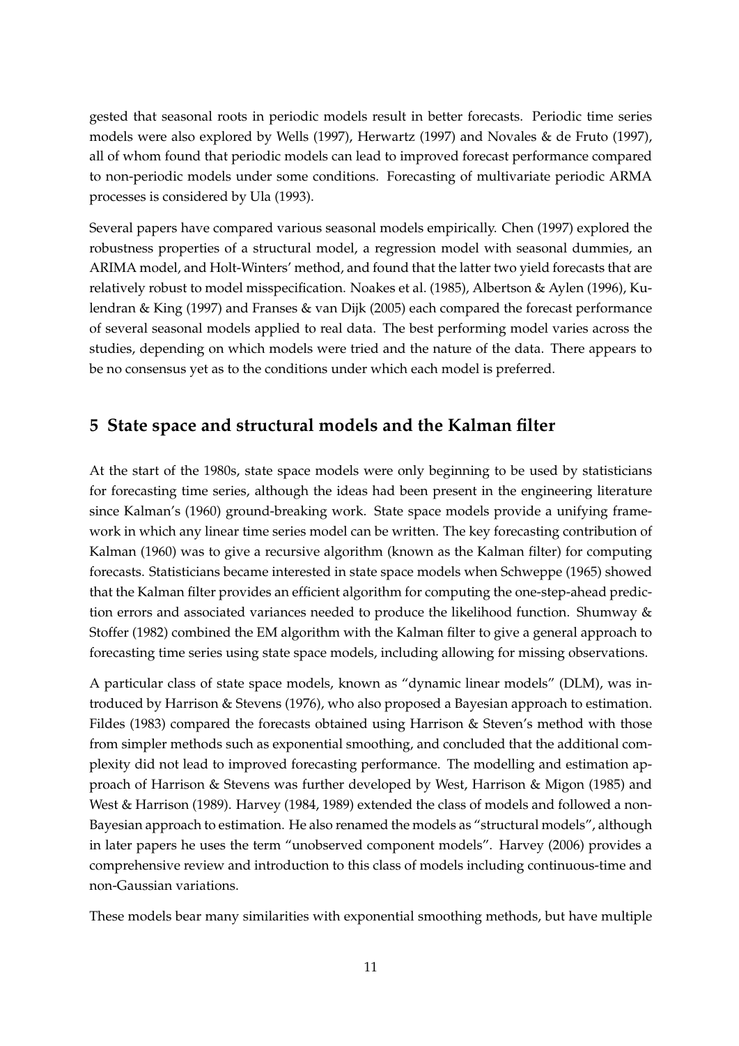gested that seasonal roots in periodic models result in better forecasts. Periodic time series models were also explored by Wells (1997), Herwartz (1997) and Novales & de Fruto (1997), all of whom found that periodic models can lead to improved forecast performance compared to non-periodic models under some conditions. Forecasting of multivariate periodic ARMA processes is considered by Ula (1993).

Several papers have compared various seasonal models empirically. Chen (1997) explored the robustness properties of a structural model, a regression model with seasonal dummies, an ARIMA model, and Holt-Winters' method, and found that the latter two yield forecasts that are relatively robust to model misspecification. Noakes et al. (1985), Albertson & Aylen (1996), Kulendran & King (1997) and Franses & van Dijk (2005) each compared the forecast performance of several seasonal models applied to real data. The best performing model varies across the studies, depending on which models were tried and the nature of the data. There appears to be no consensus yet as to the conditions under which each model is preferred.

## 5 State space and structural models and the Kalman filter

At the start of the 1980s, state space models were only beginning to be used by statisticians for forecasting time series, although the ideas had been present in the engineering literature since Kalman's (1960) ground-breaking work. State space models provide a unifying framework in which any linear time series model can be written. The key forecasting contribution of Kalman (1960) was to give a recursive algorithm (known as the Kalman filter) for computing forecasts. Statisticians became interested in state space models when Schweppe (1965) showed that the Kalman filter provides an efficient algorithm for computing the one-step-ahead prediction errors and associated variances needed to produce the likelihood function. Shumway & Stoffer (1982) combined the EM algorithm with the Kalman filter to give a general approach to forecasting time series using state space models, including allowing for missing observations.

A particular class of state space models, known as "dynamic linear models" (DLM), was introduced by Harrison & Stevens (1976), who also proposed a Bayesian approach to estimation. Fildes (1983) compared the forecasts obtained using Harrison & Steven's method with those from simpler methods such as exponential smoothing, and concluded that the additional complexity did not lead to improved forecasting performance. The modelling and estimation approach of Harrison & Stevens was further developed by West, Harrison & Migon (1985) and West & Harrison (1989). Harvey (1984, 1989) extended the class of models and followed a non-Bayesian approach to estimation. He also renamed the models as "structural models", although in later papers he uses the term "unobserved component models". Harvey (2006) provides a comprehensive review and introduction to this class of models including continuous-time and non-Gaussian variations.

These models bear many similarities with exponential smoothing methods, but have multiple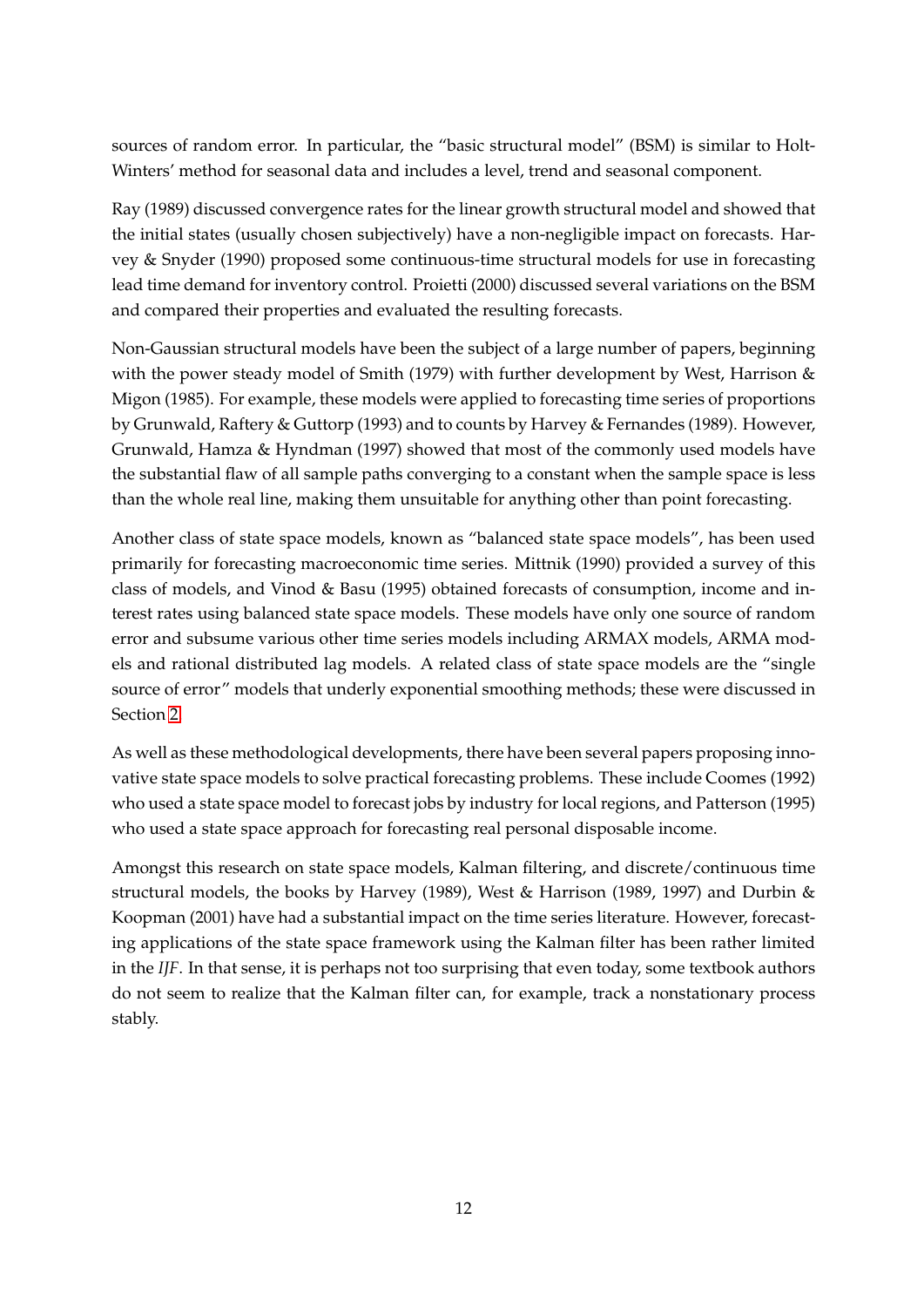sources of random error. In particular, the "basic structural model" (BSM) is similar to Holt-Winters' method for seasonal data and includes a level, trend and seasonal component.

Ray (1989) discussed convergence rates for the linear growth structural model and showed that the initial states (usually chosen subjectively) have a non-negligible impact on forecasts. Harvey & Snyder (1990) proposed some continuous-time structural models for use in forecasting lead time demand for inventory control. Proietti (2000) discussed several variations on the BSM and compared their properties and evaluated the resulting forecasts.

Non-Gaussian structural models have been the subject of a large number of papers, beginning with the power steady model of Smith (1979) with further development by West, Harrison & Migon (1985). For example, these models were applied to forecasting time series of proportions by Grunwald, Raftery & Guttorp (1993) and to counts by Harvey & Fernandes (1989). However, Grunwald, Hamza & Hyndman (1997) showed that most of the commonly used models have the substantial flaw of all sample paths converging to a constant when the sample space is less than the whole real line, making them unsuitable for anything other than point forecasting.

Another class of state space models, known as "balanced state space models", has been used primarily for forecasting macroeconomic time series. Mittnik (1990) provided a survey of this class of models, and Vinod & Basu (1995) obtained forecasts of consumption, income and interest rates using balanced state space models. These models have only one source of random error and subsume various other time series models including ARMAX models, ARMA models and rational distributed lag models. A related class of state space models are the "single source of error" models that underly exponential smoothing methods; these were discussed in Section 2.

As well as these methodological developments, there have been several papers proposing innovative state space models to solve practical forecasting problems. These include Coomes (1992) who used a state space model to forecast jobs by industry for local regions, and Patterson (1995) who used a state space approach for forecasting real personal disposable income.

Amongst this research on state space models, Kalman filtering, and discrete/continuous time structural models, the books by Harvey (1989), West & Harrison (1989, 1997) and Durbin & Koopman (2001) have had a substantial impact on the time series literature. However, forecasting applications of the state space framework using the Kalman filter has been rather limited in the *IJF*. In that sense, it is perhaps not too surprising that even today, some textbook authors do not seem to realize that the Kalman filter can, for example, track a nonstationary process stably.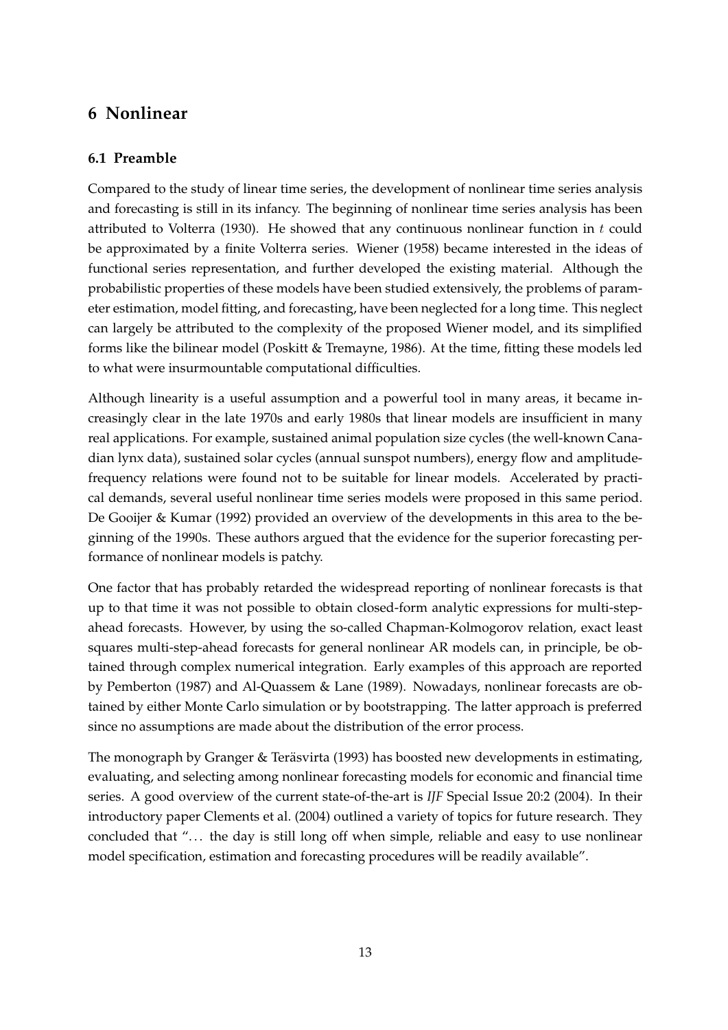## 6 Nonlinear

### 6.1 Preamble

Compared to the study of linear time series, the development of nonlinear time series analysis and forecasting is still in its infancy. The beginning of nonlinear time series analysis has been attributed to Volterra (1930). He showed that any continuous nonlinear function in $t$ could be approximated by a finite Volterra series. Wiener (1958) became interested in the ideas of functional series representation, and further developed the existing material. Although the probabilistic properties of these models have been studied extensively, the problems of parameter estimation, model fitting, and forecasting, have been neglected for a long time. This neglect can largely be attributed to the complexity of the proposed Wiener model, and its simplified forms like the bilinear model (Poskitt & Tremayne, 1986). At the time, fitting these models led to what were insurmountable computational difficulties.

Although linearity is a useful assumption and a powerful tool in many areas, it became increasingly clear in the late 1970s and early 1980s that linear models are insufficient in many real applications. For example, sustained animal population size cycles (the well-known Canadian lynx data), sustained solar cycles (annual sunspot numbers), energy flow and amplitude-frequency relations were found not to be suitable for linear models. Accelerated by practical demands, several useful nonlinear time series models were proposed in this same period. De Gooijer & Kumar (1992) provided an overview of the developments in this area to the beginning of the 1990s. These authors argued that the evidence for the superior forecasting performance of nonlinear models is patchy.

One factor that has probably retarded the widespread reporting of nonlinear forecasts is that up to that time it was not possible to obtain closed-form analytic expressions for multi-step-ahead forecasts. However, by using the so-called Chapman-Kolmogorov relation, exact least squares multi-step-ahead forecasts for general nonlinear AR models can, in principle, be obtained through complex numerical integration. Early examples of this approach are reported by Pemberton (1987) and Al-Quassem & Lane (1989). Nowadays, nonlinear forecasts are obtained by either Monte Carlo simulation or by bootstrapping. The latter approach is preferred since no assumptions are made about the distribution of the error process.

The monograph by Granger & Teräsvirta (1993) has boosted new developments in estimating, evaluating, and selecting among nonlinear forecasting models for economic and financial time series. A good overview of the current state-of-the-art is *IJF* Special Issue 20:2 (2004). In their introductory paper Clements et al. (2004) outlined a variety of topics for future research. They concluded that "... the day is still long off when simple, reliable and easy to use nonlinear model specification, estimation and forecasting procedures will be readily available".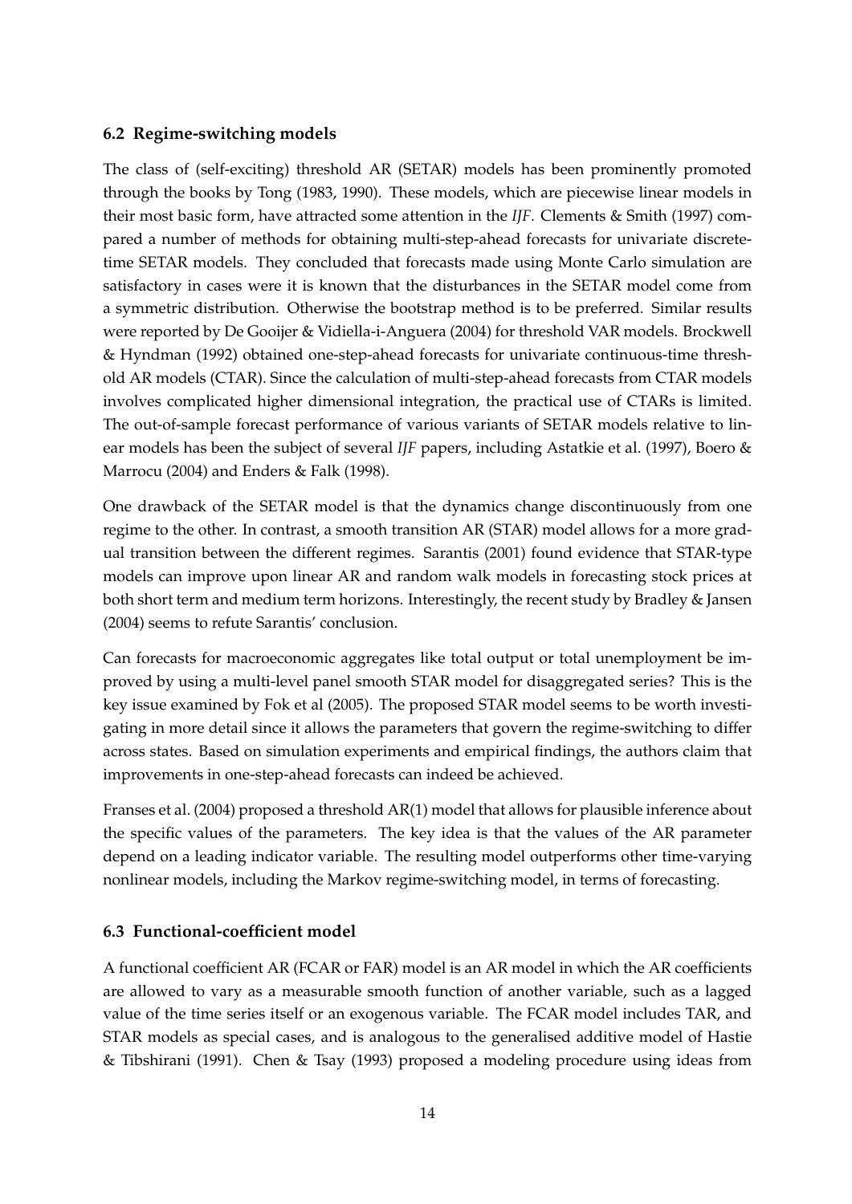### 6.2 Regime-switching models

The class of (self-exciting) threshold AR (SETAR) models has been prominently promoted through the books by Tong (1983, 1990). These models, which are piecewise linear models in their most basic form, have attracted some attention in the *IJF*. Clements & Smith (1997) compared a number of methods for obtaining multi-step-ahead forecasts for univariate discrete-time SETAR models. They concluded that forecasts made using Monte Carlo simulation are satisfactory in cases were it is known that the disturbances in the SETAR model come from a symmetric distribution. Otherwise the bootstrap method is to be preferred. Similar results were reported by De Gooijer & Vidiella-i-Anguera (2004) for threshold VAR models. Brockwell & Hyndman (1992) obtained one-step-ahead forecasts for univariate continuous-time threshold AR models (CTAR). Since the calculation of multi-step-ahead forecasts from CTAR models involves complicated higher dimensional integration, the practical use of CTARs is limited. The out-of-sample forecast performance of various variants of SETAR models relative to linear models has been the subject of several *IJF* papers, including Astatkie et al. (1997), Boero & Marrocu (2004) and Enders & Falk (1998).

One drawback of the SETAR model is that the dynamics change discontinuously from one regime to the other. In contrast, a smooth transition AR (STAR) model allows for a more gradual transition between the different regimes. Sarantis (2001) found evidence that STAR-type models can improve upon linear AR and random walk models in forecasting stock prices at both short term and medium term horizons. Interestingly, the recent study by Bradley & Jansen (2004) seems to refute Sarantis' conclusion.

Can forecasts for macroeconomic aggregates like total output or total unemployment be improved by using a multi-level panel smooth STAR model for disaggregated series? This is the key issue examined by Fok et al (2005). The proposed STAR model seems to be worth investigating in more detail since it allows the parameters that govern the regime-switching to differ across states. Based on simulation experiments and empirical findings, the authors claim that improvements in one-step-ahead forecasts can indeed be achieved.

Franses et al. (2004) proposed a threshold AR(1) model that allows for plausible inference about the specific values of the parameters. The key idea is that the values of the AR parameter depend on a leading indicator variable. The resulting model outperforms other time-varying nonlinear models, including the Markov regime-switching model, in terms of forecasting.

### 6.3 Functional-coefficient model

A functional coefficient AR (FCAR or FAR) model is an AR model in which the AR coefficients are allowed to vary as a measurable smooth function of another variable, such as a lagged value of the time series itself or an exogenous variable. The FCAR model includes TAR, and STAR models as special cases, and is analogous to the generalised additive model of Hastie & Tibshirani (1991). Chen & Tsay (1993) proposed a modeling procedure using ideas from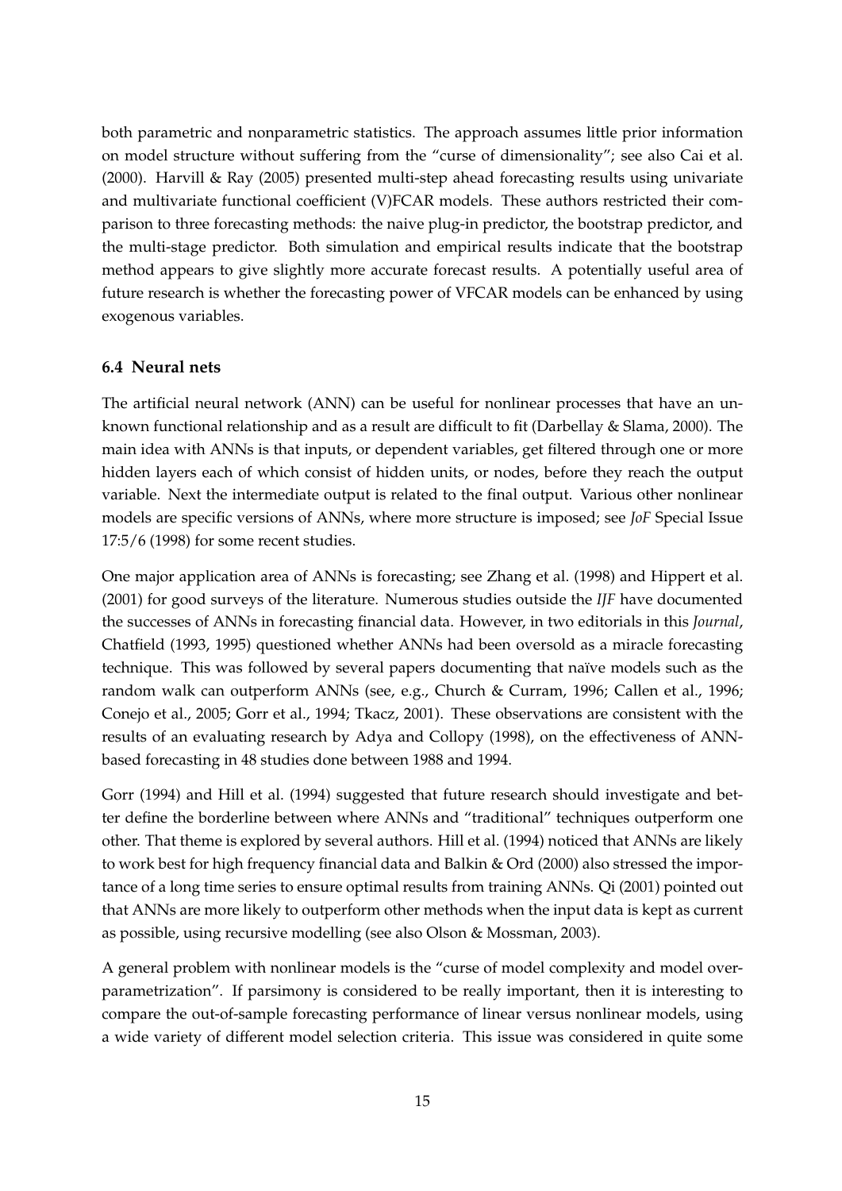both parametric and nonparametric statistics. The approach assumes little prior information on model structure without suffering from the "curse of dimensionality"; see also Cai et al. (2000). Harvill & Ray (2005) presented multi-step ahead forecasting results using univariate and multivariate functional coefficient (V)FCAR models. These authors restricted their comparison to three forecasting methods: the naive plug-in predictor, the bootstrap predictor, and the multi-stage predictor. Both simulation and empirical results indicate that the bootstrap method appears to give slightly more accurate forecast results. A potentially useful area of future research is whether the forecasting power of VFCAR models can be enhanced by using exogenous variables.

### 6.4 Neural nets

The artificial neural network (ANN) can be useful for nonlinear processes that have an unknown functional relationship and as a result are difficult to fit (Darbellay & Slama, 2000). The main idea with ANNs is that inputs, or dependent variables, get filtered through one or more hidden layers each of which consist of hidden units, or nodes, before they reach the output variable. Next the intermediate output is related to the final output. Various other nonlinear models are specific versions of ANNs, where more structure is imposed; see *JoF* Special Issue 17:5/6 (1998) for some recent studies.

One major application area of ANNs is forecasting; see Zhang et al. (1998) and Hippert et al. (2001) for good surveys of the literature. Numerous studies outside the *IJF* have documented the successes of ANNs in forecasting financial data. However, in two editorials in this *Journal*, Chatfield (1993, 1995) questioned whether ANNs had been oversold as a miracle forecasting technique. This was followed by several papers documenting that naïve models such as the random walk can outperform ANNs (see, e.g., Church & Curram, 1996; Callen et al., 1996; Conejo et al., 2005; Gorr et al., 1994; Tkacz, 2001). These observations are consistent with the results of an evaluating research by Adya and Collopy (1998), on the effectiveness of ANN-based forecasting in 48 studies done between 1988 and 1994.

Gorr (1994) and Hill et al. (1994) suggested that future research should investigate and better define the borderline between where ANNs and "traditional" techniques outperform one other. That theme is explored by several authors. Hill et al. (1994) noticed that ANNs are likely to work best for high frequency financial data and Balkin & Ord (2000) also stressed the importance of a long time series to ensure optimal results from training ANNs. Qi (2001) pointed out that ANNs are more likely to outperform other methods when the input data is kept as current as possible, using recursive modelling (see also Olson & Mossman, 2003).

A general problem with nonlinear models is the "curse of model complexity and model overparametrization". If parsimony is considered to be really important, then it is interesting to compare the out-of-sample forecasting performance of linear versus nonlinear models, using a wide variety of different model selection criteria. This issue was considered in quite some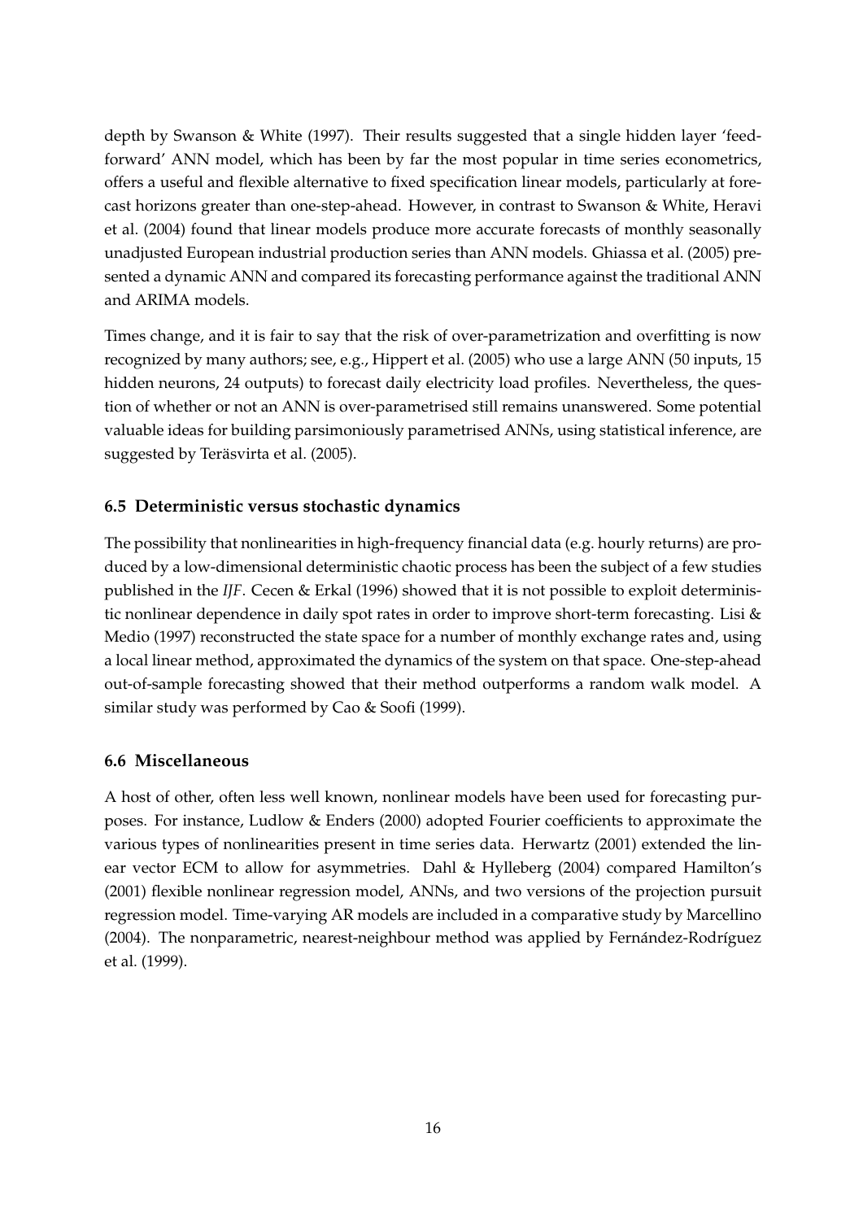depth by Swanson & White (1997). Their results suggested that a single hidden layer 'feed-forward' ANN model, which has been by far the most popular in time series econometrics, offers a useful and flexible alternative to fixed specification linear models, particularly at forecast horizons greater than one-step-ahead. However, in contrast to Swanson & White, Heravi et al. (2004) found that linear models produce more accurate forecasts of monthly seasonally unadjusted European industrial production series than ANN models. Ghiassa et al. (2005) presented a dynamic ANN and compared its forecasting performance against the traditional ANN and ARIMA models.

Times change, and it is fair to say that the risk of over-parametrization and overfitting is now recognized by many authors; see, e.g., Hippert et al. (2005) who use a large ANN (50 inputs, 15 hidden neurons, 24 outputs) to forecast daily electricity load profiles. Nevertheless, the question of whether or not an ANN is over-parametrised still remains unanswered. Some potential valuable ideas for building parsimoniously parametrised ANNs, using statistical inference, are suggested by Teräsvirta et al. (2005).

### 6.5 Deterministic versus stochastic dynamics

The possibility that nonlinearities in high-frequency financial data (e.g. hourly returns) are produced by a low-dimensional deterministic chaotic process has been the subject of a few studies published in the *IJF*. Cecen & Erkal (1996) showed that it is not possible to exploit deterministic nonlinear dependence in daily spot rates in order to improve short-term forecasting. Lisi & Medio (1997) reconstructed the state space for a number of monthly exchange rates and, using a local linear method, approximated the dynamics of the system on that space. One-step-ahead out-of-sample forecasting showed that their method outperforms a random walk model. A similar study was performed by Cao & Soofi (1999).

### 6.6 Miscellaneous

A host of other, often less well known, nonlinear models have been used for forecasting purposes. For instance, Ludlow & Enders (2000) adopted Fourier coefficients to approximate the various types of nonlinearities present in time series data. Herwartz (2001) extended the linear vector ECM to allow for asymmetries. Dahl & Hylleberg (2004) compared Hamilton's (2001) flexible nonlinear regression model, ANNs, and two versions of the projection pursuit regression model. Time-varying AR models are included in a comparative study by Marcellino (2004). The nonparametric, nearest-neighbour method was applied by Fernández-Rodríguez et al. (1999).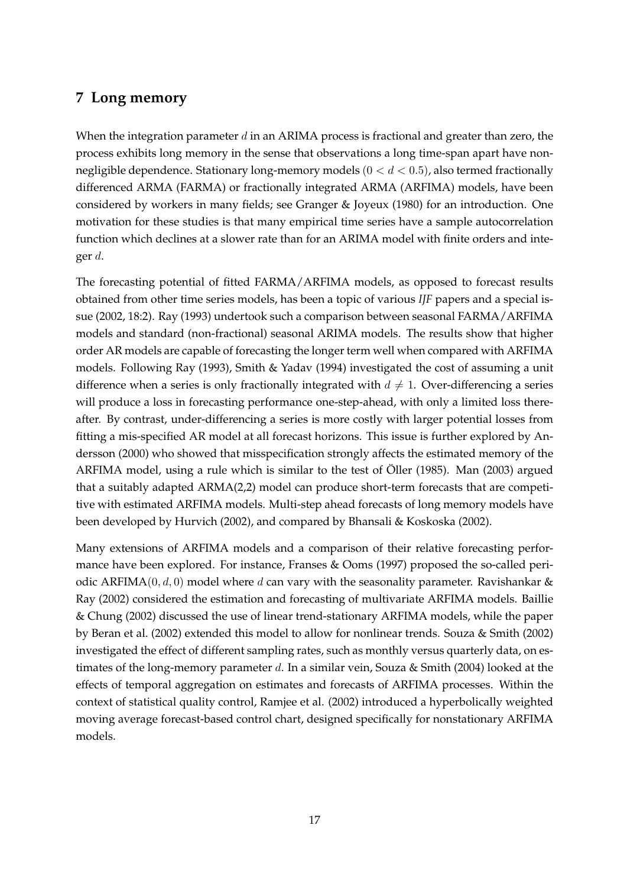## 7 Long memory

When the integration parameter $d$ in an ARIMA process is fractional and greater than zero, the process exhibits long memory in the sense that observations a long time-span apart have non-negligible dependence. Stationary long-memory models $(0 < d < 0.5)$, also termed fractionally differenced ARMA (FARMA) or fractionally integrated ARMA (ARFIMA) models, have been considered by workers in many fields; see Granger & Joyeux (1980) for an introduction. One motivation for these studies is that many empirical time series have a sample autocorrelation function which declines at a slower rate than for an ARIMA model with finite orders and integer $d$.

The forecasting potential of fitted FARMA/ARFIMA models, as opposed to forecast results obtained from other time series models, has been a topic of various *IJF* papers and a special issue (2002, 18:2). Ray (1993) undertook such a comparison between seasonal FARMA/ARFIMA models and standard (non-fractional) seasonal ARIMA models. The results show that higher order AR models are capable of forecasting the longer term well when compared with ARFIMA models. Following Ray (1993), Smith & Yadav (1994) investigated the cost of assuming a unit difference when a series is only fractionally integrated with $d \neq 1$. Over-differencing a series will produce a loss in forecasting performance one-step-ahead, with only a limited loss thereafter. By contrast, under-differencing a series is more costly with larger potential losses from fitting a mis-specified AR model at all forecast horizons. This issue is further explored by Andersson (2000) who showed that misspecification strongly affects the estimated memory of the ARFIMA model, using a rule which is similar to the test of Öller (1985). Man (2003) argued that a suitably adapted ARMA(2,2) model can produce short-term forecasts that are competitive with estimated ARFIMA models. Multi-step ahead forecasts of long memory models have been developed by Hurvich (2002), and compared by Bhansali & Koskoska (2002).

Many extensions of ARFIMA models and a comparison of their relative forecasting performance have been explored. For instance, Franses & Ooms (1997) proposed the so-called periodic ARFIMA$(0, d, 0)$ model where $d$ can vary with the seasonality parameter. Ravishankar & Ray (2002) considered the estimation and forecasting of multivariate ARFIMA models. Baillie & Chung (2002) discussed the use of linear trend-stationary ARFIMA models, while the paper by Beran et al. (2002) extended this model to allow for nonlinear trends. Souza & Smith (2002) investigated the effect of different sampling rates, such as monthly versus quarterly data, on estimates of the long-memory parameter $d$. In a similar vein, Souza & Smith (2004) looked at the effects of temporal aggregation on estimates and forecasts of ARFIMA processes. Within the context of statistical quality control, Ramjee et al. (2002) introduced a hyperbolically weighted moving average forecast-based control chart, designed specifically for nonstationary ARFIMA models.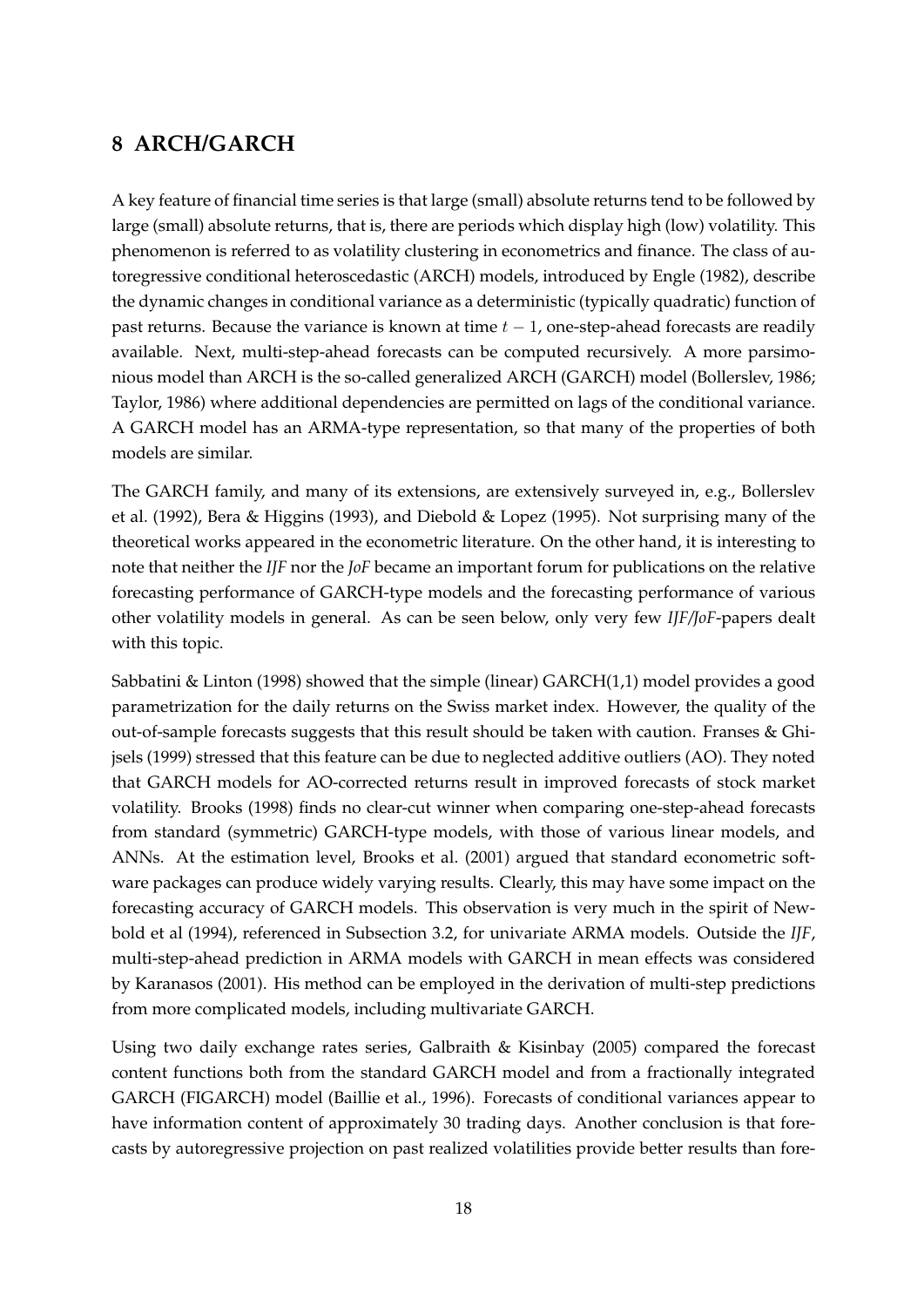## 8 ARCH/GARCH

A key feature of financial time series is that large (small) absolute returns tend to be followed by large (small) absolute returns, that is, there are periods which display high (low) volatility. This phenomenon is referred to as volatility clustering in econometrics and finance. The class of autoregressive conditional heteroscedastic (ARCH) models, introduced by Engle (1982), describe the dynamic changes in conditional variance as a deterministic (typically quadratic) function of past returns. Because the variance is known at time $t-1$, one-step-ahead forecasts are readily available. Next, multi-step-ahead forecasts can be computed recursively. A more parsimonious model than ARCH is the so-called generalized ARCH (GARCH) model (Bollerslev, 1986; Taylor, 1986) where additional dependencies are permitted on lags of the conditional variance. A GARCH model has an ARMA-type representation, so that many of the properties of both models are similar.

The GARCH family, and many of its extensions, are extensively surveyed in, e.g., Bollerslev et al. (1992), Bera & Higgins (1993), and Diebold & Lopez (1995). Not surprising many of the theoretical works appeared in the econometric literature. On the other hand, it is interesting to note that neither the *IJF* nor the *JoF* became an important forum for publications on the relative forecasting performance of GARCH-type models and the forecasting performance of various other volatility models in general. As can be seen below, only very few *IJF*/*JoF*-papers dealt with this topic.

Sabbatini & Linton (1998) showed that the simple (linear) GARCH(1,1) model provides a good parametrization for the daily returns on the Swiss market index. However, the quality of the out-of-sample forecasts suggests that this result should be taken with caution. Franses & Ghijsels (1999) stressed that this feature can be due to neglected additive outliers (AO). They noted that GARCH models for AO-corrected returns result in improved forecasts of stock market volatility. Brooks (1998) finds no clear-cut winner when comparing one-step-ahead forecasts from standard (symmetric) GARCH-type models, with those of various linear models, and ANNs. At the estimation level, Brooks et al. (2001) argued that standard econometric software packages can produce widely varying results. Clearly, this may have some impact on the forecasting accuracy of GARCH models. This observation is very much in the spirit of Newbold et al (1994), referenced in Subsection 3.2, for univariate ARMA models. Outside the *IJF*, multi-step-ahead prediction in ARMA models with GARCH in mean effects was considered by Karanasos (2001). His method can be employed in the derivation of multi-step predictions from more complicated models, including multivariate GARCH.

Using two daily exchange rates series, Galbraith & Kisinbay (2005) compared the forecast content functions both from the standard GARCH model and from a fractionally integrated GARCH (FIGARCH) model (Baillie et al., 1996). Forecasts of conditional variances appear to have information content of approximately 30 trading days. Another conclusion is that forecasts by autoregressive projection on past realized volatilities provide better results than fore-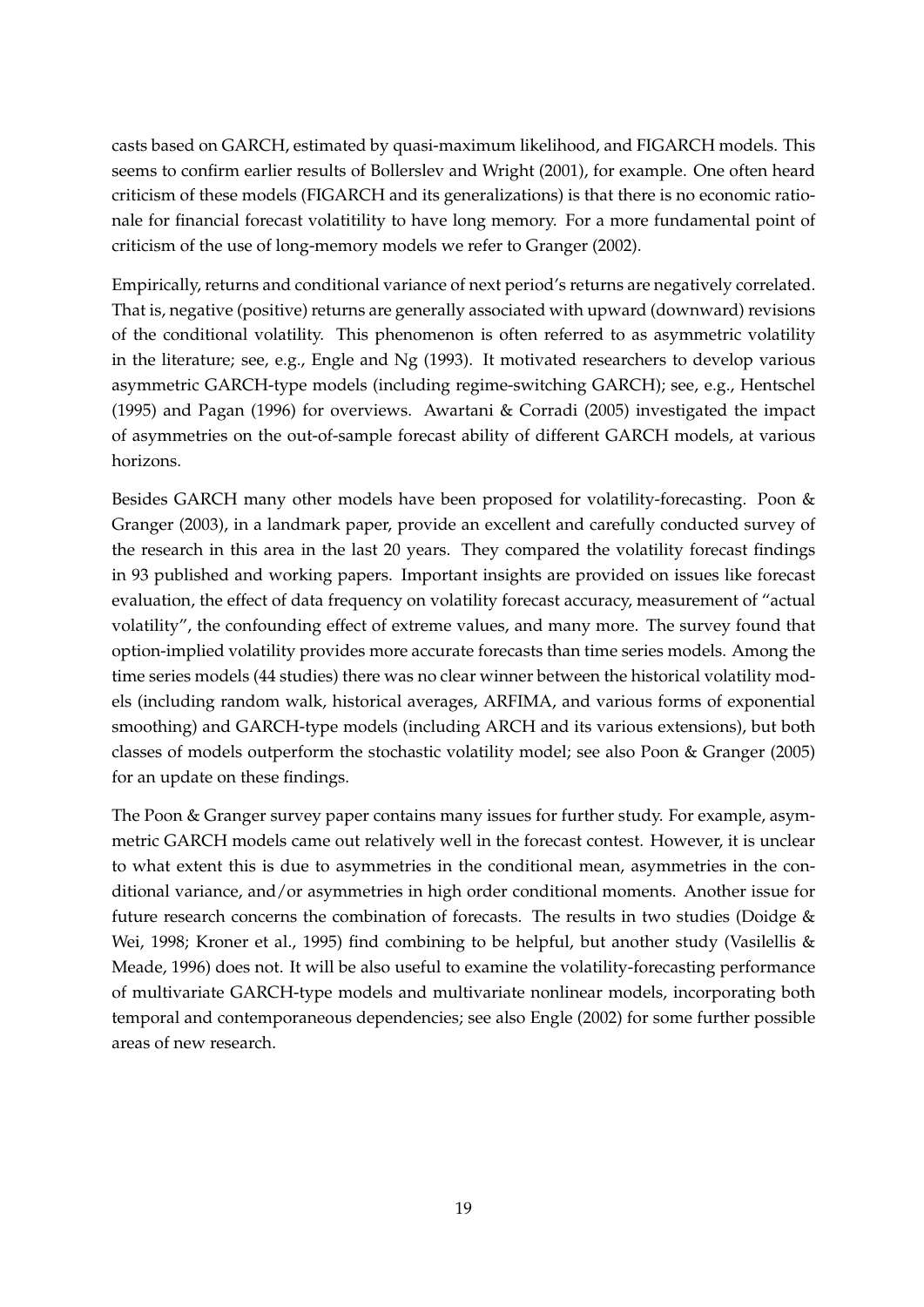casts based on GARCH, estimated by quasi-maximum likelihood, and FIGARCH models. This seems to confirm earlier results of Bollerslev and Wright (2001), for example. One often heard criticism of these models (FIGARCH and its generalizations) is that there is no economic rationale for financial forecast volatitility to have long memory. For a more fundamental point of criticism of the use of long-memory models we refer to Granger (2002).

Empirically, returns and conditional variance of next period's returns are negatively correlated. That is, negative (positive) returns are generally associated with upward (downward) revisions of the conditional volatility. This phenomenon is often referred to as asymmetric volatility in the literature; see, e.g., Engle and Ng (1993). It motivated researchers to develop various asymmetric GARCH-type models (including regime-switching GARCH); see, e.g., Hentschel (1995) and Pagan (1996) for overviews. Awartani & Corradi (2005) investigated the impact of asymmetries on the out-of-sample forecast ability of different GARCH models, at various horizons.

Besides GARCH many other models have been proposed for volatility-forecasting. Poon & Granger (2003), in a landmark paper, provide an excellent and carefully conducted survey of the research in this area in the last 20 years. They compared the volatility forecast findings in 93 published and working papers. Important insights are provided on issues like forecast evaluation, the effect of data frequency on volatility forecast accuracy, measurement of "actual volatility", the confounding effect of extreme values, and many more. The survey found that option-implied volatility provides more accurate forecasts than time series models. Among the time series models (44 studies) there was no clear winner between the historical volatility models (including random walk, historical averages, ARFIMA, and various forms of exponential smoothing) and GARCH-type models (including ARCH and its various extensions), but both classes of models outperform the stochastic volatility model; see also Poon & Granger (2005) for an update on these findings.

The Poon & Granger survey paper contains many issues for further study. For example, asymmetric GARCH models came out relatively well in the forecast contest. However, it is unclear to what extent this is due to asymmetries in the conditional mean, asymmetries in the conditional variance, and/or asymmetries in high order conditional moments. Another issue for future research concerns the combination of forecasts. The results in two studies (Doidge & Wei, 1998; Kroner et al., 1995) find combining to be helpful, but another study (Vasilellis & Meade, 1996) does not. It will be also useful to examine the volatility-forecasting performance of multivariate GARCH-type models and multivariate nonlinear models, incorporating both temporal and contemporaneous dependencies; see also Engle (2002) for some further possible areas of new research.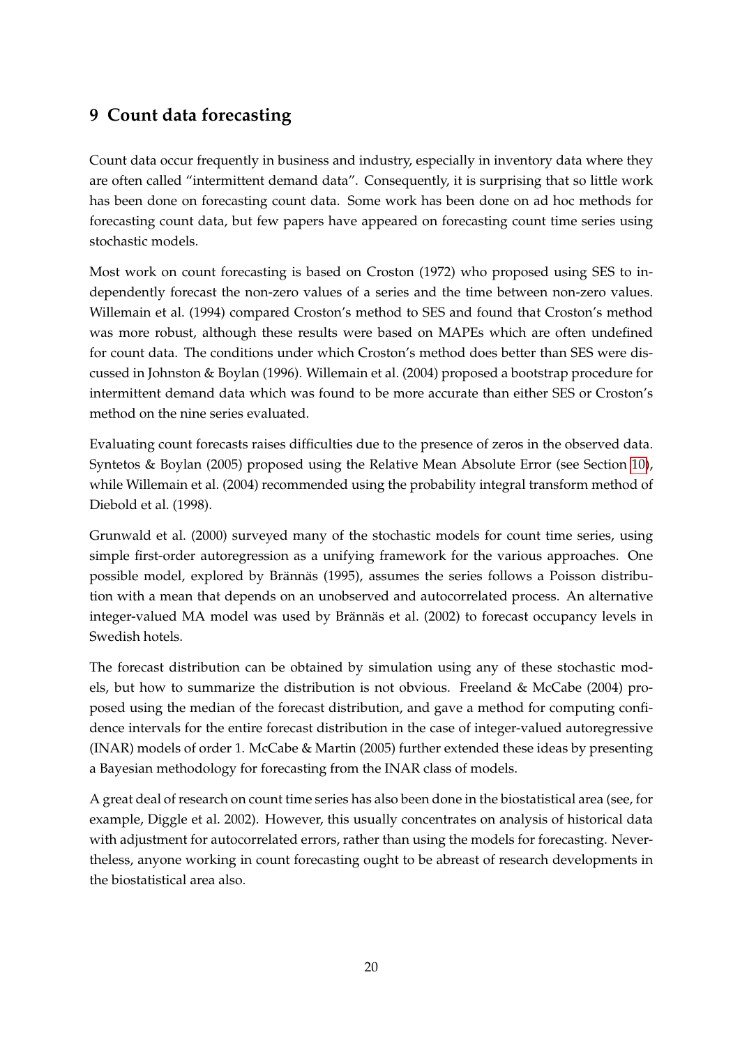## 9 Count data forecasting

Count data occur frequently in business and industry, especially in inventory data where they are often called "intermittent demand data". Consequently, it is surprising that so little work has been done on forecasting count data. Some work has been done on ad hoc methods for forecasting count data, but few papers have appeared on forecasting count time series using stochastic models.

Most work on count forecasting is based on Croston (1972) who proposed using SES to independently forecast the non-zero values of a series and the time between non-zero values. Willemain et al. (1994) compared Croston's method to SES and found that Croston's method was more robust, although these results were based on MAPEs which are often undefined for count data. The conditions under which Croston's method does better than SES were discussed in Johnston & Boylan (1996). Willemain et al. (2004) proposed a bootstrap procedure for intermittent demand data which was found to be more accurate than either SES or Croston's method on the nine series evaluated.

Evaluating count forecasts raises difficulties due to the presence of zeros in the observed data. Syntetos & Boylan (2005) proposed using the Relative Mean Absolute Error (see Section 10), while Willemain et al. (2004) recommended using the probability integral transform method of Diebold et al. (1998).

Grunwald et al. (2000) surveyed many of the stochastic models for count time series, using simple first-order autoregression as a unifying framework for the various approaches. One possible model, explored by Brännäs (1995), assumes the series follows a Poisson distribution with a mean that depends on an unobserved and autocorrelated process. An alternative integer-valued MA model was used by Brännäs et al. (2002) to forecast occupancy levels in Swedish hotels.

The forecast distribution can be obtained by simulation using any of these stochastic models, but how to summarize the distribution is not obvious. Freeland & McCabe (2004) proposed using the median of the forecast distribution, and gave a method for computing confidence intervals for the entire forecast distribution in the case of integer-valued autoregressive (INAR) models of order 1. McCabe & Martin (2005) further extended these ideas by presenting a Bayesian methodology for forecasting from the INAR class of models.

A great deal of research on count time series has also been done in the biostatistical area (see, for example, Diggle et al. 2002). However, this usually concentrates on analysis of historical data with adjustment for autocorrelated errors, rather than using the models for forecasting. Nevertheless, anyone working in count forecasting ought to be abreast of research developments in the biostatistical area also.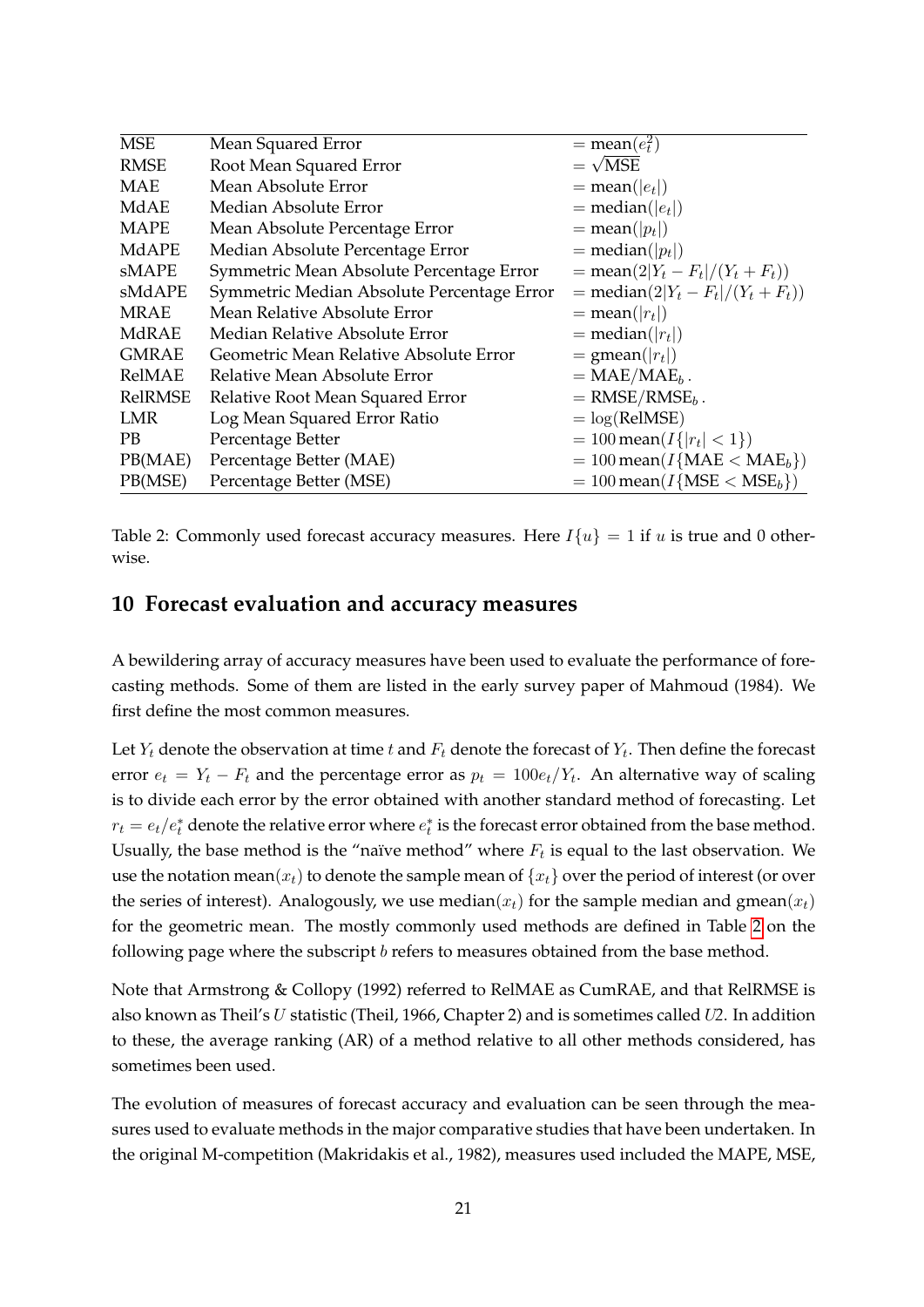| | | |
|---|---|---|
| MSE | Mean Squared Error | $= \text{mean}(e_t^2)$ |
| RMSE | Root Mean Squared Error | $= \sqrt{\text{MSE}}$ |
| MAE | Mean Absolute Error | $= \text{mean}(\|e_t\|)$ |
| MdAE | Median Absolute Error | $= \text{median}(\|e_t\|)$ |
| MAPE | Mean Absolute Percentage Error | $= \text{mean}(\|p_t\|)$ |
| MdAPE | Median Absolute Percentage Error | $= \text{median}(\|p_t\|)$ |
| sMAPE | Symmetric Mean Absolute Percentage Error | $= \text{mean}(2\|Y_t - F_t\|/(Y_t + F_t))$ |
| sMdAPE | Symmetric Median Absolute Percentage Error | $= \text{median}(2\|Y_t - F_t\|/(Y_t + F_t))$ |
| MRAE | Mean Relative Absolute Error | $= \text{mean}(\|r_t\|)$ |
| MdRAE | Median Relative Absolute Error | $= \text{median}(\|r_t\|)$ |
| GMRAE | Geometric Mean Relative Absolute Error | $= \text{gmean}(\|r_t\|)$ |
| RelMAE | Relative Mean Absolute Error | $= \text{MAE}/\text{MAE}_b$. |
| RelRMSE | Relative Root Mean Squared Error | $= \text{RMSE}/\text{RMSE}_b$. |
| LMR | Log Mean Squared Error Ratio | $= \log(\text{RelMSE})$ |
| PB | Percentage Better | $= 100\,\text{mean}(I\{\|r_t\| < 1\})$ |
| PB(MAE) | Percentage Better (MAE) | $= 100\,\text{mean}(I\{\text{MAE} < \text{MAE}_b\})$ |
| PB(MSE) | Percentage Better (MSE) | $= 100\,\text{mean}(I\{\text{MSE} < \text{MSE}_b\})$ |

Table 2: Commonly used forecast accuracy measures. Here $I\{u\} = 1$ if $u$ is true and 0 otherwise.

## 10 Forecast evaluation and accuracy measures

A bewildering array of accuracy measures have been used to evaluate the performance of forecasting methods. Some of them are listed in the early survey paper of Mahmoud (1984). We first define the most common measures.

Let $Y_t$ denote the observation at time $t$ and $F_t$ denote the forecast of $Y_t$. Then define the forecast error $e_t = Y_t - F_t$ and the percentage error as $p_t = 100e_t/Y_t$. An alternative way of scaling is to divide each error by the error obtained with another standard method of forecasting. Let $r_t = e_t/e_t^*$ denote the relative error where $e_t^*$ is the forecast error obtained from the base method. Usually, the base method is the "naïve method" where $F_t$ is equal to the last observation. We use the notation $\text{mean}(x_t)$ to denote the sample mean of $\{x_t\}$ over the period of interest (or over the series of interest). Analogously, we use $\text{median}(x_t)$ for the sample median and $\text{gmean}(x_t)$ for the geometric mean. The mostly commonly used methods are defined in Table 2 on the following page where the subscript $b$ refers to measures obtained from the base method.

Note that Armstrong & Collopy (1992) referred to RelMAE as CumRAE, and that RelRMSE is also known as Theil's $U$ statistic (Theil, 1966, Chapter 2) and is sometimes called *U2*. In addition to these, the average ranking (AR) of a method relative to all other methods considered, has sometimes been used.

The evolution of measures of forecast accuracy and evaluation can be seen through the measures used to evaluate methods in the major comparative studies that have been undertaken. In the original M-competition (Makridakis et al., 1982), measures used included the MAPE, MSE,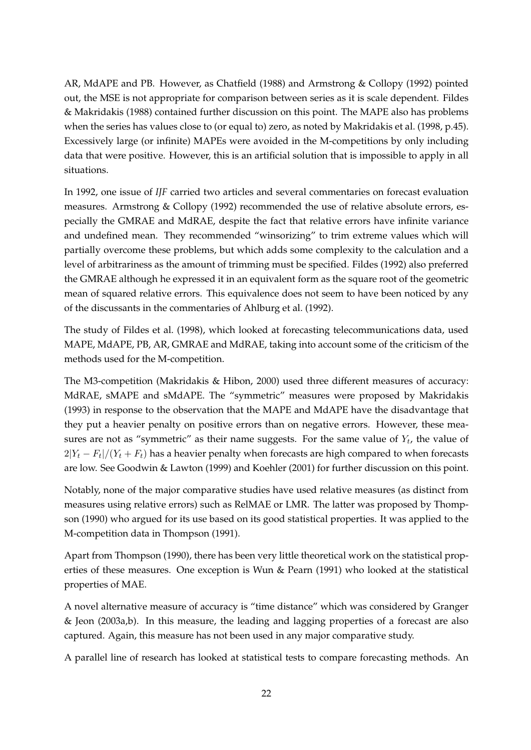AR, MdAPE and PB. However, as Chatfield (1988) and Armstrong & Collopy (1992) pointed out, the MSE is not appropriate for comparison between series as it is scale dependent. Fildes & Makridakis (1988) contained further discussion on this point. The MAPE also has problems when the series has values close to (or equal to) zero, as noted by Makridakis et al. (1998, p.45). Excessively large (or infinite) MAPEs were avoided in the M-competitions by only including data that were positive. However, this is an artificial solution that is impossible to apply in all situations.

In 1992, one issue of *IJF* carried two articles and several commentaries on forecast evaluation measures. Armstrong & Collopy (1992) recommended the use of relative absolute errors, especially the GMRAE and MdRAE, despite the fact that relative errors have infinite variance and undefined mean. They recommended "winsorizing" to trim extreme values which will partially overcome these problems, but which adds some complexity to the calculation and a level of arbitrariness as the amount of trimming must be specified. Fildes (1992) also preferred the GMRAE although he expressed it in an equivalent form as the square root of the geometric mean of squared relative errors. This equivalence does not seem to have been noticed by any of the discussants in the commentaries of Ahlburg et al. (1992).

The study of Fildes et al. (1998), which looked at forecasting telecommunications data, used MAPE, MdAPE, PB, AR, GMRAE and MdRAE, taking into account some of the criticism of the methods used for the M-competition.

The M3-competition (Makridakis & Hibon, 2000) used three different measures of accuracy: MdRAE, sMAPE and sMdAPE. The "symmetric" measures were proposed by Makridakis (1993) in response to the observation that the MAPE and MdAPE have the disadvantage that they put a heavier penalty on positive errors than on negative errors. However, these measures are not as "symmetric" as their name suggests. For the same value of $Y_t$, the value of $2|Y_t - F_t|/(Y_t + F_t)$ has a heavier penalty when forecasts are high compared to when forecasts are low. See Goodwin & Lawton (1999) and Koehler (2001) for further discussion on this point.

Notably, none of the major comparative studies have used relative measures (as distinct from measures using relative errors) such as RelMAE or LMR. The latter was proposed by Thompson (1990) who argued for its use based on its good statistical properties. It was applied to the M-competition data in Thompson (1991).

Apart from Thompson (1990), there has been very little theoretical work on the statistical properties of these measures. One exception is Wun & Pearn (1991) who looked at the statistical properties of MAE.

A novel alternative measure of accuracy is "time distance" which was considered by Granger & Jeon (2003a,b). In this measure, the leading and lagging properties of a forecast are also captured. Again, this measure has not been used in any major comparative study.

A parallel line of research has looked at statistical tests to compare forecasting methods. An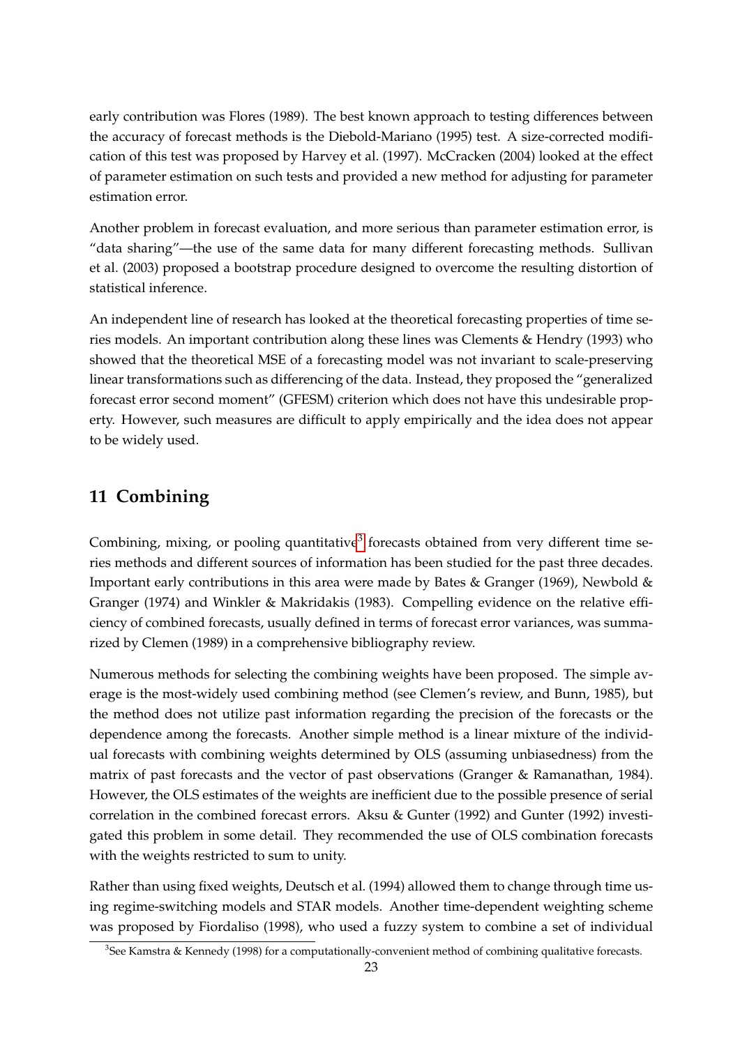early contribution was Flores (1989). The best known approach to testing differences between the accuracy of forecast methods is the Diebold-Mariano (1995) test. A size-corrected modification of this test was proposed by Harvey et al. (1997). McCracken (2004) looked at the effect of parameter estimation on such tests and provided a new method for adjusting for parameter estimation error.

Another problem in forecast evaluation, and more serious than parameter estimation error, is "data sharing"—the use of the same data for many different forecasting methods. Sullivan et al. (2003) proposed a bootstrap procedure designed to overcome the resulting distortion of statistical inference.

An independent line of research has looked at the theoretical forecasting properties of time series models. An important contribution along these lines was Clements & Hendry (1993) who showed that the theoretical MSE of a forecasting model was not invariant to scale-preserving linear transformations such as differencing of the data. Instead, they proposed the "generalized forecast error second moment" (GFESM) criterion which does not have this undesirable property. However, such measures are difficult to apply empirically and the idea does not appear to be widely used.

# 11 Combining

Combining, mixing, or pooling quantitative[3] forecasts obtained from very different time series methods and different sources of information has been studied for the past three decades. Important early contributions in this area were made by Bates & Granger (1969), Newbold & Granger (1974) and Winkler & Makridakis (1983). Compelling evidence on the relative efficiency of combined forecasts, usually defined in terms of forecast error variances, was summarized by Clemen (1989) in a comprehensive bibliography review.

Numerous methods for selecting the combining weights have been proposed. The simple average is the most-widely used combining method (see Clemen's review, and Bunn, 1985), but the method does not utilize past information regarding the precision of the forecasts or the dependence among the forecasts. Another simple method is a linear mixture of the individual forecasts with combining weights determined by OLS (assuming unbiasedness) from the matrix of past forecasts and the vector of past observations (Granger & Ramanathan, 1984). However, the OLS estimates of the weights are inefficient due to the possible presence of serial correlation in the combined forecast errors. Aksu & Gunter (1992) and Gunter (1992) investigated this problem in some detail. They recommended the use of OLS combination forecasts with the weights restricted to sum to unity.

Rather than using fixed weights, Deutsch et al. (1994) allowed them to change through time using regime-switching models and STAR models. Another time-dependent weighting scheme was proposed by Fiordaliso (1998), who used a fuzzy system to combine a set of individual

[3] See Kamstra & Kennedy (1998) for a computationally-convenient method of combining qualitative forecasts.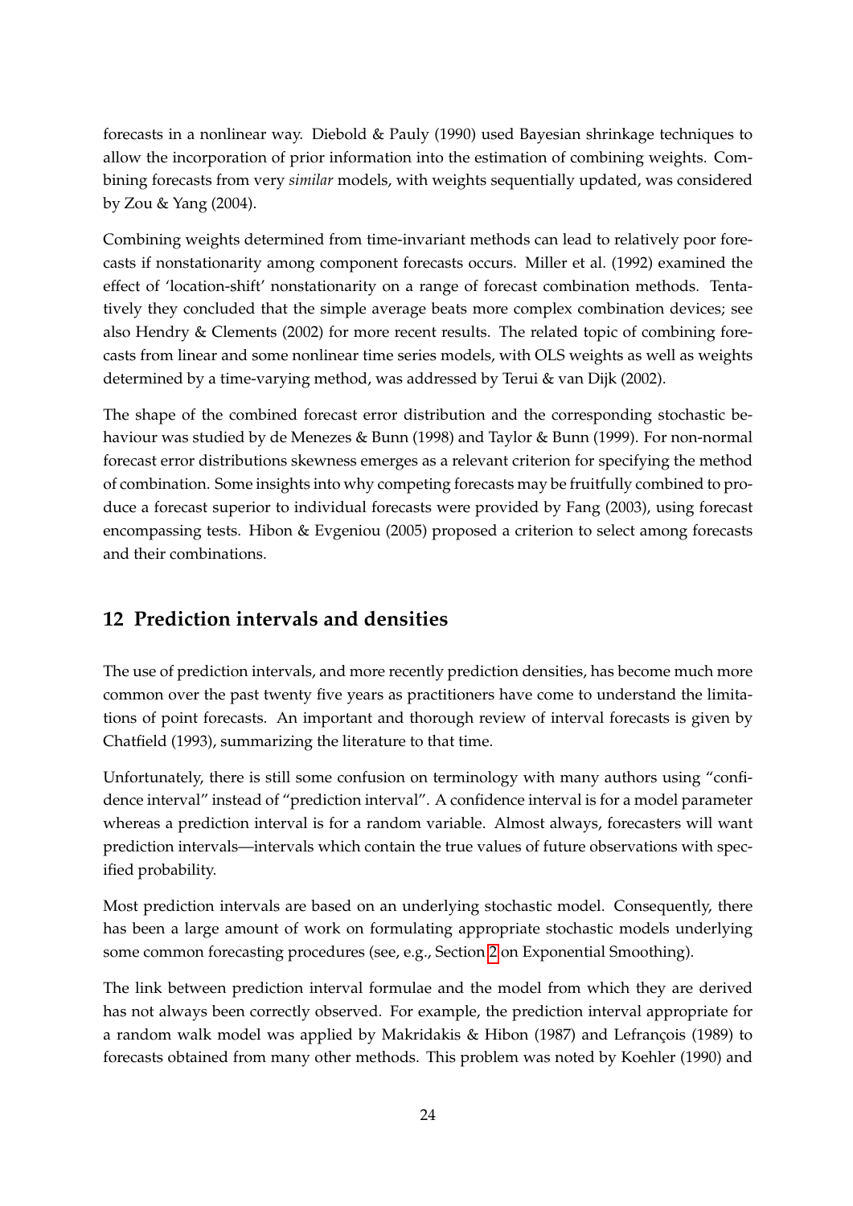forecasts in a nonlinear way. Diebold & Pauly (1990) used Bayesian shrinkage techniques to allow the incorporation of prior information into the estimation of combining weights. Combining forecasts from very *similar* models, with weights sequentially updated, was considered by Zou & Yang (2004).

Combining weights determined from time-invariant methods can lead to relatively poor forecasts if nonstationarity among component forecasts occurs. Miller et al. (1992) examined the effect of 'location-shift' nonstationarity on a range of forecast combination methods. Tentatively they concluded that the simple average beats more complex combination devices; see also Hendry & Clements (2002) for more recent results. The related topic of combining forecasts from linear and some nonlinear time series models, with OLS weights as well as weights determined by a time-varying method, was addressed by Terui & van Dijk (2002).

The shape of the combined forecast error distribution and the corresponding stochastic behaviour was studied by de Menezes & Bunn (1998) and Taylor & Bunn (1999). For non-normal forecast error distributions skewness emerges as a relevant criterion for specifying the method of combination. Some insights into why competing forecasts may be fruitfully combined to produce a forecast superior to individual forecasts were provided by Fang (2003), using forecast encompassing tests. Hibon & Evgeniou (2005) proposed a criterion to select among forecasts and their combinations.

## 12 Prediction intervals and densities

The use of prediction intervals, and more recently prediction densities, has become much more common over the past twenty five years as practitioners have come to understand the limitations of point forecasts. An important and thorough review of interval forecasts is given by Chatfield (1993), summarizing the literature to that time.

Unfortunately, there is still some confusion on terminology with many authors using "confidence interval" instead of "prediction interval". A confidence interval is for a model parameter whereas a prediction interval is for a random variable. Almost always, forecasters will want prediction intervals—intervals which contain the true values of future observations with specified probability.

Most prediction intervals are based on an underlying stochastic model. Consequently, there has been a large amount of work on formulating appropriate stochastic models underlying some common forecasting procedures (see, e.g., Section 2 on Exponential Smoothing).

The link between prediction interval formulae and the model from which they are derived has not always been correctly observed. For example, the prediction interval appropriate for a random walk model was applied by Makridakis & Hibon (1987) and Lefrançois (1989) to forecasts obtained from many other methods. This problem was noted by Koehler (1990) and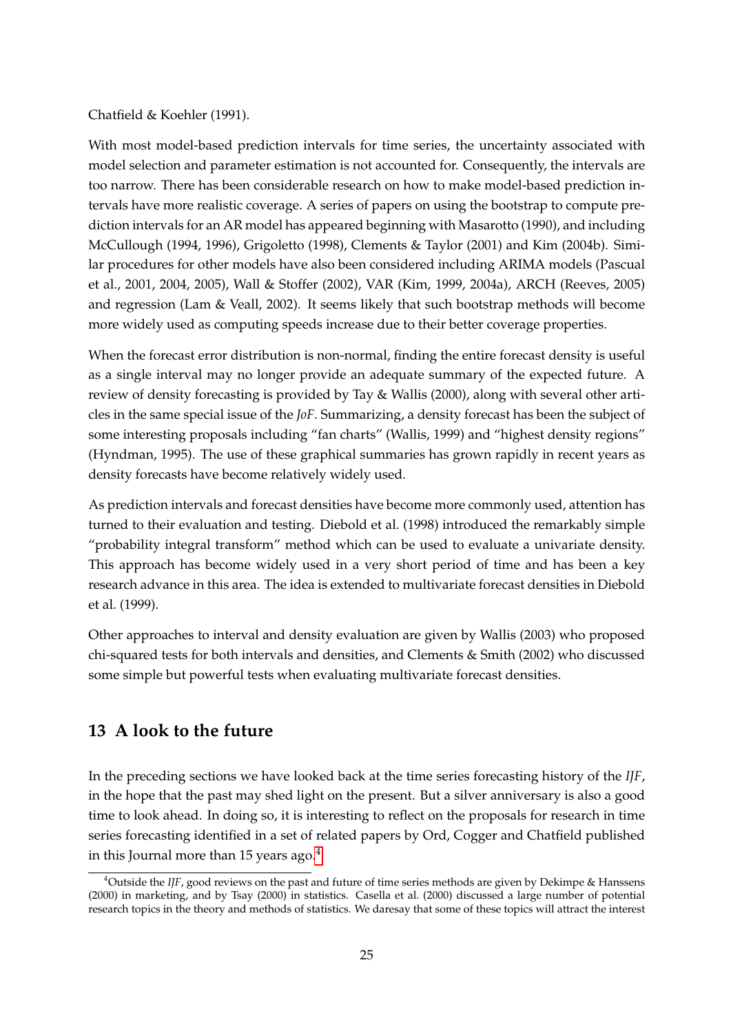Chatfield & Koehler (1991).

With most model-based prediction intervals for time series, the uncertainty associated with model selection and parameter estimation is not accounted for. Consequently, the intervals are too narrow. There has been considerable research on how to make model-based prediction intervals have more realistic coverage. A series of papers on using the bootstrap to compute prediction intervals for an AR model has appeared beginning with Masarotto (1990), and including McCullough (1994, 1996), Grigoletto (1998), Clements & Taylor (2001) and Kim (2004b). Similar procedures for other models have also been considered including ARIMA models (Pascual et al., 2001, 2004, 2005), Wall & Stoffer (2002), VAR (Kim, 1999, 2004a), ARCH (Reeves, 2005) and regression (Lam & Veall, 2002). It seems likely that such bootstrap methods will become more widely used as computing speeds increase due to their better coverage properties.

When the forecast error distribution is non-normal, finding the entire forecast density is useful as a single interval may no longer provide an adequate summary of the expected future. A review of density forecasting is provided by Tay & Wallis (2000), along with several other articles in the same special issue of the *JoF*. Summarizing, a density forecast has been the subject of some interesting proposals including "fan charts" (Wallis, 1999) and "highest density regions" (Hyndman, 1995). The use of these graphical summaries has grown rapidly in recent years as density forecasts have become relatively widely used.

As prediction intervals and forecast densities have become more commonly used, attention has turned to their evaluation and testing. Diebold et al. (1998) introduced the remarkably simple "probability integral transform" method which can be used to evaluate a univariate density. This approach has become widely used in a very short period of time and has been a key research advance in this area. The idea is extended to multivariate forecast densities in Diebold et al. (1999).

Other approaches to interval and density evaluation are given by Wallis (2003) who proposed chi-squared tests for both intervals and densities, and Clements & Smith (2002) who discussed some simple but powerful tests when evaluating multivariate forecast densities.

## 13 A look to the future

In the preceding sections we have looked back at the time series forecasting history of the *IJF*, in the hope that the past may shed light on the present. But a silver anniversary is also a good time to look ahead. In doing so, it is interesting to reflect on the proposals for research in time series forecasting identified in a set of related papers by Ord, Cogger and Chatfield published in this Journal more than 15 years ago.[4]

[4] Outside the *IJF*, good reviews on the past and future of time series methods are given by Dekimpe & Hanssens (2000) in marketing, and by Tsay (2000) in statistics. Casella et al. (2000) discussed a large number of potential research topics in the theory and methods of statistics. We daresay that some of these topics will attract the interest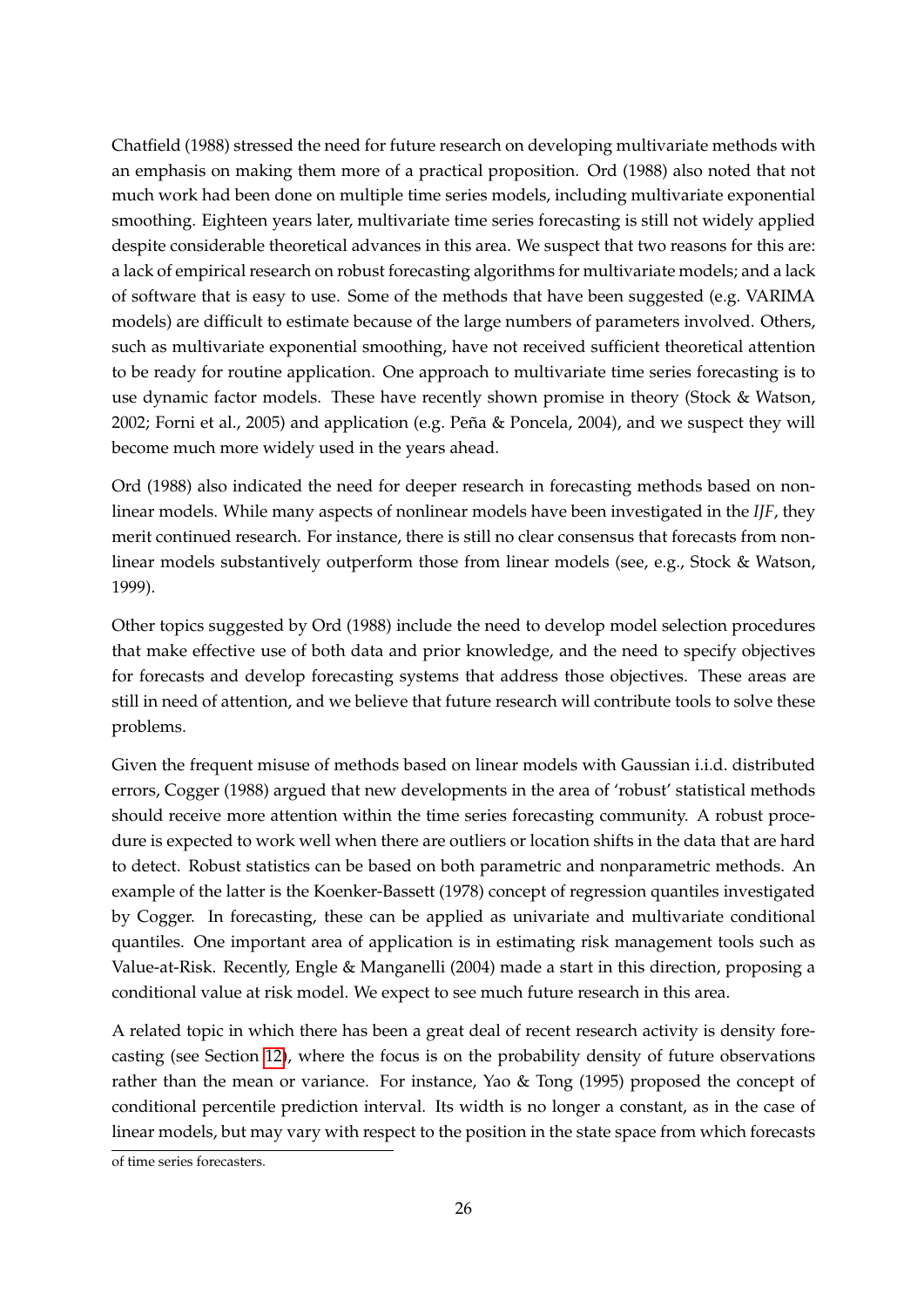Chatfield (1988) stressed the need for future research on developing multivariate methods with an emphasis on making them more of a practical proposition. Ord (1988) also noted that not much work had been done on multiple time series models, including multivariate exponential smoothing. Eighteen years later, multivariate time series forecasting is still not widely applied despite considerable theoretical advances in this area. We suspect that two reasons for this are: a lack of empirical research on robust forecasting algorithms for multivariate models; and a lack of software that is easy to use. Some of the methods that have been suggested (e.g. VARIMA models) are difficult to estimate because of the large numbers of parameters involved. Others, such as multivariate exponential smoothing, have not received sufficient theoretical attention to be ready for routine application. One approach to multivariate time series forecasting is to use dynamic factor models. These have recently shown promise in theory (Stock & Watson, 2002; Forni et al., 2005) and application (e.g. Peña & Poncela, 2004), and we suspect they will become much more widely used in the years ahead.

Ord (1988) also indicated the need for deeper research in forecasting methods based on nonlinear models. While many aspects of nonlinear models have been investigated in the *IJF*, they merit continued research. For instance, there is still no clear consensus that forecasts from nonlinear models substantively outperform those from linear models (see, e.g., Stock & Watson, 1999).

Other topics suggested by Ord (1988) include the need to develop model selection procedures that make effective use of both data and prior knowledge, and the need to specify objectives for forecasts and develop forecasting systems that address those objectives. These areas are still in need of attention, and we believe that future research will contribute tools to solve these problems.

Given the frequent misuse of methods based on linear models with Gaussian i.i.d. distributed errors, Cogger (1988) argued that new developments in the area of 'robust' statistical methods should receive more attention within the time series forecasting community. A robust procedure is expected to work well when there are outliers or location shifts in the data that are hard to detect. Robust statistics can be based on both parametric and nonparametric methods. An example of the latter is the Koenker-Bassett (1978) concept of regression quantiles investigated by Cogger. In forecasting, these can be applied as univariate and multivariate conditional quantiles. One important area of application is in estimating risk management tools such as Value-at-Risk. Recently, Engle & Manganelli (2004) made a start in this direction, proposing a conditional value at risk model. We expect to see much future research in this area.

A related topic in which there has been a great deal of recent research activity is density forecasting (see Section 12), where the focus is on the probability density of future observations rather than the mean or variance. For instance, Yao & Tong (1995) proposed the concept of conditional percentile prediction interval. Its width is no longer a constant, as in the case of linear models, but may vary with respect to the position in the state space from which forecasts

of time series forecasters.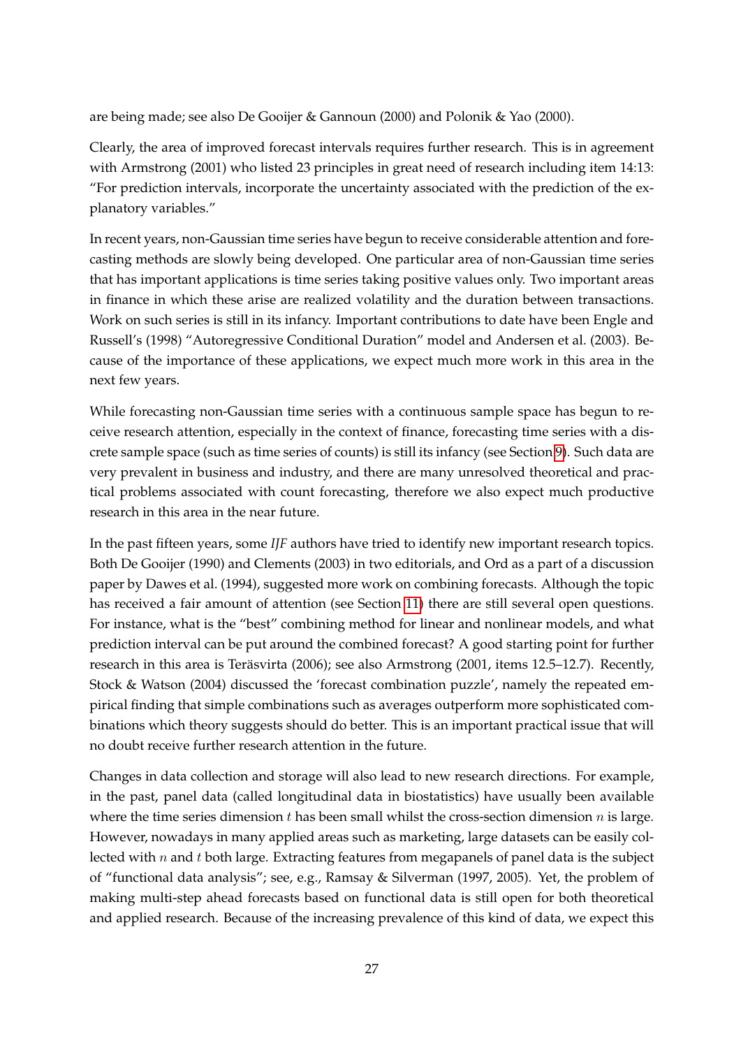are being made; see also De Gooijer & Gannoun (2000) and Polonik & Yao (2000).

Clearly, the area of improved forecast intervals requires further research. This is in agreement with Armstrong (2001) who listed 23 principles in great need of research including item 14:13: "For prediction intervals, incorporate the uncertainty associated with the prediction of the explanatory variables."

In recent years, non-Gaussian time series have begun to receive considerable attention and forecasting methods are slowly being developed. One particular area of non-Gaussian time series that has important applications is time series taking positive values only. Two important areas in finance in which these arise are realized volatility and the duration between transactions. Work on such series is still in its infancy. Important contributions to date have been Engle and Russell's (1998) "Autoregressive Conditional Duration" model and Andersen et al. (2003). Because of the importance of these applications, we expect much more work in this area in the next few years.

While forecasting non-Gaussian time series with a continuous sample space has begun to receive research attention, especially in the context of finance, forecasting time series with a discrete sample space (such as time series of counts) is still its infancy (see Section 9). Such data are very prevalent in business and industry, and there are many unresolved theoretical and practical problems associated with count forecasting, therefore we also expect much productive research in this area in the near future.

In the past fifteen years, some *IJF* authors have tried to identify new important research topics. Both De Gooijer (1990) and Clements (2003) in two editorials, and Ord as a part of a discussion paper by Dawes et al. (1994), suggested more work on combining forecasts. Although the topic has received a fair amount of attention (see Section 11) there are still several open questions. For instance, what is the "best" combining method for linear and nonlinear models, and what prediction interval can be put around the combined forecast? A good starting point for further research in this area is Teräsvirta (2006); see also Armstrong (2001, items 12.5–12.7). Recently, Stock & Watson (2004) discussed the 'forecast combination puzzle', namely the repeated empirical finding that simple combinations such as averages outperform more sophisticated combinations which theory suggests should do better. This is an important practical issue that will no doubt receive further research attention in the future.

Changes in data collection and storage will also lead to new research directions. For example, in the past, panel data (called longitudinal data in biostatistics) have usually been available where the time series dimension $t$ has been small whilst the cross-section dimension $n$ is large. However, nowadays in many applied areas such as marketing, large datasets can be easily collected with $n$ and $t$ both large. Extracting features from megapanels of panel data is the subject of "functional data analysis"; see, e.g., Ramsay & Silverman (1997, 2005). Yet, the problem of making multi-step ahead forecasts based on functional data is still open for both theoretical and applied research. Because of the increasing prevalence of this kind of data, we expect this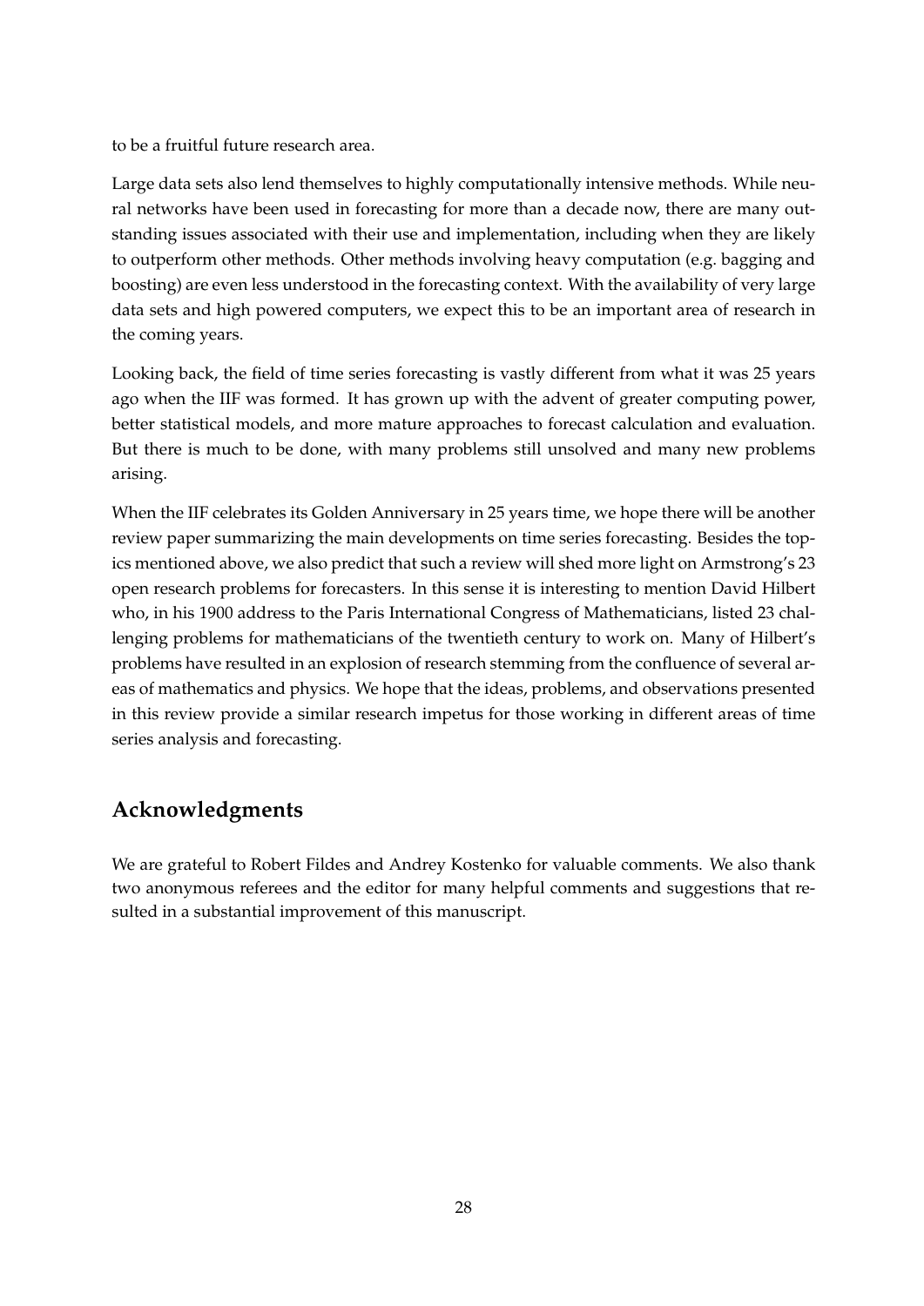to be a fruitful future research area.

Large data sets also lend themselves to highly computationally intensive methods. While neural networks have been used in forecasting for more than a decade now, there are many outstanding issues associated with their use and implementation, including when they are likely to outperform other methods. Other methods involving heavy computation (e.g. bagging and boosting) are even less understood in the forecasting context. With the availability of very large data sets and high powered computers, we expect this to be an important area of research in the coming years.

Looking back, the field of time series forecasting is vastly different from what it was 25 years ago when the IIF was formed. It has grown up with the advent of greater computing power, better statistical models, and more mature approaches to forecast calculation and evaluation. But there is much to be done, with many problems still unsolved and many new problems arising.

When the IIF celebrates its Golden Anniversary in 25 years time, we hope there will be another review paper summarizing the main developments on time series forecasting. Besides the topics mentioned above, we also predict that such a review will shed more light on Armstrong's 23 open research problems for forecasters. In this sense it is interesting to mention David Hilbert who, in his 1900 address to the Paris International Congress of Mathematicians, listed 23 challenging problems for mathematicians of the twentieth century to work on. Many of Hilbert's problems have resulted in an explosion of research stemming from the confluence of several areas of mathematics and physics. We hope that the ideas, problems, and observations presented in this review provide a similar research impetus for those working in different areas of time series analysis and forecasting.

## Acknowledgments

We are grateful to Robert Fildes and Andrey Kostenko for valuable comments. We also thank two anonymous referees and the editor for many helpful comments and suggestions that resulted in a substantial improvement of this manuscript.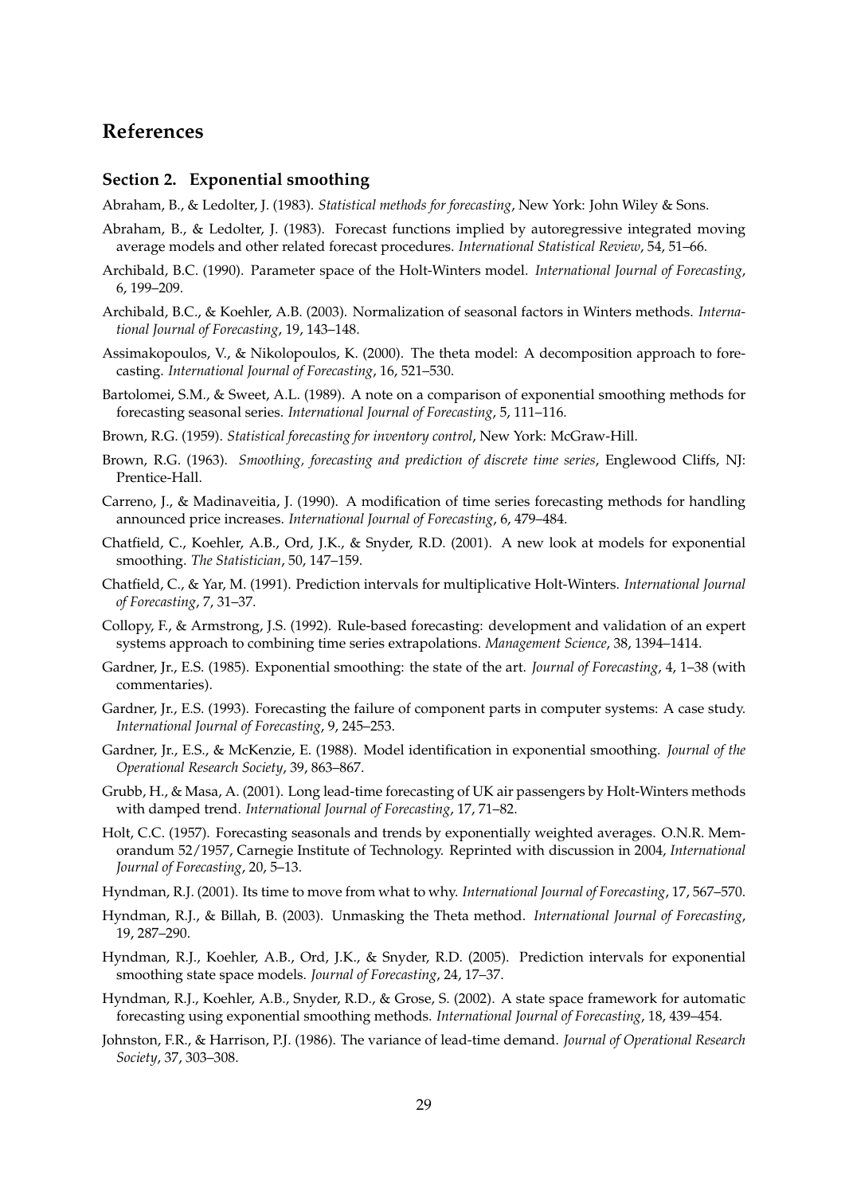## References

### Section 2. Exponential smoothing

Abraham, B., & Ledolter, J. (1983). *Statistical methods for forecasting*, New York: John Wiley & Sons.

Abraham, B., & Ledolter, J. (1983). Forecast functions implied by autoregressive integrated moving average models and other related forecast procedures. *International Statistical Review*, 54, 51–66.

Archibald, B.C. (1990). Parameter space of the Holt-Winters model. *International Journal of Forecasting*, 6, 199–209.

Archibald, B.C., & Koehler, A.B. (2003). Normalization of seasonal factors in Winters methods. *International Journal of Forecasting*, 19, 143–148.

Assimakopoulos, V., & Nikolopoulos, K. (2000). The theta model: A decomposition approach to forecasting. *International Journal of Forecasting*, 16, 521–530.

Bartolomei, S.M., & Sweet, A.L. (1989). A note on a comparison of exponential smoothing methods for forecasting seasonal series. *International Journal of Forecasting*, 5, 111–116.

Brown, R.G. (1959). *Statistical forecasting for inventory control*, New York: McGraw-Hill.

Brown, R.G. (1963). *Smoothing, forecasting and prediction of discrete time series*, Englewood Cliffs, NJ: Prentice-Hall.

Carreno, J., & Madinaveitia, J. (1990). A modification of time series forecasting methods for handling announced price increases. *International Journal of Forecasting*, 6, 479–484.

Chatfield, C., Koehler, A.B., Ord, J.K., & Snyder, R.D. (2001). A new look at models for exponential smoothing. *The Statistician*, 50, 147–159.

Chatfield, C., & Yar, M. (1991). Prediction intervals for multiplicative Holt-Winters. *International Journal of Forecasting*, 7, 31–37.

Collopy, F., & Armstrong, J.S. (1992). Rule-based forecasting: development and validation of an expert systems approach to combining time series extrapolations. *Management Science*, 38, 1394–1414.

Gardner, Jr., E.S. (1985). Exponential smoothing: the state of the art. *Journal of Forecasting*, 4, 1–38 (with commentaries).

Gardner, Jr., E.S. (1993). Forecasting the failure of component parts in computer systems: A case study. *International Journal of Forecasting*, 9, 245–253.

Gardner, Jr., E.S., & McKenzie, E. (1988). Model identification in exponential smoothing. *Journal of the Operational Research Society*, 39, 863–867.

Grubb, H., & Masa, A. (2001). Long lead-time forecasting of UK air passengers by Holt-Winters methods with damped trend. *International Journal of Forecasting*, 17, 71–82.

Holt, C.C. (1957). Forecasting seasonals and trends by exponentially weighted averages. O.N.R. Memorandum 52/1957, Carnegie Institute of Technology. Reprinted with discussion in 2004, *International Journal of Forecasting*, 20, 5–13.

Hyndman, R.J. (2001). Its time to move from what to why. *International Journal of Forecasting*, 17, 567–570.

Hyndman, R.J., & Billah, B. (2003). Unmasking the Theta method. *International Journal of Forecasting*, 19, 287–290.

Hyndman, R.J., Koehler, A.B., Ord, J.K., & Snyder, R.D. (2005). Prediction intervals for exponential smoothing state space models. *Journal of Forecasting*, 24, 17–37.

Hyndman, R.J., Koehler, A.B., Snyder, R.D., & Grose, S. (2002). A state space framework for automatic forecasting using exponential smoothing methods. *International Journal of Forecasting*, 18, 439–454.

Johnston, F.R., & Harrison, P.J. (1986). The variance of lead-time demand. *Journal of Operational Research Society*, 37, 303–308.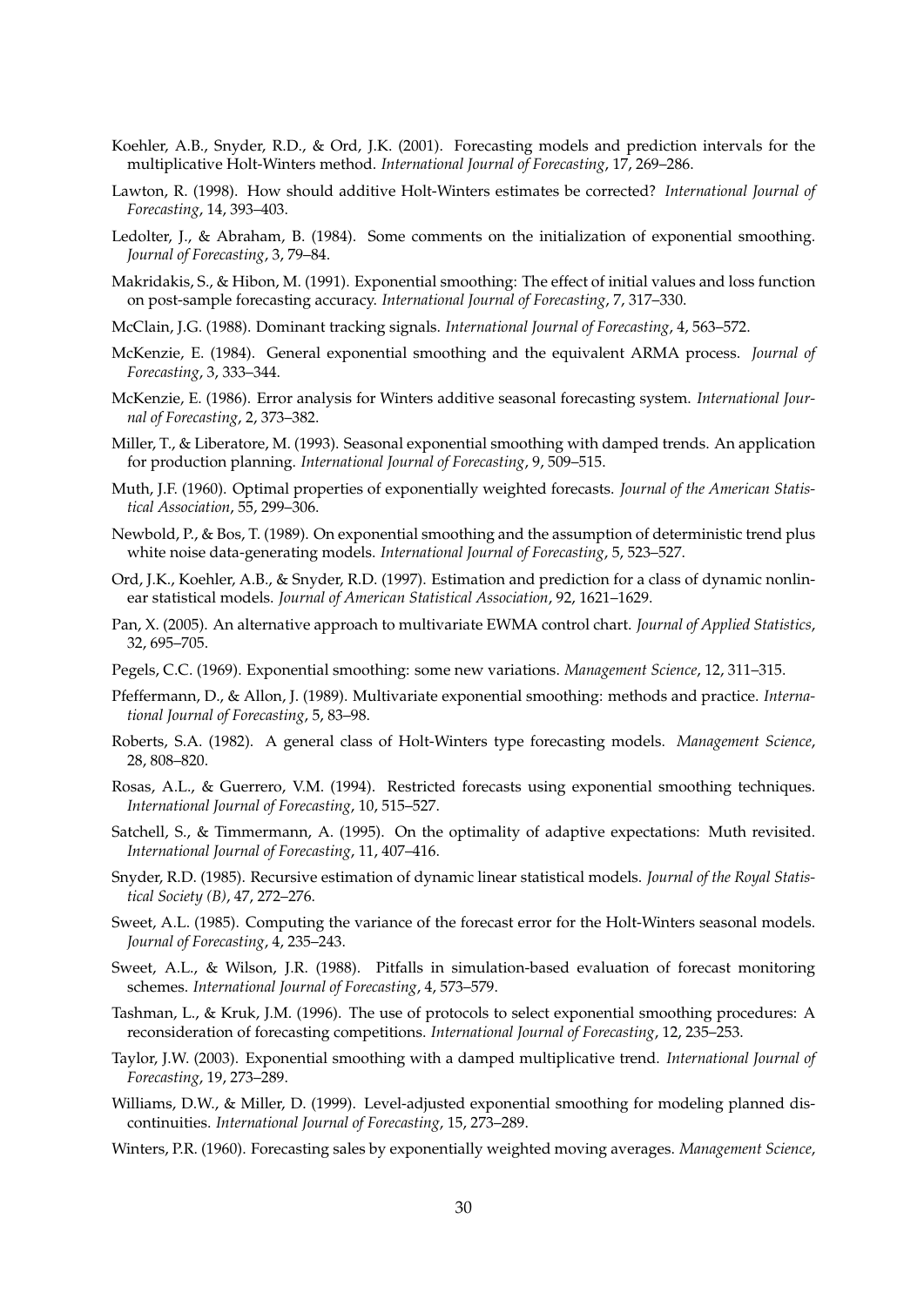Koehler, A.B., Snyder, R.D., & Ord, J.K. (2001). Forecasting models and prediction intervals for the multiplicative Holt-Winters method. *International Journal of Forecasting*, 17, 269–286.

Lawton, R. (1998). How should additive Holt-Winters estimates be corrected? *International Journal of Forecasting*, 14, 393–403.

Ledolter, J., & Abraham, B. (1984). Some comments on the initialization of exponential smoothing. *Journal of Forecasting*, 3, 79–84.

Makridakis, S., & Hibon, M. (1991). Exponential smoothing: The effect of initial values and loss function on post-sample forecasting accuracy. *International Journal of Forecasting*, 7, 317–330.

McClain, J.G. (1988). Dominant tracking signals. *International Journal of Forecasting*, 4, 563–572.

McKenzie, E. (1984). General exponential smoothing and the equivalent ARMA process. *Journal of Forecasting*, 3, 333–344.

McKenzie, E. (1986). Error analysis for Winters additive seasonal forecasting system. *International Journal of Forecasting*, 2, 373–382.

Miller, T., & Liberatore, M. (1993). Seasonal exponential smoothing with damped trends. An application for production planning. *International Journal of Forecasting*, 9, 509–515.

Muth, J.F. (1960). Optimal properties of exponentially weighted forecasts. *Journal of the American Statistical Association*, 55, 299–306.

Newbold, P., & Bos, T. (1989). On exponential smoothing and the assumption of deterministic trend plus white noise data-generating models. *International Journal of Forecasting*, 5, 523–527.

Ord, J.K., Koehler, A.B., & Snyder, R.D. (1997). Estimation and prediction for a class of dynamic nonlinear statistical models. *Journal of American Statistical Association*, 92, 1621–1629.

Pan, X. (2005). An alternative approach to multivariate EWMA control chart. *Journal of Applied Statistics*, 32, 695–705.

Pegels, C.C. (1969). Exponential smoothing: some new variations. *Management Science*, 12, 311–315.

Pfeffermann, D., & Allon, J. (1989). Multivariate exponential smoothing: methods and practice. *International Journal of Forecasting*, 5, 83–98.

Roberts, S.A. (1982). A general class of Holt-Winters type forecasting models. *Management Science*, 28, 808–820.

Rosas, A.L., & Guerrero, V.M. (1994). Restricted forecasts using exponential smoothing techniques. *International Journal of Forecasting*, 10, 515–527.

Satchell, S., & Timmermann, A. (1995). On the optimality of adaptive expectations: Muth revisited. *International Journal of Forecasting*, 11, 407–416.

Snyder, R.D. (1985). Recursive estimation of dynamic linear statistical models. *Journal of the Royal Statistical Society (B)*, 47, 272–276.

Sweet, A.L. (1985). Computing the variance of the forecast error for the Holt-Winters seasonal models. *Journal of Forecasting*, 4, 235–243.

Sweet, A.L., & Wilson, J.R. (1988). Pitfalls in simulation-based evaluation of forecast monitoring schemes. *International Journal of Forecasting*, 4, 573–579.

Tashman, L., & Kruk, J.M. (1996). The use of protocols to select exponential smoothing procedures: A reconsideration of forecasting competitions. *International Journal of Forecasting*, 12, 235–253.

Taylor, J.W. (2003). Exponential smoothing with a damped multiplicative trend. *International Journal of Forecasting*, 19, 273–289.

Williams, D.W., & Miller, D. (1999). Level-adjusted exponential smoothing for modeling planned discontinuities. *International Journal of Forecasting*, 15, 273–289.

Winters, P.R. (1960). Forecasting sales by exponentially weighted moving averages. *Management Science*,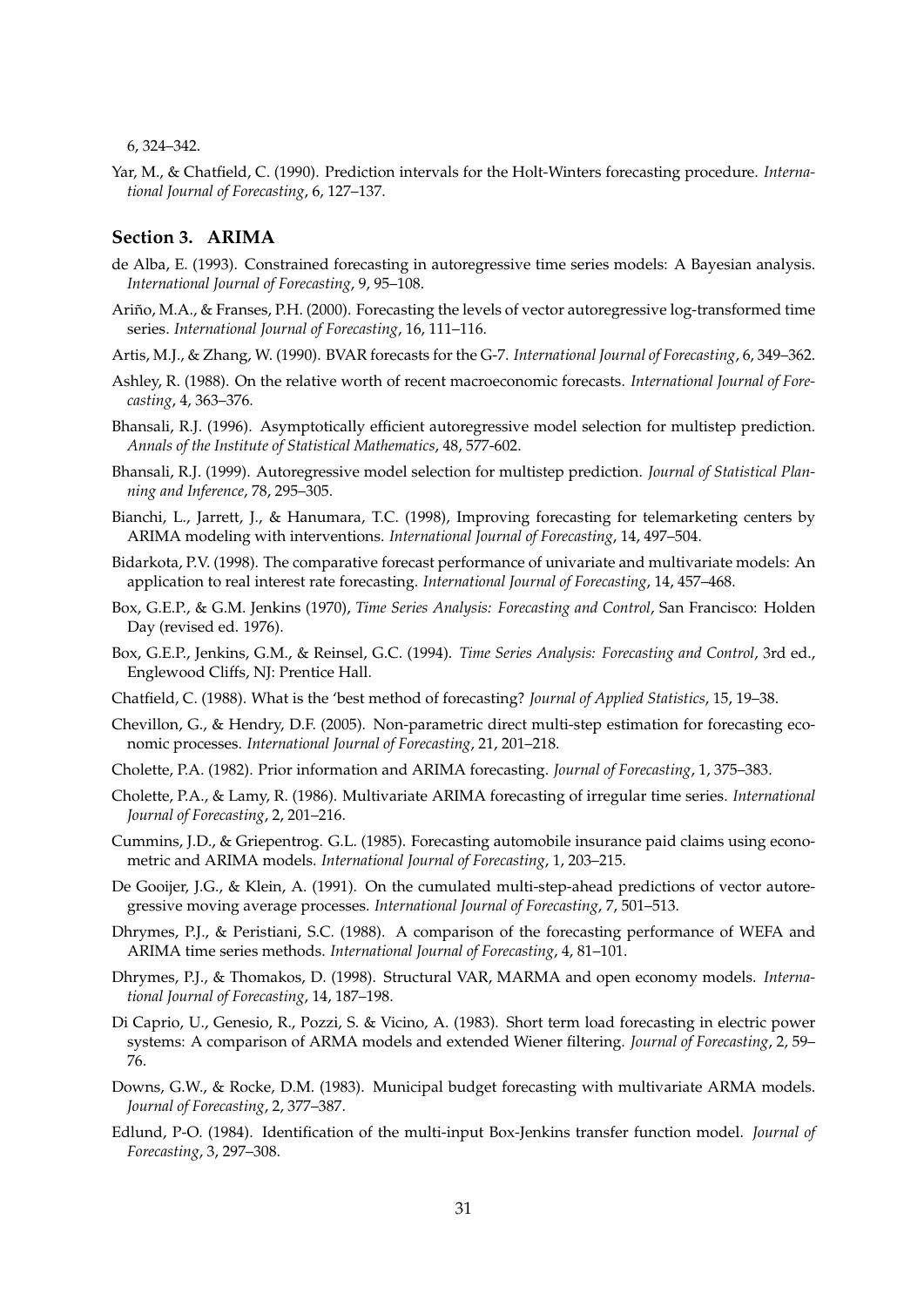6, 324–342.

Yar, M., & Chatfield, C. (1990). Prediction intervals for the Holt-Winters forecasting procedure. *International Journal of Forecasting*, 6, 127–137.

## Section 3. ARIMA

de Alba, E. (1993). Constrained forecasting in autoregressive time series models: A Bayesian analysis. *International Journal of Forecasting*, 9, 95–108.

Ariño, M.A., & Franses, P.H. (2000). Forecasting the levels of vector autoregressive log-transformed time series. *International Journal of Forecasting*, 16, 111–116.

Artis, M.J., & Zhang, W. (1990). BVAR forecasts for the G-7. *International Journal of Forecasting*, 6, 349–362.

Ashley, R. (1988). On the relative worth of recent macroeconomic forecasts. *International Journal of Forecasting*, 4, 363–376.

Bhansali, R.J. (1996). Asymptotically efficient autoregressive model selection for multistep prediction. *Annals of the Institute of Statistical Mathematics*, 48, 577-602.

Bhansali, R.J. (1999). Autoregressive model selection for multistep prediction. *Journal of Statistical Planning and Inference*, 78, 295–305.

Bianchi, L., Jarrett, J., & Hanumara, T.C. (1998), Improving forecasting for telemarketing centers by ARIMA modeling with interventions. *International Journal of Forecasting*, 14, 497–504.

Bidarkota, P.V. (1998). The comparative forecast performance of univariate and multivariate models: An application to real interest rate forecasting. *International Journal of Forecasting*, 14, 457–468.

Box, G.E.P., & G.M. Jenkins (1970), *Time Series Analysis: Forecasting and Control*, San Francisco: Holden Day (revised ed. 1976).

Box, G.E.P., Jenkins, G.M., & Reinsel, G.C. (1994). *Time Series Analysis: Forecasting and Control*, 3rd ed., Englewood Cliffs, NJ: Prentice Hall.

Chatfield, C. (1988). What is the 'best method of forecasting? *Journal of Applied Statistics*, 15, 19–38.

Chevillon, G., & Hendry, D.F. (2005). Non-parametric direct multi-step estimation for forecasting economic processes. *International Journal of Forecasting*, 21, 201–218.

Cholette, P.A. (1982). Prior information and ARIMA forecasting. *Journal of Forecasting*, 1, 375–383.

Cholette, P.A., & Lamy, R. (1986). Multivariate ARIMA forecasting of irregular time series. *International Journal of Forecasting*, 2, 201–216.

Cummins, J.D., & Griepentrog. G.L. (1985). Forecasting automobile insurance paid claims using econometric and ARIMA models. *International Journal of Forecasting*, 1, 203–215.

De Gooijer, J.G., & Klein, A. (1991). On the cumulated multi-step-ahead predictions of vector autoregressive moving average processes. *International Journal of Forecasting*, 7, 501–513.

Dhrymes, P.J., & Peristiani, S.C. (1988). A comparison of the forecasting performance of WEFA and ARIMA time series methods. *International Journal of Forecasting*, 4, 81–101.

Dhrymes, P.J., & Thomakos, D. (1998). Structural VAR, MARMA and open economy models. *International Journal of Forecasting*, 14, 187–198.

Di Caprio, U., Genesio, R., Pozzi, S. & Vicino, A. (1983). Short term load forecasting in electric power systems: A comparison of ARMA models and extended Wiener filtering. *Journal of Forecasting*, 2, 59–76.

Downs, G.W., & Rocke, D.M. (1983). Municipal budget forecasting with multivariate ARMA models. *Journal of Forecasting*, 2, 377–387.

Edlund, P-O. (1984). Identification of the multi-input Box-Jenkins transfer function model. *Journal of Forecasting*, 3, 297–308.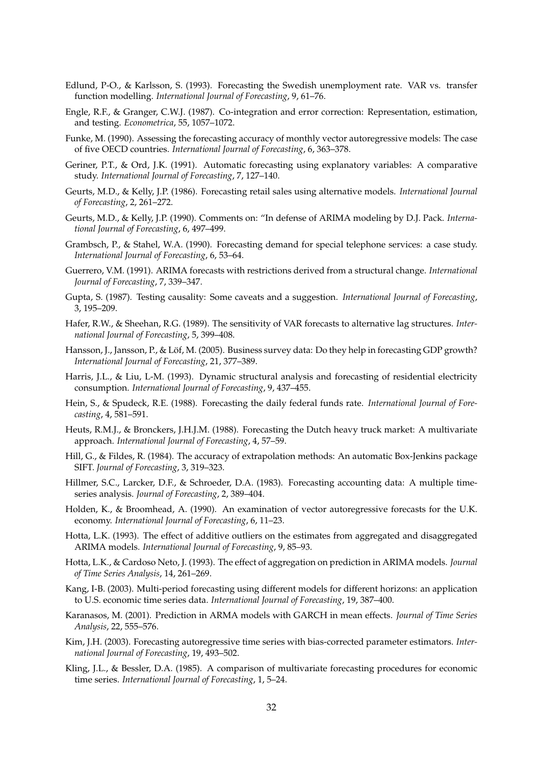Edlund, P-O., & Karlsson, S. (1993). Forecasting the Swedish unemployment rate. VAR vs. transfer function modelling. *International Journal of Forecasting*, 9, 61–76.

Engle, R.F., & Granger, C.W.J. (1987). Co-integration and error correction: Representation, estimation, and testing. *Econometrica*, 55, 1057–1072.

Funke, M. (1990). Assessing the forecasting accuracy of monthly vector autoregressive models: The case of five OECD countries. *International Journal of Forecasting*, 6, 363–378.

Geriner, P.T., & Ord, J.K. (1991). Automatic forecasting using explanatory variables: A comparative study. *International Journal of Forecasting*, 7, 127–140.

Geurts, M.D., & Kelly, J.P. (1986). Forecasting retail sales using alternative models. *International Journal of Forecasting*, 2, 261–272.

Geurts, M.D., & Kelly, J.P. (1990). Comments on: "In defense of ARIMA modeling by D.J. Pack. *International Journal of Forecasting*, 6, 497–499.

Grambsch, P., & Stahel, W.A. (1990). Forecasting demand for special telephone services: a case study. *International Journal of Forecasting*, 6, 53–64.

Guerrero, V.M. (1991). ARIMA forecasts with restrictions derived from a structural change. *International Journal of Forecasting*, 7, 339–347.

Gupta, S. (1987). Testing causality: Some caveats and a suggestion. *International Journal of Forecasting*, 3, 195–209.

Hafer, R.W., & Sheehan, R.G. (1989). The sensitivity of VAR forecasts to alternative lag structures. *International Journal of Forecasting*, 5, 399–408.

Hansson, J., Jansson, P., & Löf, M. (2005). Business survey data: Do they help in forecasting GDP growth? *International Journal of Forecasting*, 21, 377–389.

Harris, J.L., & Liu, L-M. (1993). Dynamic structural analysis and forecasting of residential electricity consumption. *International Journal of Forecasting*, 9, 437–455.

Hein, S., & Spudeck, R.E. (1988). Forecasting the daily federal funds rate. *International Journal of Forecasting*, 4, 581–591.

Heuts, R.M.J., & Bronckers, J.H.J.M. (1988). Forecasting the Dutch heavy truck market: A multivariate approach. *International Journal of Forecasting*, 4, 57–59.

Hill, G., & Fildes, R. (1984). The accuracy of extrapolation methods: An automatic Box-Jenkins package SIFT. *Journal of Forecasting*, 3, 319–323.

Hillmer, S.C., Larcker, D.F., & Schroeder, D.A. (1983). Forecasting accounting data: A multiple time-series analysis. *Journal of Forecasting*, 2, 389–404.

Holden, K., & Broomhead, A. (1990). An examination of vector autoregressive forecasts for the U.K. economy. *International Journal of Forecasting*, 6, 11–23.

Hotta, L.K. (1993). The effect of additive outliers on the estimates from aggregated and disaggregated ARIMA models. *International Journal of Forecasting*, 9, 85–93.

Hotta, L.K., & Cardoso Neto, J. (1993). The effect of aggregation on prediction in ARIMA models. *Journal of Time Series Analysis*, 14, 261–269.

Kang, I-B. (2003). Multi-period forecasting using different models for different horizons: an application to U.S. economic time series data. *International Journal of Forecasting*, 19, 387–400.

Karanasos, M. (2001). Prediction in ARMA models with GARCH in mean effects. *Journal of Time Series Analysis*, 22, 555–576.

Kim, J.H. (2003). Forecasting autoregressive time series with bias-corrected parameter estimators. *International Journal of Forecasting*, 19, 493–502.

Kling, J.L., & Bessler, D.A. (1985). A comparison of multivariate forecasting procedures for economic time series. *International Journal of Forecasting*, 1, 5–24.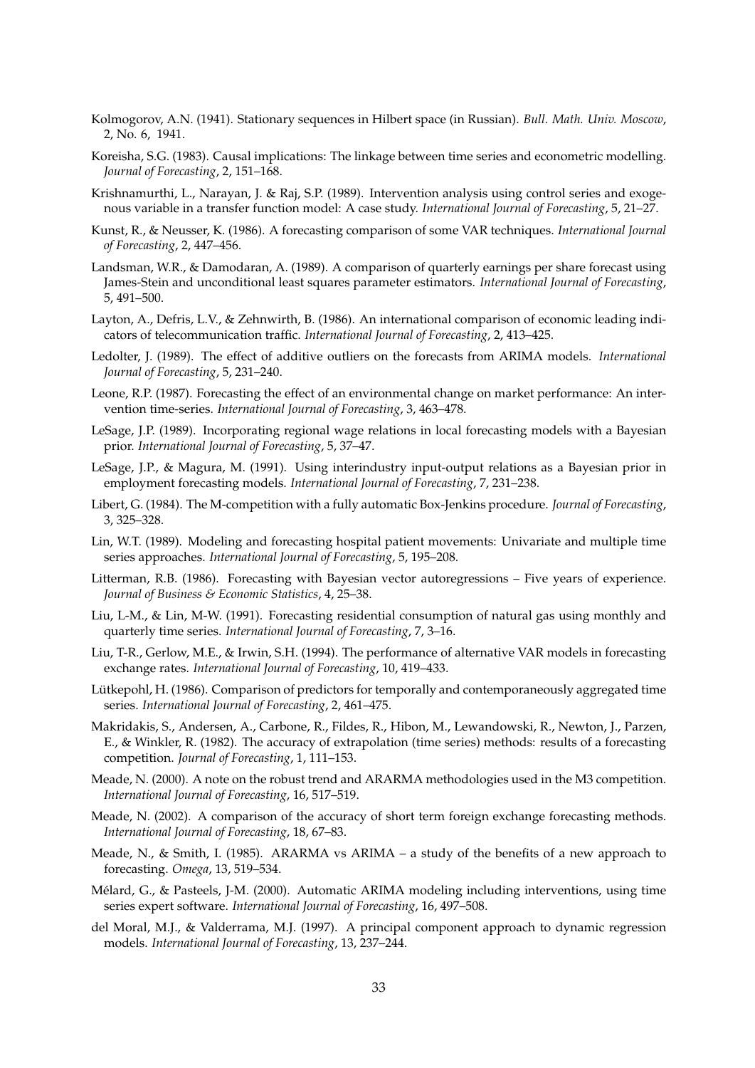Kolmogorov, A.N. (1941). Stationary sequences in Hilbert space (in Russian). *Bull. Math. Univ. Moscow*, 2, No. 6, 1941.

Koreisha, S.G. (1983). Causal implications: The linkage between time series and econometric modelling. *Journal of Forecasting*, 2, 151–168.

Krishnamurthi, L., Narayan, J. & Raj, S.P. (1989). Intervention analysis using control series and exogenous variable in a transfer function model: A case study. *International Journal of Forecasting*, 5, 21–27.

Kunst, R., & Neusser, K. (1986). A forecasting comparison of some VAR techniques. *International Journal of Forecasting*, 2, 447–456.

Landsman, W.R., & Damodaran, A. (1989). A comparison of quarterly earnings per share forecast using James-Stein and unconditional least squares parameter estimators. *International Journal of Forecasting*, 5, 491–500.

Layton, A., Defris, L.V., & Zehnwirth, B. (1986). An international comparison of economic leading indicators of telecommunication traffic. *International Journal of Forecasting*, 2, 413–425.

Ledolter, J. (1989). The effect of additive outliers on the forecasts from ARIMA models. *International Journal of Forecasting*, 5, 231–240.

Leone, R.P. (1987). Forecasting the effect of an environmental change on market performance: An intervention time-series. *International Journal of Forecasting*, 3, 463–478.

LeSage, J.P. (1989). Incorporating regional wage relations in local forecasting models with a Bayesian prior. *International Journal of Forecasting*, 5, 37–47.

LeSage, J.P., & Magura, M. (1991). Using interindustry input-output relations as a Bayesian prior in employment forecasting models. *International Journal of Forecasting*, 7, 231–238.

Libert, G. (1984). The M-competition with a fully automatic Box-Jenkins procedure. *Journal of Forecasting*, 3, 325–328.

Lin, W.T. (1989). Modeling and forecasting hospital patient movements: Univariate and multiple time series approaches. *International Journal of Forecasting*, 5, 195–208.

Litterman, R.B. (1986). Forecasting with Bayesian vector autoregressions – Five years of experience. *Journal of Business & Economic Statistics*, 4, 25–38.

Liu, L-M., & Lin, M-W. (1991). Forecasting residential consumption of natural gas using monthly and quarterly time series. *International Journal of Forecasting*, 7, 3–16.

Liu, T-R., Gerlow, M.E., & Irwin, S.H. (1994). The performance of alternative VAR models in forecasting exchange rates. *International Journal of Forecasting*, 10, 419–433.

Lütkepohl, H. (1986). Comparison of predictors for temporally and contemporaneously aggregated time series. *International Journal of Forecasting*, 2, 461–475.

Makridakis, S., Andersen, A., Carbone, R., Fildes, R., Hibon, M., Lewandowski, R., Newton, J., Parzen, E., & Winkler, R. (1982). The accuracy of extrapolation (time series) methods: results of a forecasting competition. *Journal of Forecasting*, 1, 111–153.

Meade, N. (2000). A note on the robust trend and ARARMA methodologies used in the M3 competition. *International Journal of Forecasting*, 16, 517–519.

Meade, N. (2002). A comparison of the accuracy of short term foreign exchange forecasting methods. *International Journal of Forecasting*, 18, 67–83.

Meade, N., & Smith, I. (1985). ARARMA vs ARIMA – a study of the benefits of a new approach to forecasting. *Omega*, 13, 519–534.

Mélard, G., & Pasteels, J-M. (2000). Automatic ARIMA modeling including interventions, using time series expert software. *International Journal of Forecasting*, 16, 497–508.

del Moral, M.J., & Valderrama, M.J. (1997). A principal component approach to dynamic regression models. *International Journal of Forecasting*, 13, 237–244.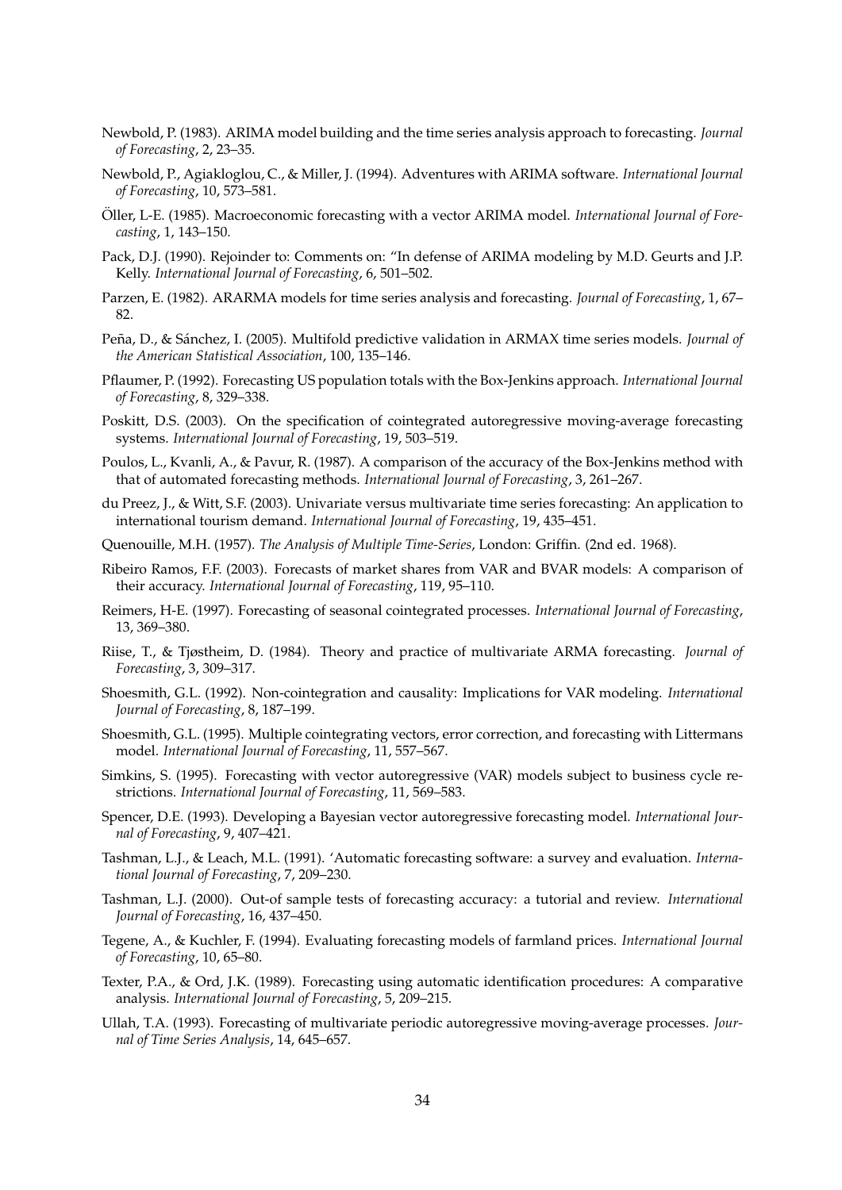Newbold, P. (1983). ARIMA model building and the time series analysis approach to forecasting. *Journal of Forecasting*, 2, 23–35.

Newbold, P., Agiakloglou, C., & Miller, J. (1994). Adventures with ARIMA software. *International Journal of Forecasting*, 10, 573–581.

Öller, L-E. (1985). Macroeconomic forecasting with a vector ARIMA model. *International Journal of Forecasting*, 1, 143–150.

Pack, D.J. (1990). Rejoinder to: Comments on: "In defense of ARIMA modeling by M.D. Geurts and J.P. Kelly. *International Journal of Forecasting*, 6, 501–502.

Parzen, E. (1982). ARARMA models for time series analysis and forecasting. *Journal of Forecasting*, 1, 67–82.

Peña, D., & Sánchez, I. (2005). Multifold predictive validation in ARMAX time series models. *Journal of the American Statistical Association*, 100, 135–146.

Pflaumer, P. (1992). Forecasting US population totals with the Box-Jenkins approach. *International Journal of Forecasting*, 8, 329–338.

Poskitt, D.S. (2003). On the specification of cointegrated autoregressive moving-average forecasting systems. *International Journal of Forecasting*, 19, 503–519.

Poulos, L., Kvanli, A., & Pavur, R. (1987). A comparison of the accuracy of the Box-Jenkins method with that of automated forecasting methods. *International Journal of Forecasting*, 3, 261–267.

du Preez, J., & Witt, S.F. (2003). Univariate versus multivariate time series forecasting: An application to international tourism demand. *International Journal of Forecasting*, 19, 435–451.

Quenouille, M.H. (1957). *The Analysis of Multiple Time-Series*, London: Griffin. (2nd ed. 1968).

Ribeiro Ramos, F.F. (2003). Forecasts of market shares from VAR and BVAR models: A comparison of their accuracy. *International Journal of Forecasting*, 119, 95–110.

Reimers, H-E. (1997). Forecasting of seasonal cointegrated processes. *International Journal of Forecasting*, 13, 369–380.

Riise, T., & Tjøstheim, D. (1984). Theory and practice of multivariate ARMA forecasting. *Journal of Forecasting*, 3, 309–317.

Shoesmith, G.L. (1992). Non-cointegration and causality: Implications for VAR modeling. *International Journal of Forecasting*, 8, 187–199.

Shoesmith, G.L. (1995). Multiple cointegrating vectors, error correction, and forecasting with Littermans model. *International Journal of Forecasting*, 11, 557–567.

Simkins, S. (1995). Forecasting with vector autoregressive (VAR) models subject to business cycle restrictions. *International Journal of Forecasting*, 11, 569–583.

Spencer, D.E. (1993). Developing a Bayesian vector autoregressive forecasting model. *International Journal of Forecasting*, 9, 407–421.

Tashman, L.J., & Leach, M.L. (1991). 'Automatic forecasting software: a survey and evaluation. *International Journal of Forecasting*, 7, 209–230.

Tashman, L.J. (2000). Out-of sample tests of forecasting accuracy: a tutorial and review. *International Journal of Forecasting*, 16, 437–450.

Tegene, A., & Kuchler, F. (1994). Evaluating forecasting models of farmland prices. *International Journal of Forecasting*, 10, 65–80.

Texter, P.A., & Ord, J.K. (1989). Forecasting using automatic identification procedures: A comparative analysis. *International Journal of Forecasting*, 5, 209–215.

Ullah, T.A. (1993). Forecasting of multivariate periodic autoregressive moving-average processes. *Journal of Time Series Analysis*, 14, 645–657.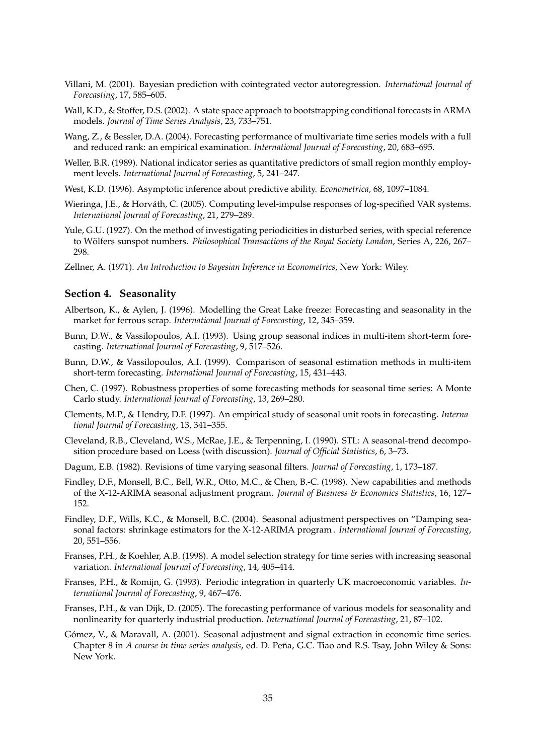Villani, M. (2001). Bayesian prediction with cointegrated vector autoregression. *International Journal of Forecasting*, 17, 585–605.

Wall, K.D., & Stoffer, D.S. (2002). A state space approach to bootstrapping conditional forecasts in ARMA models. *Journal of Time Series Analysis*, 23, 733–751.

Wang, Z., & Bessler, D.A. (2004). Forecasting performance of multivariate time series models with a full and reduced rank: an empirical examination. *International Journal of Forecasting*, 20, 683–695.

Weller, B.R. (1989). National indicator series as quantitative predictors of small region monthly employment levels. *International Journal of Forecasting*, 5, 241–247.

West, K.D. (1996). Asymptotic inference about predictive ability. *Econometrica*, 68, 1097–1084.

Wieringa, J.E., & Horváth, C. (2005). Computing level-impulse responses of log-specified VAR systems. *International Journal of Forecasting*, 21, 279–289.

Yule, G.U. (1927). On the method of investigating periodicities in disturbed series, with special reference to Wölfers sunspot numbers. *Philosophical Transactions of the Royal Society London*, Series A, 226, 267–298.

Zellner, A. (1971). *An Introduction to Bayesian Inference in Econometrics*, New York: Wiley.

### Section 4. Seasonality

Albertson, K., & Aylen, J. (1996). Modelling the Great Lake freeze: Forecasting and seasonality in the market for ferrous scrap. *International Journal of Forecasting*, 12, 345–359.

Bunn, D.W., & Vassilopoulos, A.I. (1993). Using group seasonal indices in multi-item short-term forecasting. *International Journal of Forecasting*, 9, 517–526.

Bunn, D.W., & Vassilopoulos, A.I. (1999). Comparison of seasonal estimation methods in multi-item short-term forecasting. *International Journal of Forecasting*, 15, 431–443.

Chen, C. (1997). Robustness properties of some forecasting methods for seasonal time series: A Monte Carlo study. *International Journal of Forecasting*, 13, 269–280.

Clements, M.P., & Hendry, D.F. (1997). An empirical study of seasonal unit roots in forecasting. *International Journal of Forecasting*, 13, 341–355.

Cleveland, R.B., Cleveland, W.S., McRae, J.E., & Terpenning, I. (1990). STL: A seasonal-trend decomposition procedure based on Loess (with discussion). *Journal of Official Statistics*, 6, 3–73.

Dagum, E.B. (1982). Revisions of time varying seasonal filters. *Journal of Forecasting*, 1, 173–187.

Findley, D.F., Monsell, B.C., Bell, W.R., Otto, M.C., & Chen, B.-C. (1998). New capabilities and methods of the X-12-ARIMA seasonal adjustment program. *Journal of Business & Economics Statistics*, 16, 127–152.

Findley, D.F., Wills, K.C., & Monsell, B.C. (2004). Seasonal adjustment perspectives on "Damping seasonal factors: shrinkage estimators for the X-12-ARIMA program. *International Journal of Forecasting*, 20, 551–556.

Franses, P.H., & Koehler, A.B. (1998). A model selection strategy for time series with increasing seasonal variation. *International Journal of Forecasting*, 14, 405–414.

Franses, P.H., & Romijn, G. (1993). Periodic integration in quarterly UK macroeconomic variables. *International Journal of Forecasting*, 9, 467–476.

Franses, P.H., & van Dijk, D. (2005). The forecasting performance of various models for seasonality and nonlinearity for quarterly industrial production. *International Journal of Forecasting*, 21, 87–102.

Gómez, V., & Maravall, A. (2001). Seasonal adjustment and signal extraction in economic time series. Chapter 8 in *A course in time series analysis*, ed. D. Peña, G.C. Tiao and R.S. Tsay, John Wiley & Sons: New York.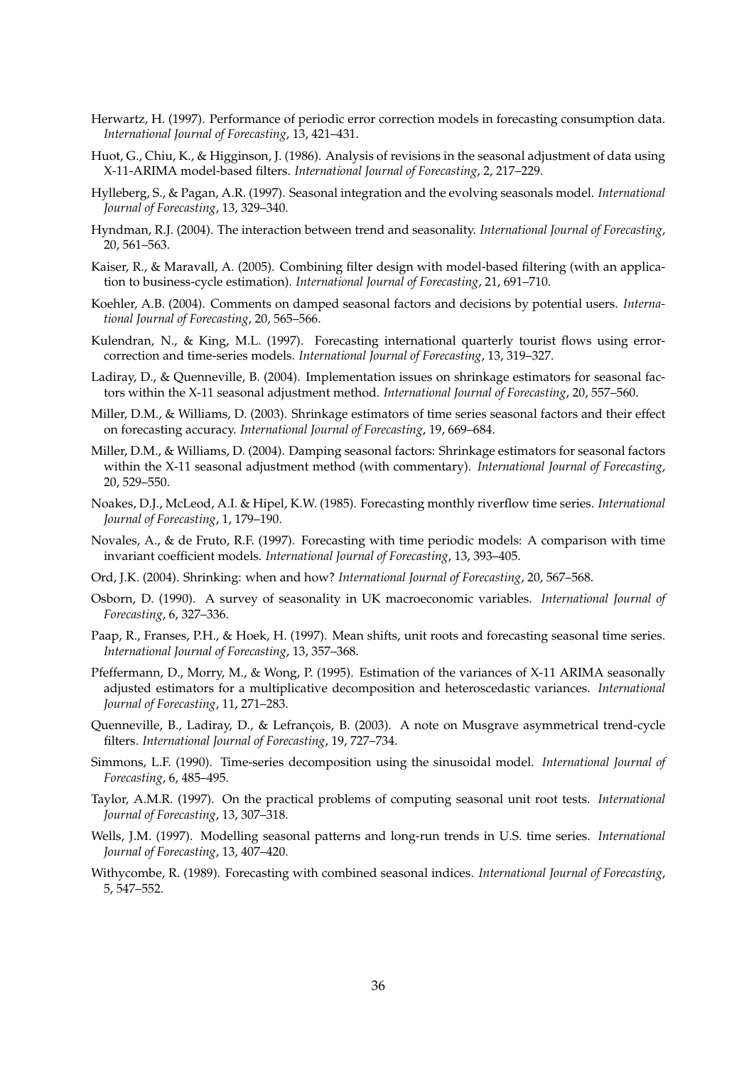Herwartz, H. (1997). Performance of periodic error correction models in forecasting consumption data. *International Journal of Forecasting*, 13, 421–431.

Huot, G., Chiu, K., & Higginson, J. (1986). Analysis of revisions in the seasonal adjustment of data using X-11-ARIMA model-based filters. *International Journal of Forecasting*, 2, 217–229.

Hylleberg, S., & Pagan, A.R. (1997). Seasonal integration and the evolving seasonals model. *International Journal of Forecasting*, 13, 329–340.

Hyndman, R.J. (2004). The interaction between trend and seasonality. *International Journal of Forecasting*, 20, 561–563.

Kaiser, R., & Maravall, A. (2005). Combining filter design with model-based filtering (with an application to business-cycle estimation). *International Journal of Forecasting*, 21, 691–710.

Koehler, A.B. (2004). Comments on damped seasonal factors and decisions by potential users. *International Journal of Forecasting*, 20, 565–566.

Kulendran, N., & King, M.L. (1997). Forecasting international quarterly tourist flows using error-correction and time-series models. *International Journal of Forecasting*, 13, 319–327.

Ladiray, D., & Quenneville, B. (2004). Implementation issues on shrinkage estimators for seasonal factors within the X-11 seasonal adjustment method. *International Journal of Forecasting*, 20, 557–560.

Miller, D.M., & Williams, D. (2003). Shrinkage estimators of time series seasonal factors and their effect on forecasting accuracy. *International Journal of Forecasting*, 19, 669–684.

Miller, D.M., & Williams, D. (2004). Damping seasonal factors: Shrinkage estimators for seasonal factors within the X-11 seasonal adjustment method (with commentary). *International Journal of Forecasting*, 20, 529–550.

Noakes, D.J., McLeod, A.I. & Hipel, K.W. (1985). Forecasting monthly riverflow time series. *International Journal of Forecasting*, 1, 179–190.

Novales, A., & de Fruto, R.F. (1997). Forecasting with time periodic models: A comparison with time invariant coefficient models. *International Journal of Forecasting*, 13, 393–405.

Ord, J.K. (2004). Shrinking: when and how? *International Journal of Forecasting*, 20, 567–568.

Osborn, D. (1990). A survey of seasonality in UK macroeconomic variables. *International Journal of Forecasting*, 6, 327–336.

Paap, R., Franses, P.H., & Hoek, H. (1997). Mean shifts, unit roots and forecasting seasonal time series. *International Journal of Forecasting*, 13, 357–368.

Pfeffermann, D., Morry, M., & Wong, P. (1995). Estimation of the variances of X-11 ARIMA seasonally adjusted estimators for a multiplicative decomposition and heteroscedastic variances. *International Journal of Forecasting*, 11, 271–283.

Quenneville, B., Ladiray, D., & Lefrançois, B. (2003). A note on Musgrave asymmetrical trend-cycle filters. *International Journal of Forecasting*, 19, 727–734.

Simmons, L.F. (1990). Time-series decomposition using the sinusoidal model. *International Journal of Forecasting*, 6, 485–495.

Taylor, A.M.R. (1997). On the practical problems of computing seasonal unit root tests. *International Journal of Forecasting*, 13, 307–318.

Wells, J.M. (1997). Modelling seasonal patterns and long-run trends in U.S. time series. *International Journal of Forecasting*, 13, 407–420.

Withycombe, R. (1989). Forecasting with combined seasonal indices. *International Journal of Forecasting*, 5, 547–552.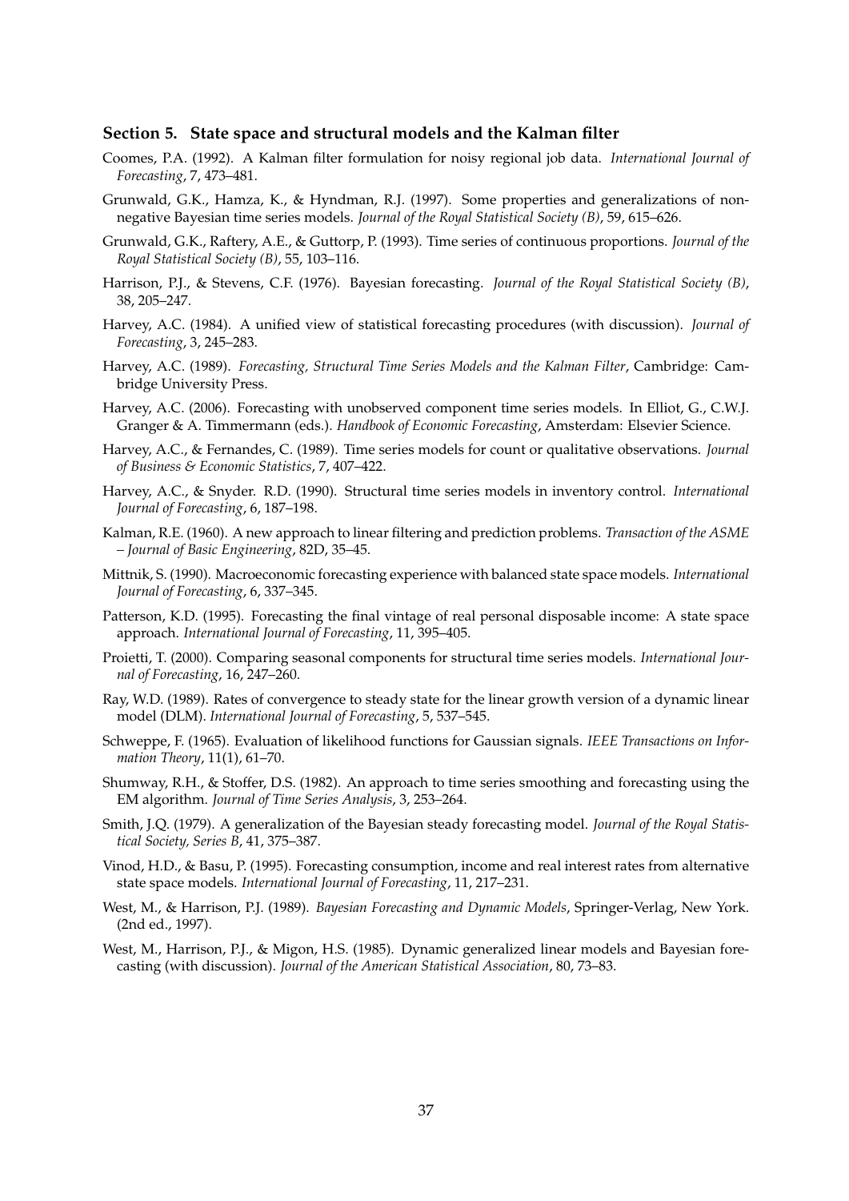### Section 5. State space and structural models and the Kalman filter

Coomes, P.A. (1992). A Kalman filter formulation for noisy regional job data. *International Journal of Forecasting*, 7, 473–481.

Grunwald, G.K., Hamza, K., & Hyndman, R.J. (1997). Some properties and generalizations of non-negative Bayesian time series models. *Journal of the Royal Statistical Society (B)*, 59, 615–626.

Grunwald, G.K., Raftery, A.E., & Guttorp, P. (1993). Time series of continuous proportions. *Journal of the Royal Statistical Society (B)*, 55, 103–116.

Harrison, P.J., & Stevens, C.F. (1976). Bayesian forecasting. *Journal of the Royal Statistical Society (B)*, 38, 205–247.

Harvey, A.C. (1984). A unified view of statistical forecasting procedures (with discussion). *Journal of Forecasting*, 3, 245–283.

Harvey, A.C. (1989). *Forecasting, Structural Time Series Models and the Kalman Filter*, Cambridge: Cambridge University Press.

Harvey, A.C. (2006). Forecasting with unobserved component time series models. In Elliot, G., C.W.J. Granger & A. Timmermann (eds.). *Handbook of Economic Forecasting*, Amsterdam: Elsevier Science.

Harvey, A.C., & Fernandes, C. (1989). Time series models for count or qualitative observations. *Journal of Business & Economic Statistics*, 7, 407–422.

Harvey, A.C., & Snyder. R.D. (1990). Structural time series models in inventory control. *International Journal of Forecasting*, 6, 187–198.

Kalman, R.E. (1960). A new approach to linear filtering and prediction problems. *Transaction of the ASME – Journal of Basic Engineering*, 82D, 35–45.

Mittnik, S. (1990). Macroeconomic forecasting experience with balanced state space models. *International Journal of Forecasting*, 6, 337–345.

Patterson, K.D. (1995). Forecasting the final vintage of real personal disposable income: A state space approach. *International Journal of Forecasting*, 11, 395–405.

Proietti, T. (2000). Comparing seasonal components for structural time series models. *International Journal of Forecasting*, 16, 247–260.

Ray, W.D. (1989). Rates of convergence to steady state for the linear growth version of a dynamic linear model (DLM). *International Journal of Forecasting*, 5, 537–545.

Schweppe, F. (1965). Evaluation of likelihood functions for Gaussian signals. *IEEE Transactions on Information Theory*, 11(1), 61–70.

Shumway, R.H., & Stoffer, D.S. (1982). An approach to time series smoothing and forecasting using the EM algorithm. *Journal of Time Series Analysis*, 3, 253–264.

Smith, J.Q. (1979). A generalization of the Bayesian steady forecasting model. *Journal of the Royal Statistical Society, Series B*, 41, 375–387.

Vinod, H.D., & Basu, P. (1995). Forecasting consumption, income and real interest rates from alternative state space models. *International Journal of Forecasting*, 11, 217–231.

West, M., & Harrison, P.J. (1989). *Bayesian Forecasting and Dynamic Models*, Springer-Verlag, New York. (2nd ed., 1997).

West, M., Harrison, P.J., & Migon, H.S. (1985). Dynamic generalized linear models and Bayesian forecasting (with discussion). *Journal of the American Statistical Association*, 80, 73–83.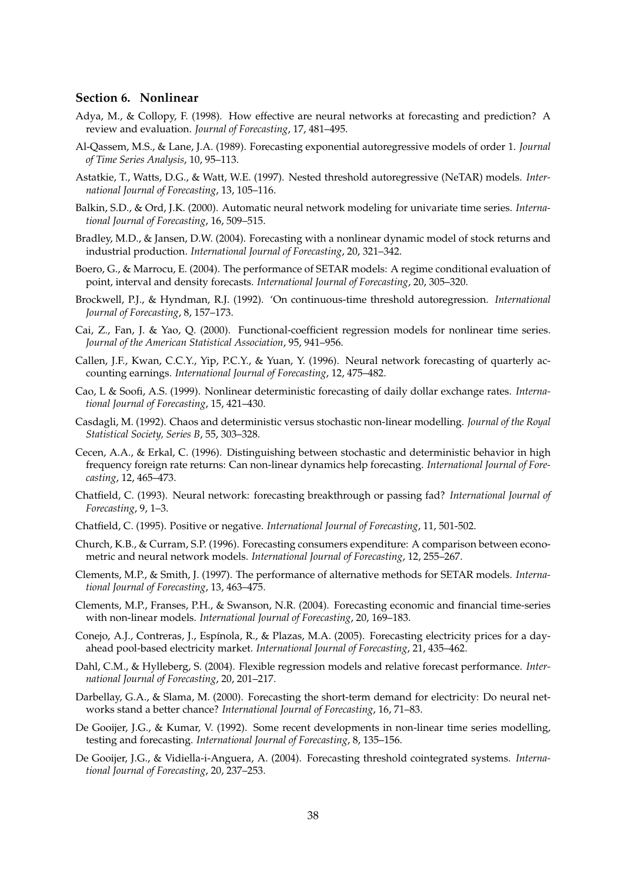### Section 6. Nonlinear

Adya, M., & Collopy, F. (1998). How effective are neural networks at forecasting and prediction? A review and evaluation. *Journal of Forecasting*, 17, 481–495.

Al-Qassem, M.S., & Lane, J.A. (1989). Forecasting exponential autoregressive models of order 1. *Journal of Time Series Analysis*, 10, 95–113.

Astatkie, T., Watts, D.G., & Watt, W.E. (1997). Nested threshold autoregressive (NeTAR) models. *International Journal of Forecasting*, 13, 105–116.

Balkin, S.D., & Ord, J.K. (2000). Automatic neural network modeling for univariate time series. *International Journal of Forecasting*, 16, 509–515.

Bradley, M.D., & Jansen, D.W. (2004). Forecasting with a nonlinear dynamic model of stock returns and industrial production. *International Journal of Forecasting*, 20, 321–342.

Boero, G., & Marrocu, E. (2004). The performance of SETAR models: A regime conditional evaluation of point, interval and density forecasts. *International Journal of Forecasting*, 20, 305–320.

Brockwell, P.J., & Hyndman, R.J. (1992). 'On continuous-time threshold autoregression. *International Journal of Forecasting*, 8, 157–173.

Cai, Z., Fan, J. & Yao, Q. (2000). Functional-coefficient regression models for nonlinear time series. *Journal of the American Statistical Association*, 95, 941–956.

Callen, J.F., Kwan, C.C.Y., Yip, P.C.Y., & Yuan, Y. (1996). Neural network forecasting of quarterly accounting earnings. *International Journal of Forecasting*, 12, 475–482.

Cao, L & Soofi, A.S. (1999). Nonlinear deterministic forecasting of daily dollar exchange rates. *International Journal of Forecasting*, 15, 421–430.

Casdagli, M. (1992). Chaos and deterministic versus stochastic non-linear modelling. *Journal of the Royal Statistical Society, Series B*, 55, 303–328.

Cecen, A.A., & Erkal, C. (1996). Distinguishing between stochastic and deterministic behavior in high frequency foreign rate returns: Can non-linear dynamics help forecasting. *International Journal of Forecasting*, 12, 465–473.

Chatfield, C. (1993). Neural network: forecasting breakthrough or passing fad? *International Journal of Forecasting*, 9, 1–3.

Chatfield, C. (1995). Positive or negative. *International Journal of Forecasting*, 11, 501-502.

Church, K.B., & Curram, S.P. (1996). Forecasting consumers expenditure: A comparison between econometric and neural network models. *International Journal of Forecasting*, 12, 255–267.

Clements, M.P., & Smith, J. (1997). The performance of alternative methods for SETAR models. *International Journal of Forecasting*, 13, 463–475.

Clements, M.P., Franses, P.H., & Swanson, N.R. (2004). Forecasting economic and financial time-series with non-linear models. *International Journal of Forecasting*, 20, 169–183.

Conejo, A.J., Contreras, J., Espínola, R., & Plazas, M.A. (2005). Forecasting electricity prices for a day-ahead pool-based electricity market. *International Journal of Forecasting*, 21, 435–462.

Dahl, C.M., & Hylleberg, S. (2004). Flexible regression models and relative forecast performance. *International Journal of Forecasting*, 20, 201–217.

Darbellay, G.A., & Slama, M. (2000). Forecasting the short-term demand for electricity: Do neural networks stand a better chance? *International Journal of Forecasting*, 16, 71–83.

De Gooijer, J.G., & Kumar, V. (1992). Some recent developments in non-linear time series modelling, testing and forecasting. *International Journal of Forecasting*, 8, 135–156.

De Gooijer, J.G., & Vidiella-i-Anguera, A. (2004). Forecasting threshold cointegrated systems. *International Journal of Forecasting*, 20, 237–253.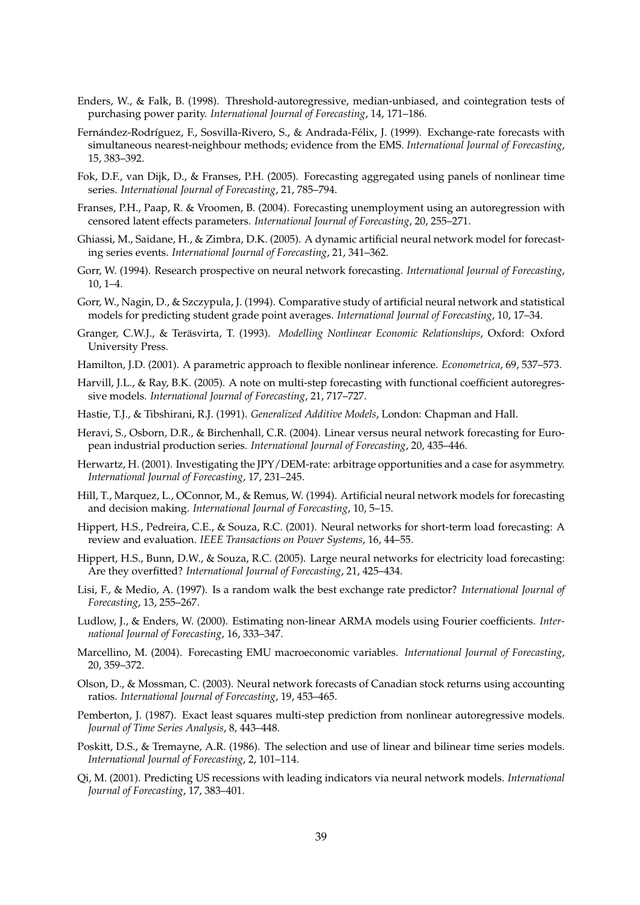Enders, W., & Falk, B. (1998). Threshold-autoregressive, median-unbiased, and cointegration tests of purchasing power parity. *International Journal of Forecasting*, 14, 171–186.

Fernández-Rodríguez, F., Sosvilla-Rivero, S., & Andrada-Félix, J. (1999). Exchange-rate forecasts with simultaneous nearest-neighbour methods; evidence from the EMS. *International Journal of Forecasting*, 15, 383–392.

Fok, D.F., van Dijk, D., & Franses, P.H. (2005). Forecasting aggregated using panels of nonlinear time series. *International Journal of Forecasting*, 21, 785–794.

Franses, P.H., Paap, R. & Vroomen, B. (2004). Forecasting unemployment using an autoregression with censored latent effects parameters. *International Journal of Forecasting*, 20, 255–271.

Ghiassi, M., Saidane, H., & Zimbra, D.K. (2005). A dynamic artificial neural network model for forecasting series events. *International Journal of Forecasting*, 21, 341–362.

Gorr, W. (1994). Research prospective on neural network forecasting. *International Journal of Forecasting*, 10, 1–4.

Gorr, W., Nagin, D., & Szczypula, J. (1994). Comparative study of artificial neural network and statistical models for predicting student grade point averages. *International Journal of Forecasting*, 10, 17–34.

Granger, C.W.J., & Teräsvirta, T. (1993). *Modelling Nonlinear Economic Relationships*, Oxford: Oxford University Press.

Hamilton, J.D. (2001). A parametric approach to flexible nonlinear inference. *Econometrica*, 69, 537–573.

Harvill, J.L., & Ray, B.K. (2005). A note on multi-step forecasting with functional coefficient autoregressive models. *International Journal of Forecasting*, 21, 717–727.

Hastie, T.J., & Tibshirani, R.J. (1991). *Generalized Additive Models*, London: Chapman and Hall.

Heravi, S., Osborn, D.R., & Birchenhall, C.R. (2004). Linear versus neural network forecasting for European industrial production series. *International Journal of Forecasting*, 20, 435–446.

Herwartz, H. (2001). Investigating the JPY/DEM-rate: arbitrage opportunities and a case for asymmetry. *International Journal of Forecasting*, 17, 231–245.

Hill, T., Marquez, L., OConnor, M., & Remus, W. (1994). Artificial neural network models for forecasting and decision making. *International Journal of Forecasting*, 10, 5–15.

Hippert, H.S., Pedreira, C.E., & Souza, R.C. (2001). Neural networks for short-term load forecasting: A review and evaluation. *IEEE Transactions on Power Systems*, 16, 44–55.

Hippert, H.S., Bunn, D.W., & Souza, R.C. (2005). Large neural networks for electricity load forecasting: Are they overfitted? *International Journal of Forecasting*, 21, 425–434.

Lisi, F., & Medio, A. (1997). Is a random walk the best exchange rate predictor? *International Journal of Forecasting*, 13, 255–267.

Ludlow, J., & Enders, W. (2000). Estimating non-linear ARMA models using Fourier coefficients. *International Journal of Forecasting*, 16, 333–347.

Marcellino, M. (2004). Forecasting EMU macroeconomic variables. *International Journal of Forecasting*, 20, 359–372.

Olson, D., & Mossman, C. (2003). Neural network forecasts of Canadian stock returns using accounting ratios. *International Journal of Forecasting*, 19, 453–465.

Pemberton, J. (1987). Exact least squares multi-step prediction from nonlinear autoregressive models. *Journal of Time Series Analysis*, 8, 443–448.

Poskitt, D.S., & Tremayne, A.R. (1986). The selection and use of linear and bilinear time series models. *International Journal of Forecasting*, 2, 101–114.

Qi, M. (2001). Predicting US recessions with leading indicators via neural network models. *International Journal of Forecasting*, 17, 383–401.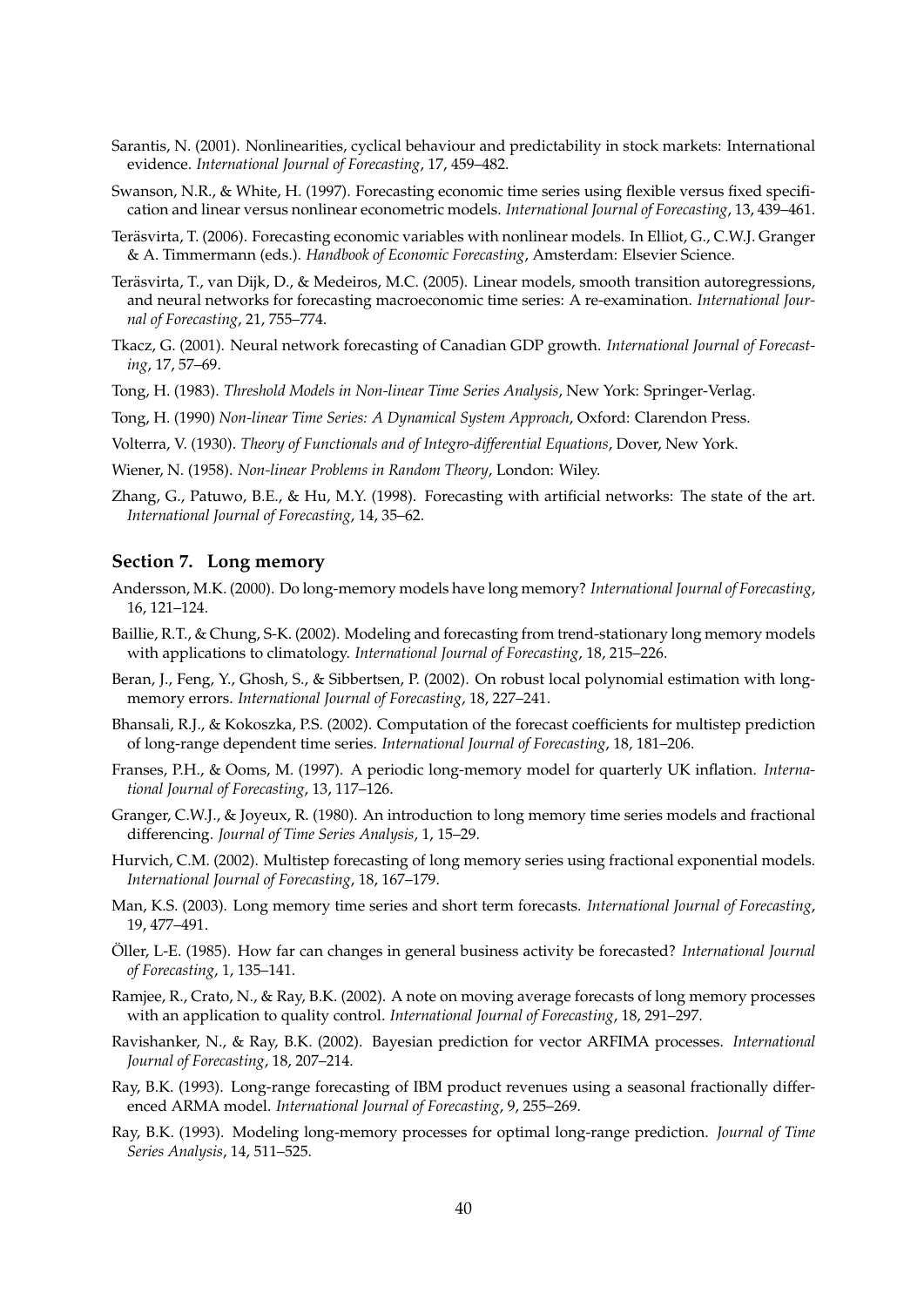Sarantis, N. (2001). Nonlinearities, cyclical behaviour and predictability in stock markets: International evidence. *International Journal of Forecasting*, 17, 459–482.

Swanson, N.R., & White, H. (1997). Forecasting economic time series using flexible versus fixed specification and linear versus nonlinear econometric models. *International Journal of Forecasting*, 13, 439–461.

Teräsvirta, T. (2006). Forecasting economic variables with nonlinear models. In Elliot, G., C.W.J. Granger & A. Timmermann (eds.). *Handbook of Economic Forecasting*, Amsterdam: Elsevier Science.

Teräsvirta, T., van Dijk, D., & Medeiros, M.C. (2005). Linear models, smooth transition autoregressions, and neural networks for forecasting macroeconomic time series: A re-examination. *International Journal of Forecasting*, 21, 755–774.

Tkacz, G. (2001). Neural network forecasting of Canadian GDP growth. *International Journal of Forecasting*, 17, 57–69.

Tong, H. (1983). *Threshold Models in Non-linear Time Series Analysis*, New York: Springer-Verlag.

Tong, H. (1990) *Non-linear Time Series: A Dynamical System Approach*, Oxford: Clarendon Press.

Volterra, V. (1930). *Theory of Functionals and of Integro-differential Equations*, Dover, New York.

Wiener, N. (1958). *Non-linear Problems in Random Theory*, London: Wiley.

Zhang, G., Patuwo, B.E., & Hu, M.Y. (1998). Forecasting with artificial networks: The state of the art. *International Journal of Forecasting*, 14, 35–62.

## Section 7. Long memory

Andersson, M.K. (2000). Do long-memory models have long memory? *International Journal of Forecasting*, 16, 121–124.

Baillie, R.T., & Chung, S-K. (2002). Modeling and forecasting from trend-stationary long memory models with applications to climatology. *International Journal of Forecasting*, 18, 215–226.

Beran, J., Feng, Y., Ghosh, S., & Sibbertsen, P. (2002). On robust local polynomial estimation with long-memory errors. *International Journal of Forecasting*, 18, 227–241.

Bhansali, R.J., & Kokoszka, P.S. (2002). Computation of the forecast coefficients for multistep prediction of long-range dependent time series. *International Journal of Forecasting*, 18, 181–206.

Franses, P.H., & Ooms, M. (1997). A periodic long-memory model for quarterly UK inflation. *International Journal of Forecasting*, 13, 117–126.

Granger, C.W.J., & Joyeux, R. (1980). An introduction to long memory time series models and fractional differencing. *Journal of Time Series Analysis*, 1, 15–29.

Hurvich, C.M. (2002). Multistep forecasting of long memory series using fractional exponential models. *International Journal of Forecasting*, 18, 167–179.

Man, K.S. (2003). Long memory time series and short term forecasts. *International Journal of Forecasting*, 19, 477–491.

Öller, L-E. (1985). How far can changes in general business activity be forecasted? *International Journal of Forecasting*, 1, 135–141.

Ramjee, R., Crato, N., & Ray, B.K. (2002). A note on moving average forecasts of long memory processes with an application to quality control. *International Journal of Forecasting*, 18, 291–297.

Ravishanker, N., & Ray, B.K. (2002). Bayesian prediction for vector ARFIMA processes. *International Journal of Forecasting*, 18, 207–214.

Ray, B.K. (1993). Long-range forecasting of IBM product revenues using a seasonal fractionally differenced ARMA model. *International Journal of Forecasting*, 9, 255–269.

Ray, B.K. (1993). Modeling long-memory processes for optimal long-range prediction. *Journal of Time Series Analysis*, 14, 511–525.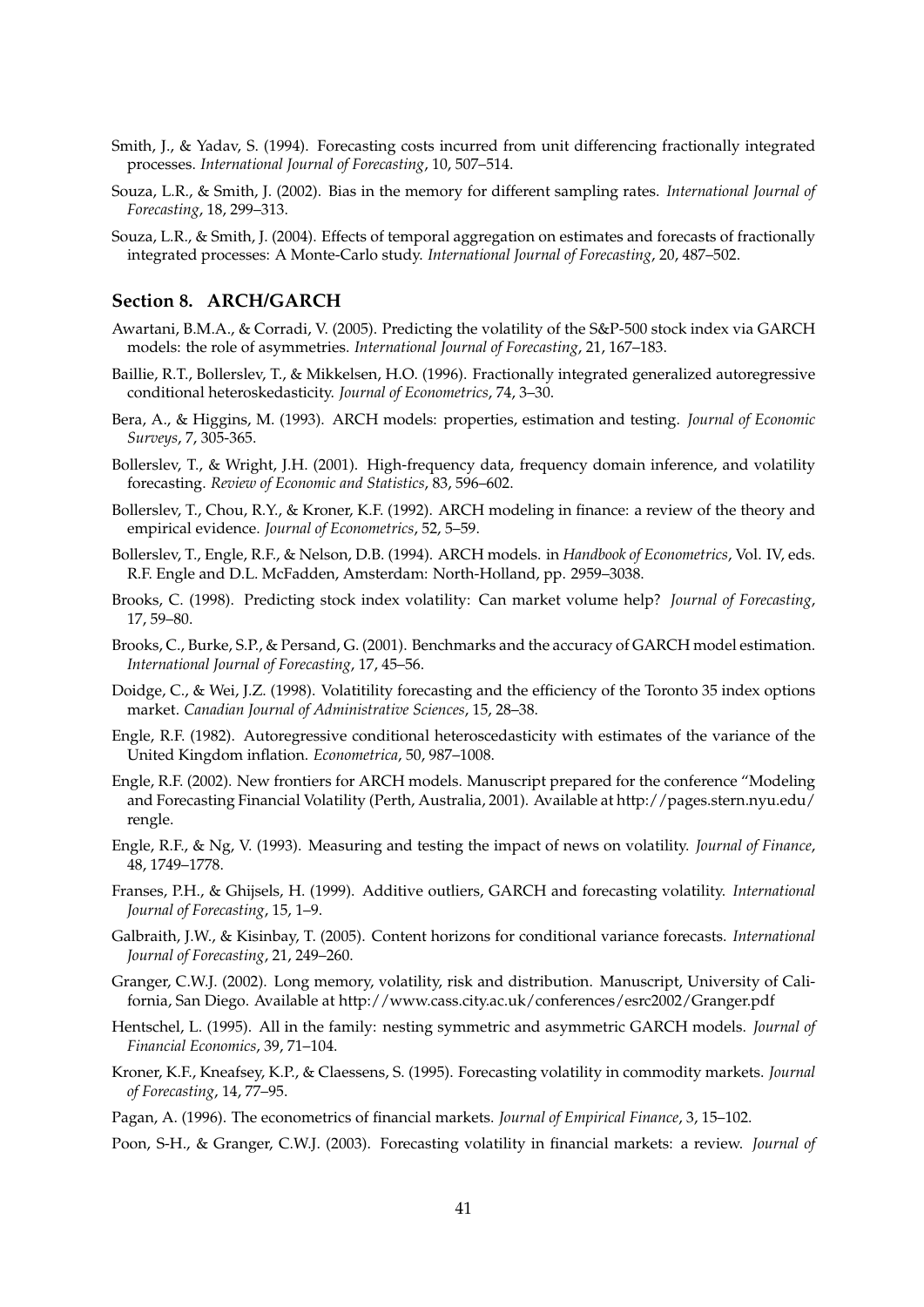Smith, J., & Yadav, S. (1994). Forecasting costs incurred from unit differencing fractionally integrated processes. *International Journal of Forecasting*, 10, 507–514.

Souza, L.R., & Smith, J. (2002). Bias in the memory for different sampling rates. *International Journal of Forecasting*, 18, 299–313.

Souza, L.R., & Smith, J. (2004). Effects of temporal aggregation on estimates and forecasts of fractionally integrated processes: A Monte-Carlo study. *International Journal of Forecasting*, 20, 487–502.

## Section 8. ARCH/GARCH

Awartani, B.M.A., & Corradi, V. (2005). Predicting the volatility of the S&P-500 stock index via GARCH models: the role of asymmetries. *International Journal of Forecasting*, 21, 167–183.

Baillie, R.T., Bollerslev, T., & Mikkelsen, H.O. (1996). Fractionally integrated generalized autoregressive conditional heteroskedasticity. *Journal of Econometrics*, 74, 3–30.

Bera, A., & Higgins, M. (1993). ARCH models: properties, estimation and testing. *Journal of Economic Surveys*, 7, 305-365.

Bollerslev, T., & Wright, J.H. (2001). High-frequency data, frequency domain inference, and volatility forecasting. *Review of Economic and Statistics*, 83, 596–602.

Bollerslev, T., Chou, R.Y., & Kroner, K.F. (1992). ARCH modeling in finance: a review of the theory and empirical evidence. *Journal of Econometrics*, 52, 5–59.

Bollerslev, T., Engle, R.F., & Nelson, D.B. (1994). ARCH models. in *Handbook of Econometrics*, Vol. IV, eds. R.F. Engle and D.L. McFadden, Amsterdam: North-Holland, pp. 2959–3038.

Brooks, C. (1998). Predicting stock index volatility: Can market volume help? *Journal of Forecasting*, 17, 59–80.

Brooks, C., Burke, S.P., & Persand, G. (2001). Benchmarks and the accuracy of GARCH model estimation. *International Journal of Forecasting*, 17, 45–56.

Doidge, C., & Wei, J.Z. (1998). Volatitility forecasting and the efficiency of the Toronto 35 index options market. *Canadian Journal of Administrative Sciences*, 15, 28–38.

Engle, R.F. (1982). Autoregressive conditional heteroscedasticity with estimates of the variance of the United Kingdom inflation. *Econometrica*, 50, 987–1008.

Engle, R.F. (2002). New frontiers for ARCH models. Manuscript prepared for the conference "Modeling and Forecasting Financial Volatility (Perth, Australia, 2001). Available at http://pages.stern.nyu.edu/rengle.

Engle, R.F., & Ng, V. (1993). Measuring and testing the impact of news on volatility. *Journal of Finance*, 48, 1749–1778.

Franses, P.H., & Ghijsels, H. (1999). Additive outliers, GARCH and forecasting volatility. *International Journal of Forecasting*, 15, 1–9.

Galbraith, J.W., & Kisinbay, T. (2005). Content horizons for conditional variance forecasts. *International Journal of Forecasting*, 21, 249–260.

Granger, C.W.J. (2002). Long memory, volatility, risk and distribution. Manuscript, University of California, San Diego. Available at http://www.cass.city.ac.uk/conferences/esrc2002/Granger.pdf

Hentschel, L. (1995). All in the family: nesting symmetric and asymmetric GARCH models. *Journal of Financial Economics*, 39, 71–104.

Kroner, K.F., Kneafsey, K.P., & Claessens, S. (1995). Forecasting volatility in commodity markets. *Journal of Forecasting*, 14, 77–95.

Pagan, A. (1996). The econometrics of financial markets. *Journal of Empirical Finance*, 3, 15–102.

Poon, S-H., & Granger, C.W.J. (2003). Forecasting volatility in financial markets: a review. *Journal of*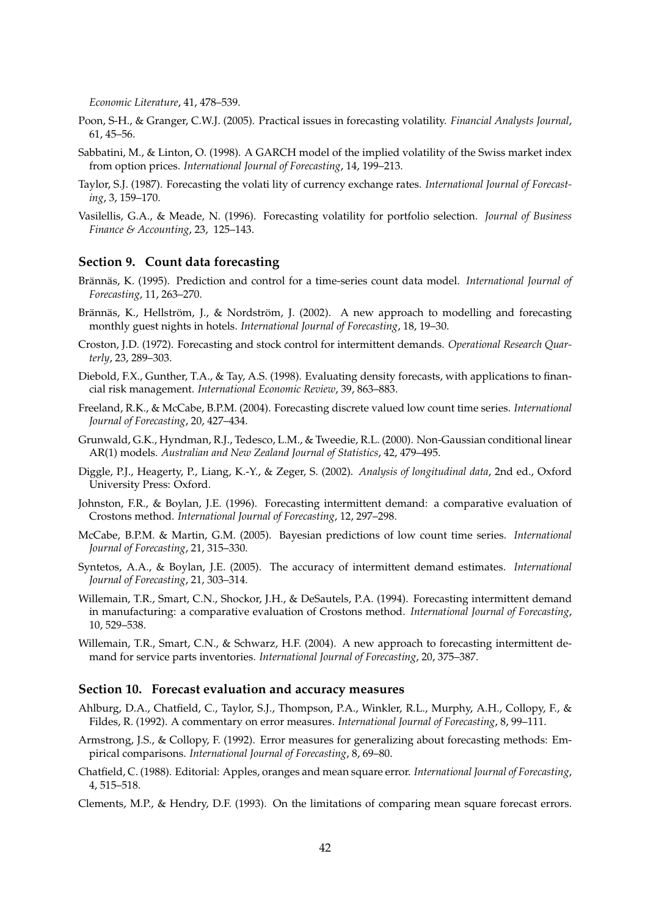*Economic Literature*, 41, 478–539.

Poon, S-H., & Granger, C.W.J. (2005). Practical issues in forecasting volatility. *Financial Analysts Journal*, 61, 45–56.

Sabbatini, M., & Linton, O. (1998). A GARCH model of the implied volatility of the Swiss market index from option prices. *International Journal of Forecasting*, 14, 199–213.

Taylor, S.J. (1987). Forecasting the volati lity of currency exchange rates. *International Journal of Forecasting*, 3, 159–170.

Vasilellis, G.A., & Meade, N. (1996). Forecasting volatility for portfolio selection. *Journal of Business Finance & Accounting*, 23, 125–143.

### Section 9. Count data forecasting

Brännäs, K. (1995). Prediction and control for a time-series count data model. *International Journal of Forecasting*, 11, 263–270.

Brännäs, K., Hellström, J., & Nordström, J. (2002). A new approach to modelling and forecasting monthly guest nights in hotels. *International Journal of Forecasting*, 18, 19–30.

Croston, J.D. (1972). Forecasting and stock control for intermittent demands. *Operational Research Quarterly*, 23, 289–303.

Diebold, F.X., Gunther, T.A., & Tay, A.S. (1998). Evaluating density forecasts, with applications to financial risk management. *International Economic Review*, 39, 863–883.

Freeland, R.K., & McCabe, B.P.M. (2004). Forecasting discrete valued low count time series. *International Journal of Forecasting*, 20, 427–434.

Grunwald, G.K., Hyndman, R.J., Tedesco, L.M., & Tweedie, R.L. (2000). Non-Gaussian conditional linear AR(1) models. *Australian and New Zealand Journal of Statistics*, 42, 479–495.

Diggle, P.J., Heagerty, P., Liang, K.-Y., & Zeger, S. (2002). *Analysis of longitudinal data*, 2nd ed., Oxford University Press: Oxford.

Johnston, F.R., & Boylan, J.E. (1996). Forecasting intermittent demand: a comparative evaluation of Crostons method. *International Journal of Forecasting*, 12, 297–298.

McCabe, B.P.M. & Martin, G.M. (2005). Bayesian predictions of low count time series. *International Journal of Forecasting*, 21, 315–330.

Syntetos, A.A., & Boylan, J.E. (2005). The accuracy of intermittent demand estimates. *International Journal of Forecasting*, 21, 303–314.

Willemain, T.R., Smart, C.N., Shockor, J.H., & DeSautels, P.A. (1994). Forecasting intermittent demand in manufacturing: a comparative evaluation of Crostons method. *International Journal of Forecasting*, 10, 529–538.

Willemain, T.R., Smart, C.N., & Schwarz, H.F. (2004). A new approach to forecasting intermittent demand for service parts inventories. *International Journal of Forecasting*, 20, 375–387.

### Section 10. Forecast evaluation and accuracy measures

Ahlburg, D.A., Chatfield, C., Taylor, S.J., Thompson, P.A., Winkler, R.L., Murphy, A.H., Collopy, F., & Fildes, R. (1992). A commentary on error measures. *International Journal of Forecasting*, 8, 99–111.

Armstrong, J.S., & Collopy, F. (1992). Error measures for generalizing about forecasting methods: Empirical comparisons. *International Journal of Forecasting*, 8, 69–80.

Chatfield, C. (1988). Editorial: Apples, oranges and mean square error. *International Journal of Forecasting*, 4, 515–518.

Clements, M.P., & Hendry, D.F. (1993). On the limitations of comparing mean square forecast errors.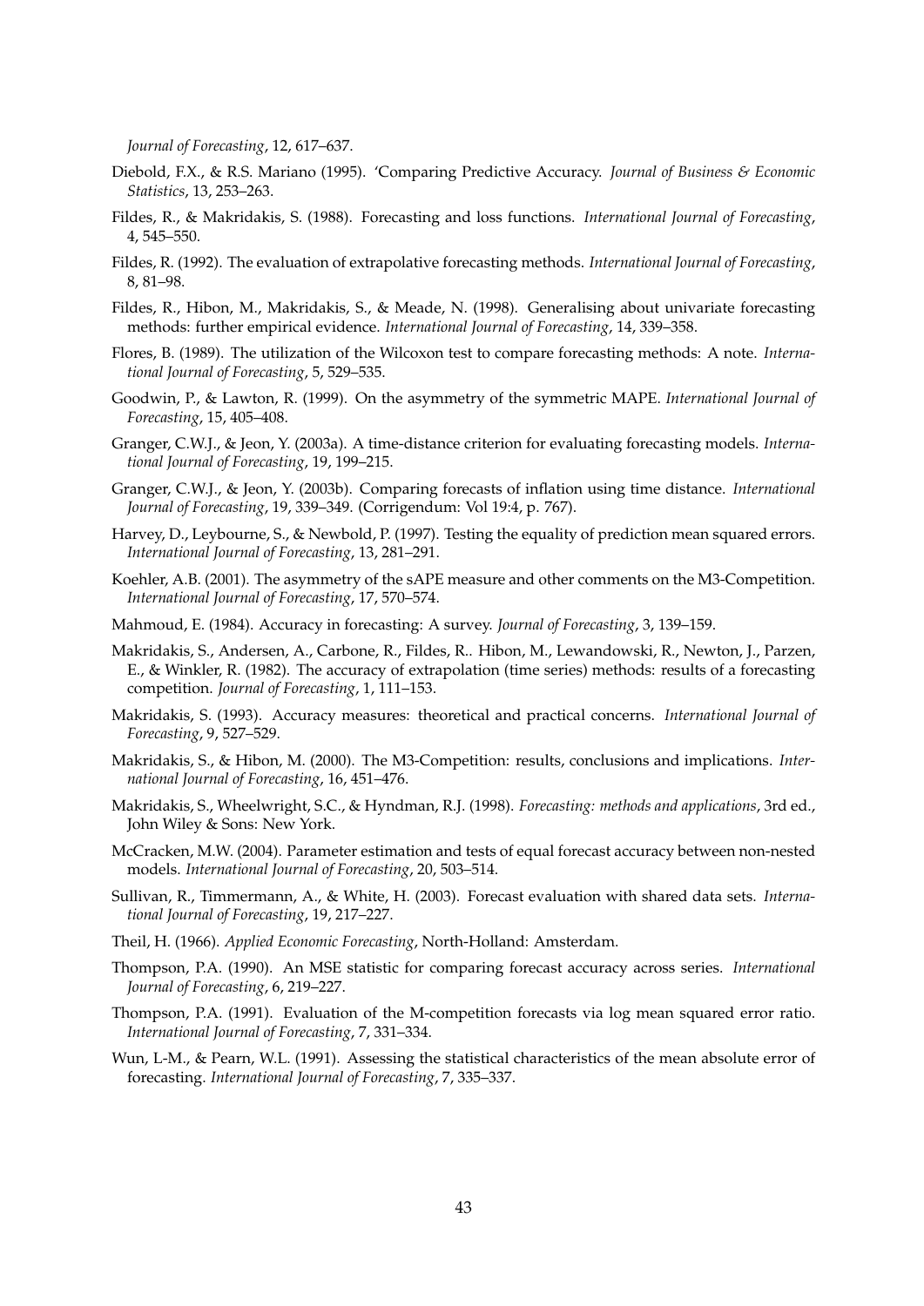*Journal of Forecasting*, 12, 617–637.

Diebold, F.X., & R.S. Mariano (1995). 'Comparing Predictive Accuracy. *Journal of Business & Economic Statistics*, 13, 253–263.

Fildes, R., & Makridakis, S. (1988). Forecasting and loss functions. *International Journal of Forecasting*, 4, 545–550.

Fildes, R. (1992). The evaluation of extrapolative forecasting methods. *International Journal of Forecasting*, 8, 81–98.

Fildes, R., Hibon, M., Makridakis, S., & Meade, N. (1998). Generalising about univariate forecasting methods: further empirical evidence. *International Journal of Forecasting*, 14, 339–358.

Flores, B. (1989). The utilization of the Wilcoxon test to compare forecasting methods: A note. *International Journal of Forecasting*, 5, 529–535.

Goodwin, P., & Lawton, R. (1999). On the asymmetry of the symmetric MAPE. *International Journal of Forecasting*, 15, 405–408.

Granger, C.W.J., & Jeon, Y. (2003a). A time-distance criterion for evaluating forecasting models. *International Journal of Forecasting*, 19, 199–215.

Granger, C.W.J., & Jeon, Y. (2003b). Comparing forecasts of inflation using time distance. *International Journal of Forecasting*, 19, 339–349. (Corrigendum: Vol 19:4, p. 767).

Harvey, D., Leybourne, S., & Newbold, P. (1997). Testing the equality of prediction mean squared errors. *International Journal of Forecasting*, 13, 281–291.

Koehler, A.B. (2001). The asymmetry of the sAPE measure and other comments on the M3-Competition. *International Journal of Forecasting*, 17, 570–574.

Mahmoud, E. (1984). Accuracy in forecasting: A survey. *Journal of Forecasting*, 3, 139–159.

Makridakis, S., Andersen, A., Carbone, R., Fildes, R.. Hibon, M., Lewandowski, R., Newton, J., Parzen, E., & Winkler, R. (1982). The accuracy of extrapolation (time series) methods: results of a forecasting competition. *Journal of Forecasting*, 1, 111–153.

Makridakis, S. (1993). Accuracy measures: theoretical and practical concerns. *International Journal of Forecasting*, 9, 527–529.

Makridakis, S., & Hibon, M. (2000). The M3-Competition: results, conclusions and implications. *International Journal of Forecasting*, 16, 451–476.

Makridakis, S., Wheelwright, S.C., & Hyndman, R.J. (1998). *Forecasting: methods and applications*, 3rd ed., John Wiley & Sons: New York.

McCracken, M.W. (2004). Parameter estimation and tests of equal forecast accuracy between non-nested models. *International Journal of Forecasting*, 20, 503–514.

Sullivan, R., Timmermann, A., & White, H. (2003). Forecast evaluation with shared data sets. *International Journal of Forecasting*, 19, 217–227.

Theil, H. (1966). *Applied Economic Forecasting*, North-Holland: Amsterdam.

Thompson, P.A. (1990). An MSE statistic for comparing forecast accuracy across series. *International Journal of Forecasting*, 6, 219–227.

Thompson, P.A. (1991). Evaluation of the M-competition forecasts via log mean squared error ratio. *International Journal of Forecasting*, 7, 331–334.

Wun, L-M., & Pearn, W.L. (1991). Assessing the statistical characteristics of the mean absolute error of forecasting. *International Journal of Forecasting*, 7, 335–337.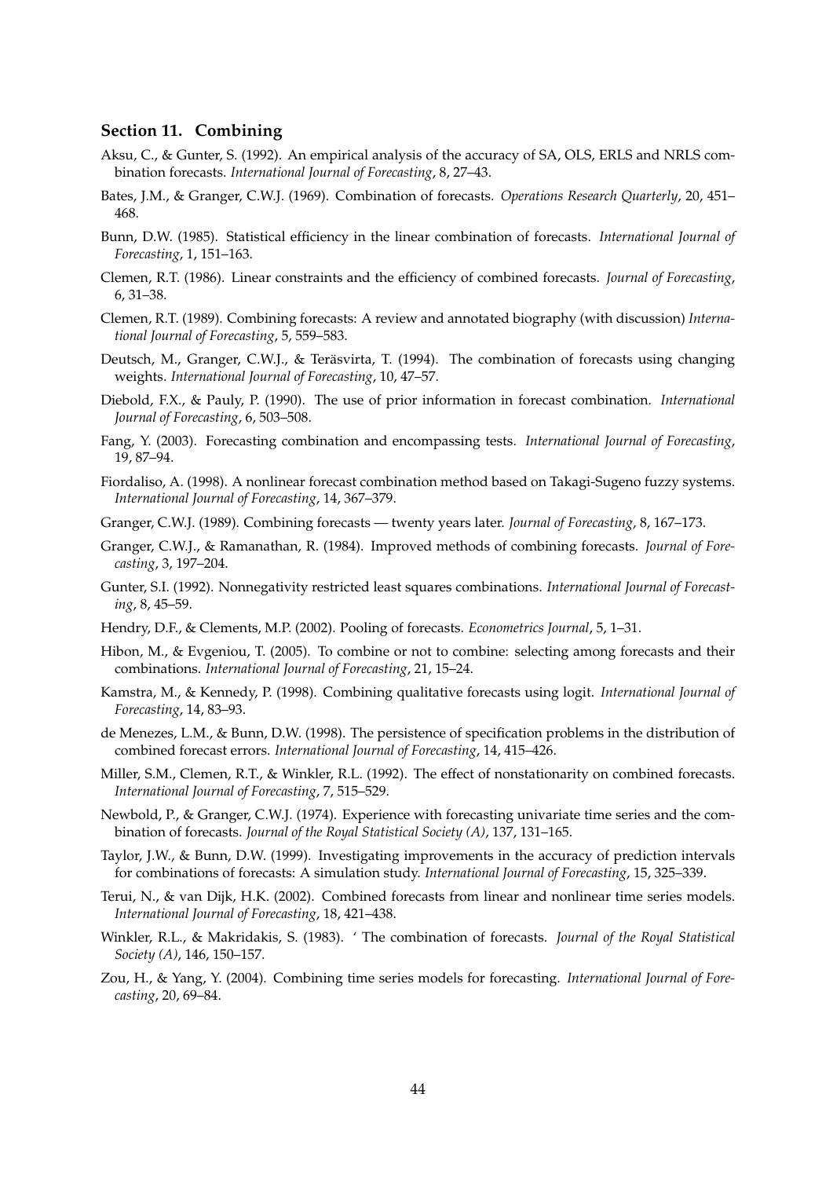### Section 11. Combining

Aksu, C., & Gunter, S. (1992). An empirical analysis of the accuracy of SA, OLS, ERLS and NRLS combination forecasts. *International Journal of Forecasting*, 8, 27–43.

Bates, J.M., & Granger, C.W.J. (1969). Combination of forecasts. *Operations Research Quarterly*, 20, 451–468.

Bunn, D.W. (1985). Statistical efficiency in the linear combination of forecasts. *International Journal of Forecasting*, 1, 151–163.

Clemen, R.T. (1986). Linear constraints and the efficiency of combined forecasts. *Journal of Forecasting*, 6, 31–38.

Clemen, R.T. (1989). Combining forecasts: A review and annotated biography (with discussion) *International Journal of Forecasting*, 5, 559–583.

Deutsch, M., Granger, C.W.J., & Teräsvirta, T. (1994). The combination of forecasts using changing weights. *International Journal of Forecasting*, 10, 47–57.

Diebold, F.X., & Pauly, P. (1990). The use of prior information in forecast combination. *International Journal of Forecasting*, 6, 503–508.

Fang, Y. (2003). Forecasting combination and encompassing tests. *International Journal of Forecasting*, 19, 87–94.

Fiordaliso, A. (1998). A nonlinear forecast combination method based on Takagi-Sugeno fuzzy systems. *International Journal of Forecasting*, 14, 367–379.

Granger, C.W.J. (1989). Combining forecasts — twenty years later. *Journal of Forecasting*, 8, 167–173.

Granger, C.W.J., & Ramanathan, R. (1984). Improved methods of combining forecasts. *Journal of Forecasting*, 3, 197–204.

Gunter, S.I. (1992). Nonnegativity restricted least squares combinations. *International Journal of Forecasting*, 8, 45–59.

Hendry, D.F., & Clements, M.P. (2002). Pooling of forecasts. *Econometrics Journal*, 5, 1–31.

Hibon, M., & Evgeniou, T. (2005). To combine or not to combine: selecting among forecasts and their combinations. *International Journal of Forecasting*, 21, 15–24.

Kamstra, M., & Kennedy, P. (1998). Combining qualitative forecasts using logit. *International Journal of Forecasting*, 14, 83–93.

de Menezes, L.M., & Bunn, D.W. (1998). The persistence of specification problems in the distribution of combined forecast errors. *International Journal of Forecasting*, 14, 415–426.

Miller, S.M., Clemen, R.T., & Winkler, R.L. (1992). The effect of nonstationarity on combined forecasts. *International Journal of Forecasting*, 7, 515–529.

Newbold, P., & Granger, C.W.J. (1974). Experience with forecasting univariate time series and the combination of forecasts. *Journal of the Royal Statistical Society (A)*, 137, 131–165.

Taylor, J.W., & Bunn, D.W. (1999). Investigating improvements in the accuracy of prediction intervals for combinations of forecasts: A simulation study. *International Journal of Forecasting*, 15, 325–339.

Terui, N., & van Dijk, H.K. (2002). Combined forecasts from linear and nonlinear time series models. *International Journal of Forecasting*, 18, 421–438.

Winkler, R.L., & Makridakis, S. (1983). ' The combination of forecasts. *Journal of the Royal Statistical Society (A)*, 146, 150–157.

Zou, H., & Yang, Y. (2004). Combining time series models for forecasting. *International Journal of Forecasting*, 20, 69–84.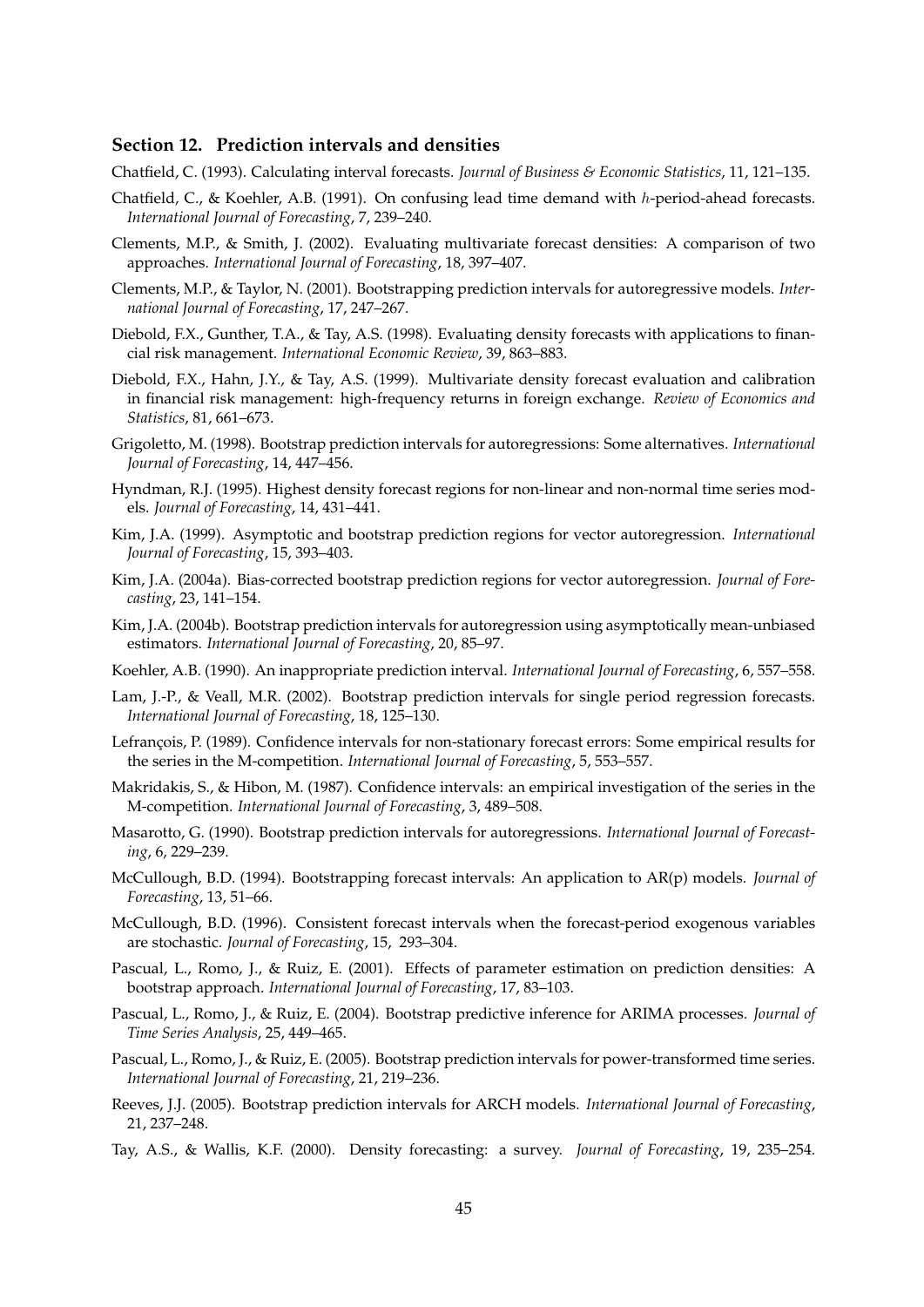### Section 12. Prediction intervals and densities

Chatfield, C. (1993). Calculating interval forecasts. *Journal of Business & Economic Statistics*, 11, 121–135.

Chatfield, C., & Koehler, A.B. (1991). On confusing lead time demand with $h$-period-ahead forecasts. *International Journal of Forecasting*, 7, 239–240.

Clements, M.P., & Smith, J. (2002). Evaluating multivariate forecast densities: A comparison of two approaches. *International Journal of Forecasting*, 18, 397–407.

Clements, M.P., & Taylor, N. (2001). Bootstrapping prediction intervals for autoregressive models. *International Journal of Forecasting*, 17, 247–267.

Diebold, F.X., Gunther, T.A., & Tay, A.S. (1998). Evaluating density forecasts with applications to financial risk management. *International Economic Review*, 39, 863–883.

Diebold, F.X., Hahn, J.Y., & Tay, A.S. (1999). Multivariate density forecast evaluation and calibration in financial risk management: high-frequency returns in foreign exchange. *Review of Economics and Statistics*, 81, 661–673.

Grigoletto, M. (1998). Bootstrap prediction intervals for autoregressions: Some alternatives. *International Journal of Forecasting*, 14, 447–456.

Hyndman, R.J. (1995). Highest density forecast regions for non-linear and non-normal time series models. *Journal of Forecasting*, 14, 431–441.

Kim, J.A. (1999). Asymptotic and bootstrap prediction regions for vector autoregression. *International Journal of Forecasting*, 15, 393–403.

Kim, J.A. (2004a). Bias-corrected bootstrap prediction regions for vector autoregression. *Journal of Forecasting*, 23, 141–154.

Kim, J.A. (2004b). Bootstrap prediction intervals for autoregression using asymptotically mean-unbiased estimators. *International Journal of Forecasting*, 20, 85–97.

Koehler, A.B. (1990). An inappropriate prediction interval. *International Journal of Forecasting*, 6, 557–558.

Lam, J.-P., & Veall, M.R. (2002). Bootstrap prediction intervals for single period regression forecasts. *International Journal of Forecasting*, 18, 125–130.

Lefrançois, P. (1989). Confidence intervals for non-stationary forecast errors: Some empirical results for the series in the M-competition. *International Journal of Forecasting*, 5, 553–557.

Makridakis, S., & Hibon, M. (1987). Confidence intervals: an empirical investigation of the series in the M-competition. *International Journal of Forecasting*, 3, 489–508.

Masarotto, G. (1990). Bootstrap prediction intervals for autoregressions. *International Journal of Forecasting*, 6, 229–239.

McCullough, B.D. (1994). Bootstrapping forecast intervals: An application to AR(p) models. *Journal of Forecasting*, 13, 51–66.

McCullough, B.D. (1996). Consistent forecast intervals when the forecast-period exogenous variables are stochastic. *Journal of Forecasting*, 15, 293–304.

Pascual, L., Romo, J., & Ruiz, E. (2001). Effects of parameter estimation on prediction densities: A bootstrap approach. *International Journal of Forecasting*, 17, 83–103.

Pascual, L., Romo, J., & Ruiz, E. (2004). Bootstrap predictive inference for ARIMA processes. *Journal of Time Series Analysis*, 25, 449–465.

Pascual, L., Romo, J., & Ruiz, E. (2005). Bootstrap prediction intervals for power-transformed time series. *International Journal of Forecasting*, 21, 219–236.

Reeves, J.J. (2005). Bootstrap prediction intervals for ARCH models. *International Journal of Forecasting*, 21, 237–248.

Tay, A.S., & Wallis, K.F. (2000). Density forecasting: a survey. *Journal of Forecasting*, 19, 235–254.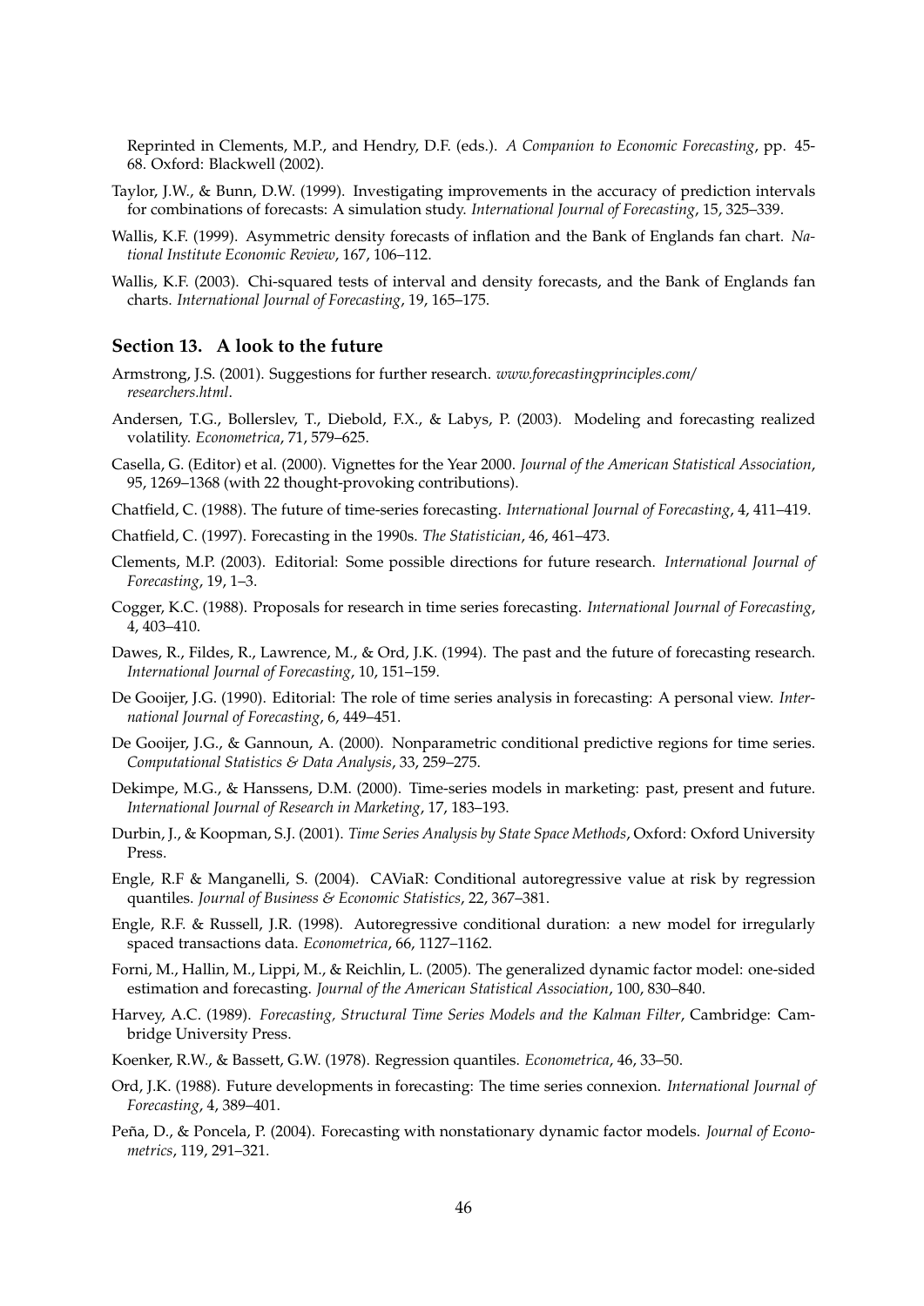Reprinted in Clements, M.P., and Hendry, D.F. (eds.). *A Companion to Economic Forecasting*, pp. 45-68. Oxford: Blackwell (2002).

Taylor, J.W., & Bunn, D.W. (1999). Investigating improvements in the accuracy of prediction intervals for combinations of forecasts: A simulation study. *International Journal of Forecasting*, 15, 325–339.

Wallis, K.F. (1999). Asymmetric density forecasts of inflation and the Bank of Englands fan chart. *National Institute Economic Review*, 167, 106–112.

Wallis, K.F. (2003). Chi-squared tests of interval and density forecasts, and the Bank of Englands fan charts. *International Journal of Forecasting*, 19, 165–175.

### Section 13. A look to the future

Armstrong, J.S. (2001). Suggestions for further research. *www.forecastingprinciples.com/researchers.html*.

Andersen, T.G., Bollerslev, T., Diebold, F.X., & Labys, P. (2003). Modeling and forecasting realized volatility. *Econometrica*, 71, 579–625.

Casella, G. (Editor) et al. (2000). Vignettes for the Year 2000. *Journal of the American Statistical Association*, 95, 1269–1368 (with 22 thought-provoking contributions).

Chatfield, C. (1988). The future of time-series forecasting. *International Journal of Forecasting*, 4, 411–419.

Chatfield, C. (1997). Forecasting in the 1990s. *The Statistician*, 46, 461–473.

Clements, M.P. (2003). Editorial: Some possible directions for future research. *International Journal of Forecasting*, 19, 1–3.

Cogger, K.C. (1988). Proposals for research in time series forecasting. *International Journal of Forecasting*, 4, 403–410.

Dawes, R., Fildes, R., Lawrence, M., & Ord, J.K. (1994). The past and the future of forecasting research. *International Journal of Forecasting*, 10, 151–159.

De Gooijer, J.G. (1990). Editorial: The role of time series analysis in forecasting: A personal view. *International Journal of Forecasting*, 6, 449–451.

De Gooijer, J.G., & Gannoun, A. (2000). Nonparametric conditional predictive regions for time series. *Computational Statistics & Data Analysis*, 33, 259–275.

Dekimpe, M.G., & Hanssens, D.M. (2000). Time-series models in marketing: past, present and future. *International Journal of Research in Marketing*, 17, 183–193.

Durbin, J., & Koopman, S.J. (2001). *Time Series Analysis by State Space Methods*, Oxford: Oxford University Press.

Engle, R.F & Manganelli, S. (2004). CAViaR: Conditional autoregressive value at risk by regression quantiles. *Journal of Business & Economic Statistics*, 22, 367–381.

Engle, R.F. & Russell, J.R. (1998). Autoregressive conditional duration: a new model for irregularly spaced transactions data. *Econometrica*, 66, 1127–1162.

Forni, M., Hallin, M., Lippi, M., & Reichlin, L. (2005). The generalized dynamic factor model: one-sided estimation and forecasting. *Journal of the American Statistical Association*, 100, 830–840.

Harvey, A.C. (1989). *Forecasting, Structural Time Series Models and the Kalman Filter*, Cambridge: Cambridge University Press.

Koenker, R.W., & Bassett, G.W. (1978). Regression quantiles. *Econometrica*, 46, 33–50.

Ord, J.K. (1988). Future developments in forecasting: The time series connexion. *International Journal of Forecasting*, 4, 389–401.

Peña, D., & Poncela, P. (2004). Forecasting with nonstationary dynamic factor models. *Journal of Econometrics*, 119, 291–321.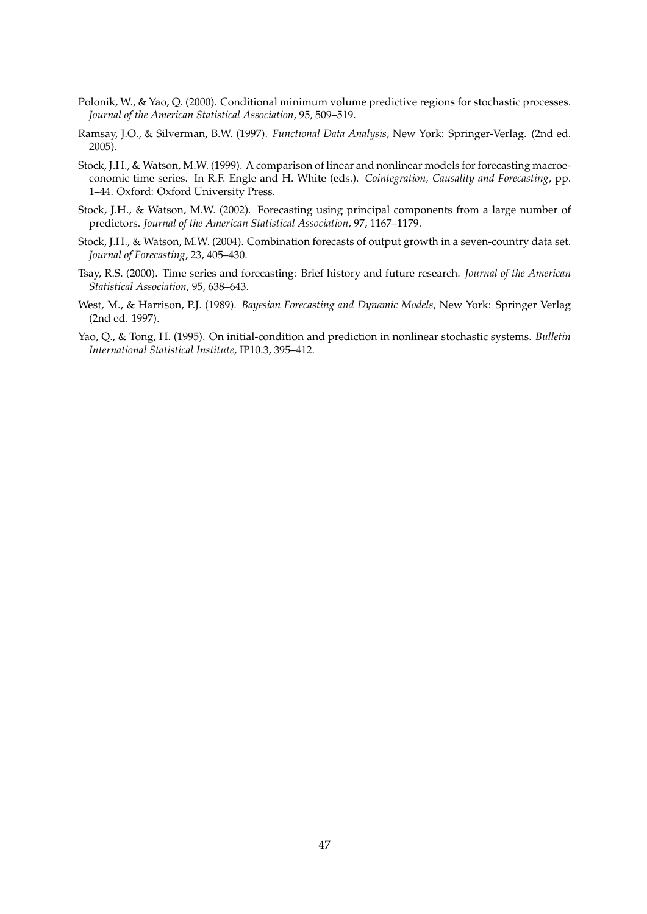Polonik, W., & Yao, Q. (2000). Conditional minimum volume predictive regions for stochastic processes. *Journal of the American Statistical Association*, 95, 509–519.

Ramsay, J.O., & Silverman, B.W. (1997). *Functional Data Analysis*, New York: Springer-Verlag. (2nd ed. 2005).

Stock, J.H., & Watson, M.W. (1999). A comparison of linear and nonlinear models for forecasting macroeconomic time series. In R.F. Engle and H. White (eds.). *Cointegration, Causality and Forecasting*, pp. 1–44. Oxford: Oxford University Press.

Stock, J.H., & Watson, M.W. (2002). Forecasting using principal components from a large number of predictors. *Journal of the American Statistical Association*, 97, 1167–1179.

Stock, J.H., & Watson, M.W. (2004). Combination forecasts of output growth in a seven-country data set. *Journal of Forecasting*, 23, 405–430.

Tsay, R.S. (2000). Time series and forecasting: Brief history and future research. *Journal of the American Statistical Association*, 95, 638–643.

West, M., & Harrison, P.J. (1989). *Bayesian Forecasting and Dynamic Models*, New York: Springer Verlag (2nd ed. 1997).

Yao, Q., & Tong, H. (1995). On initial-condition and prediction in nonlinear stochastic systems. *Bulletin International Statistical Institute*, IP10.3, 395–412.